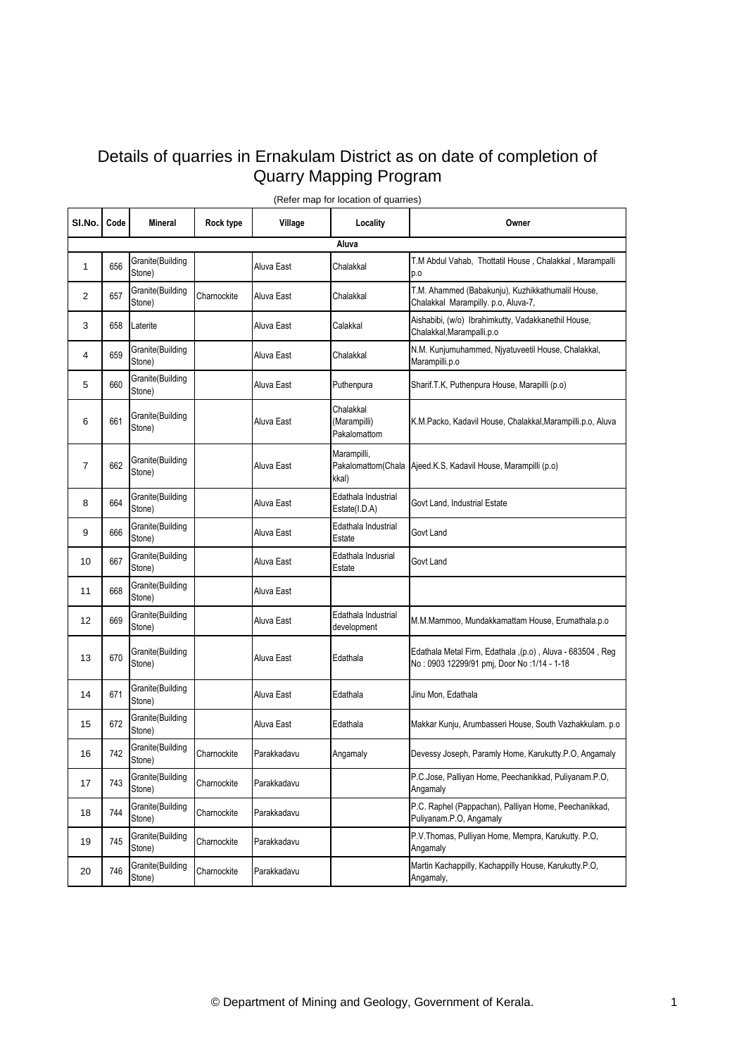# Details of quarries in Ernakulam District as on date of completion of Quarry Mapping Program

(Refer map for location of quarries)

| Sl.No. | Code | Mineral | Rock type | Village | Locality | Owner |
|---|---|---|---|---|---|---|
| | | | | Aluva | | |
| 1 | 656 | Granite(Building Stone) | | Aluva East | Chalakkal | T.M Abdul Vahab, Thottatil House , Chalakkal , Marampalli p.o |
| 2 | 657 | Granite(Building Stone) | Charnockite | Aluva East | Chalakkal | T.M. Ahammed (Babakunju), Kuzhikkathumalil House, Chalakkal Marampilly. p.o, Aluva-7, |
| 3 | 658 | Laterite | | Aluva East | Calakkal | Aishabibi, (w/o) Ibrahimkutty, Vadakkanethil House, Chalakkal,Marampalli.p.o |
| 4 | 659 | Granite(Building Stone) | | Aluva East | Chalakkal | N.M. Kunjumuhammed, Njyatuveetil House, Chalakkal, Marampilli.p.o |
| 5 | 660 | Granite(Building Stone) | | Aluva East | Puthenpura | Sharif.T.K, Puthenpura House, Marapilli (p.o) |
| 6 | 661 | Granite(Building Stone) | | Aluva East | Chalakkal (Marampilli) Pakalomattom | K.M.Packo, Kadavil House, Chalakkal,Marampilli.p.o, Aluva |
| 7 | 662 | Granite(Building Stone) | | Aluva East | Marampilli, Pakalomattom(Chalakkal) | Ajeed.K.S, Kadavil House, Marampilli (p.o) |
| 8 | 664 | Granite(Building Stone) | | Aluva East | Edathala Industrial Estate(I.D.A) | Govt Land, Industrial Estate |
| 9 | 666 | Granite(Building Stone) | | Aluva East | Edathala Industrial Estate | Govt Land |
| 10 | 667 | Granite(Building Stone) | | Aluva East | Edathala Indusrial Estate | Govt Land |
| 11 | 668 | Granite(Building Stone) | | Aluva East | | |
| 12 | 669 | Granite(Building Stone) | | Aluva East | Edathala Industrial development | M.M.Mammoo, Mundakkamattam House, Erumathala.p.o |
| 13 | 670 | Granite(Building Stone) | | Aluva East | Edathala | Edathala Metal Firm, Edathala ,(p.o) , Aluva - 683504 , Reg No : 0903 12299/91 pmj, Door No :1/14 - 1-18 |
| 14 | 671 | Granite(Building Stone) | | Aluva East | Edathala | Jinu Mon, Edathala |
| 15 | 672 | Granite(Building Stone) | | Aluva East | Edathala | Makkar Kunju, Arumbasseri House, South Vazhakkulam. p.o |
| 16 | 742 | Granite(Building Stone) | Charnockite | Parakkadavu | Angamaly | Devessy Joseph, Paramly Home, Karukutty.P.O, Angamaly |
| 17 | 743 | Granite(Building Stone) | Charnockite | Parakkadavu | | P.C.Jose, Palliyan Home, Peechanikkad, Puliyanam.P.O, Angamaly |
| 18 | 744 | Granite(Building Stone) | Charnockite | Parakkadavu | | P.C. Raphel (Pappachan), Palliyan Home, Peechanikkad, Puliyanam.P.O, Angamaly |
| 19 | 745 | Granite(Building Stone) | Charnockite | Parakkadavu | | P.V.Thomas, Pulliyan Home, Mempra, Karukutty. P.O, Angamaly |
| 20 | 746 | Granite(Building Stone) | Charnockite | Parakkadavu | | Martin Kachappilly, Kachappilly House, Karukutty.P.O, Angamaly, |

© Department of Mining and Geology, Government of Kerala.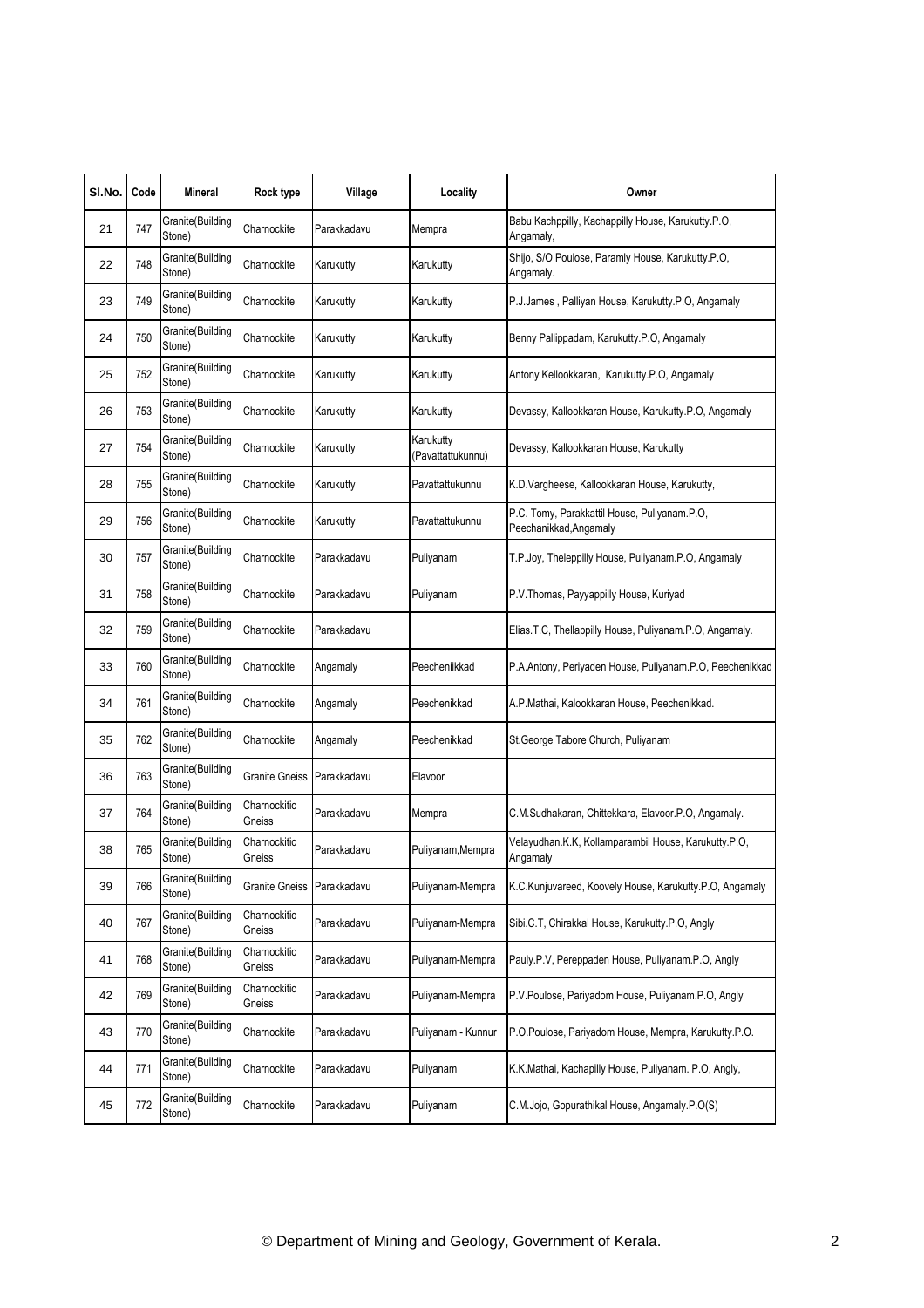| Sl.No. | Code | Mineral | Rock type | Village | Locality | Owner |
|---|---|---|---|---|---|---|
| 21 | 747 | Granite(Building Stone) | Charnockite | Parakkadavu | Mempra | Babu Kachppilly, Kachappilly House, Karukutty.P.O, Angamaly, |
| 22 | 748 | Granite(Building Stone) | Charnockite | Karukutty | Karukutty | Shijo, S/O Poulose, Paramly House, Karukutty.P.O, Angamaly. |
| 23 | 749 | Granite(Building Stone) | Charnockite | Karukutty | Karukutty | P.J.James , Palliyan House, Karukutty.P.O, Angamaly |
| 24 | 750 | Granite(Building Stone) | Charnockite | Karukutty | Karukutty | Benny Pallippadam, Karukutty.P.O, Angamaly |
| 25 | 752 | Granite(Building Stone) | Charnockite | Karukutty | Karukutty | Antony Kellookkaran, Karukutty.P.O, Angamaly |
| 26 | 753 | Granite(Building Stone) | Charnockite | Karukutty | Karukutty | Devassy, Kallookkaran House, Karukutty.P.O, Angamaly |
| 27 | 754 | Granite(Building Stone) | Charnockite | Karukutty | Karukutty (Pavattattukunnu) | Devassy, Kallookkaran House, Karukutty |
| 28 | 755 | Granite(Building Stone) | Charnockite | Karukutty | Pavattattukunnu | K.D.Vargheese, Kallookkaran House, Karukutty, |
| 29 | 756 | Granite(Building Stone) | Charnockite | Karukutty | Pavattattukunnu | P.C. Tomy, Parakkattil House, Puliyanam.P.O, Peechanikkad,Angamaly |
| 30 | 757 | Granite(Building Stone) | Charnockite | Parakkadavu | Puliyanam | T.P.Joy, Theleppilly House, Puliyanam.P.O, Angamaly |
| 31 | 758 | Granite(Building Stone) | Charnockite | Parakkadavu | Puliyanam | P.V.Thomas, Payyappilly House, Kuriyad |
| 32 | 759 | Granite(Building Stone) | Charnockite | Parakkadavu | | Elias.T.C, Thellappilly House, Puliyanam.P.O, Angamaly. |
| 33 | 760 | Granite(Building Stone) | Charnockite | Angamaly | Peecheniikkad | P.A.Antony, Periyaden House, Puliyanam.P.O, Peechenikkad |
| 34 | 761 | Granite(Building Stone) | Charnockite | Angamaly | Peechenikkad | A.P.Mathai, Kalookkaran House, Peechenikkad. |
| 35 | 762 | Granite(Building Stone) | Charnockite | Angamaly | Peechenikkad | St.George Tabore Church, Puliyanam |
| 36 | 763 | Granite(Building Stone) | Granite Gneiss | Parakkadavu | Elavoor | |
| 37 | 764 | Granite(Building Stone) | Charnockitic Gneiss | Parakkadavu | Mempra | C.M.Sudhakaran, Chittekkara, Elavoor.P.O, Angamaly. |
| 38 | 765 | Granite(Building Stone) | Charnockitic Gneiss | Parakkadavu | Puliyanam,Mempra | Velayudhan.K.K, Kollamparambil House, Karukutty.P.O, Angamaly |
| 39 | 766 | Granite(Building Stone) | Granite Gneiss | Parakkadavu | Puliyanam-Mempra | K.C.Kunjuvareed, Koovely House, Karukutty.P.O, Angamaly |
| 40 | 767 | Granite(Building Stone) | Charnockitic Gneiss | Parakkadavu | Puliyanam-Mempra | Sibi.C.T, Chirakkal House, Karukutty.P.O, Angly |
| 41 | 768 | Granite(Building Stone) | Charnockitic Gneiss | Parakkadavu | Puliyanam-Mempra | Pauly.P.V, Pereppaden House, Puliyanam.P.O, Angly |
| 42 | 769 | Granite(Building Stone) | Charnockitic Gneiss | Parakkadavu | Puliyanam-Mempra | P.V.Poulose, Pariyadom House, Puliyanam.P.O, Angly |
| 43 | 770 | Granite(Building Stone) | Charnockite | Parakkadavu | Puliyanam - Kunnur | P.O.Poulose, Pariyadom House, Mempra, Karukutty.P.O. |
| 44 | 771 | Granite(Building Stone) | Charnockite | Parakkadavu | Puliyanam | K.K.Mathai, Kachapilly House, Puliyanam. P.O, Angly, |
| 45 | 772 | Granite(Building Stone) | Charnockite | Parakkadavu | Puliyanam | C.M.Jojo, Gopurathikal House, Angamaly.P.O(S) |

© Department of Mining and Geology, Government of Kerala.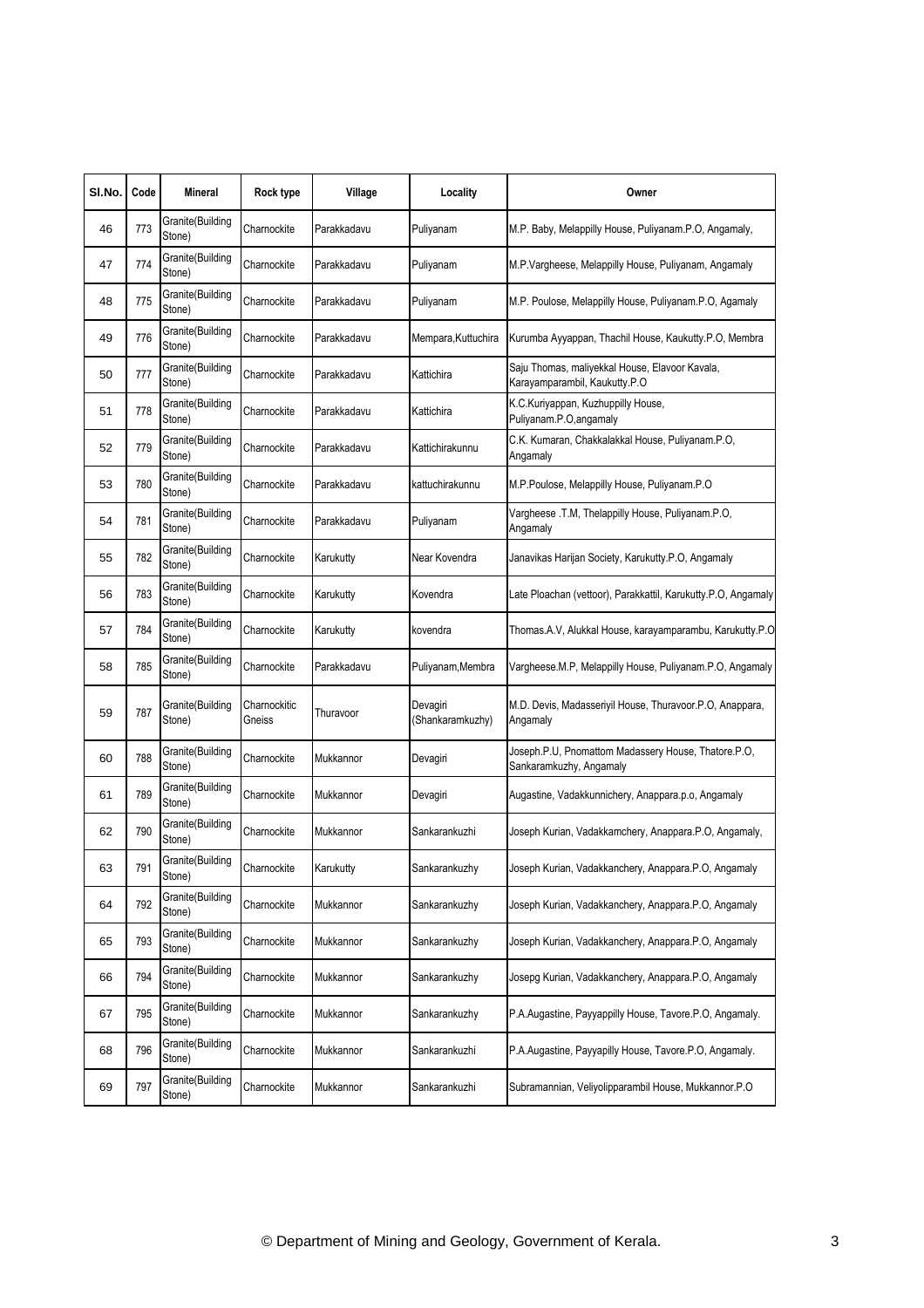| Sl.No. | Code | Mineral | Rock type | Village | Locality | Owner |
|---|---|---|---|---|---|---|
| 46 | 773 | Granite(Building Stone) | Charnockite | Parakkadavu | Puliyanam | M.P. Baby, Melappilly House, Puliyanam.P.O, Angamaly, |
| 47 | 774 | Granite(Building Stone) | Charnockite | Parakkadavu | Puliyanam | M.P.Vargheese, Melappilly House, Puliyanam, Angamaly |
| 48 | 775 | Granite(Building Stone) | Charnockite | Parakkadavu | Puliyanam | M.P. Poulose, Melappilly House, Puliyanam.P.O, Agamaly |
| 49 | 776 | Granite(Building Stone) | Charnockite | Parakkadavu | Mempara,Kuttuchira | Kurumba Ayyappan, Thachil House, Kaukutty.P.O, Membra |
| 50 | 777 | Granite(Building Stone) | Charnockite | Parakkadavu | Kattichira | Saju Thomas, maliyekkal House, Elavoor Kavala, Karayamparambil, Kaukutty.P.O |
| 51 | 778 | Granite(Building Stone) | Charnockite | Parakkadavu | Kattichira | K.C.Kuriyappan, Kuzhuppilly House, Puliyanam.P.O,angamaly |
| 52 | 779 | Granite(Building Stone) | Charnockite | Parakkadavu | Kattichirakunnu | C.K. Kumaran, Chakkalakkal House, Puliyanam.P.O, Angamaly |
| 53 | 780 | Granite(Building Stone) | Charnockite | Parakkadavu | kattuchirakunnu | M.P.Poulose, Melappilly House, Puliyanam.P.O |
| 54 | 781 | Granite(Building Stone) | Charnockite | Parakkadavu | Puliyanam | Vargheese .T.M, Thelappilly House, Puliyanam.P.O, Angamaly |
| 55 | 782 | Granite(Building Stone) | Charnockite | Karukutty | Near Kovendra | Janavikas Harijan Society, Karukutty.P.O, Angamaly |
| 56 | 783 | Granite(Building Stone) | Charnockite | Karukutty | Kovendra | Late Ploachan (vettoor), Parakkattil, Karukutty.P.O, Angamaly |
| 57 | 784 | Granite(Building Stone) | Charnockite | Karukutty | kovendra | Thomas.A.V, Alukkal House, karayamparambu, Karukutty.P.O |
| 58 | 785 | Granite(Building Stone) | Charnockite | Parakkadavu | Puliyanam,Membra | Vargheese.M.P, Melappilly House, Puliyanam.P.O, Angamaly |
| 59 | 787 | Granite(Building Stone) | Charnockitic Gneiss | Thuravoor | Devagiri (Shankaramkuzhy) | M.D. Devis, Madasseriyil House, Thuravoor.P.O, Anappara, Angamaly |
| 60 | 788 | Granite(Building Stone) | Charnockite | Mukkannor | Devagiri | Joseph.P.U, Pnomattom Madassery House, Thatore.P.O, Sankaramkuzhy, Angamaly |
| 61 | 789 | Granite(Building Stone) | Charnockite | Mukkannor | Devagiri | Augastine, Vadakkunnichery, Anappara.p.o, Angamaly |
| 62 | 790 | Granite(Building Stone) | Charnockite | Mukkannor | Sankarankuzhi | Joseph Kurian, Vadakkamchery, Anappara.P.O, Angamaly, |
| 63 | 791 | Granite(Building Stone) | Charnockite | Karukutty | Sankarankuzhy | Joseph Kurian, Vadakkanchery, Anappara.P.O, Angamaly |
| 64 | 792 | Granite(Building Stone) | Charnockite | Mukkannor | Sankarankuzhy | Joseph Kurian, Vadakkanchery, Anappara.P.O, Angamaly |
| 65 | 793 | Granite(Building Stone) | Charnockite | Mukkannor | Sankarankuzhy | Joseph Kurian, Vadakkanchery, Anappara.P.O, Angamaly |
| 66 | 794 | Granite(Building Stone) | Charnockite | Mukkannor | Sankarankuzhy | Josepg Kurian, Vadakkanchery, Anappara.P.O, Angamaly |
| 67 | 795 | Granite(Building Stone) | Charnockite | Mukkannor | Sankarankuzhy | P.A.Augastine, Payyappilly House, Tavore.P.O, Angamaly. |
| 68 | 796 | Granite(Building Stone) | Charnockite | Mukkannor | Sankarankuzhi | P.A.Augastine, Payyapilly House, Tavore.P.O, Angamaly. |
| 69 | 797 | Granite(Building Stone) | Charnockite | Mukkannor | Sankarankuzhi | Subramannian, Veliyolipparambil House, Mukkannor.P.O |

© Department of Mining and Geology, Government of Kerala.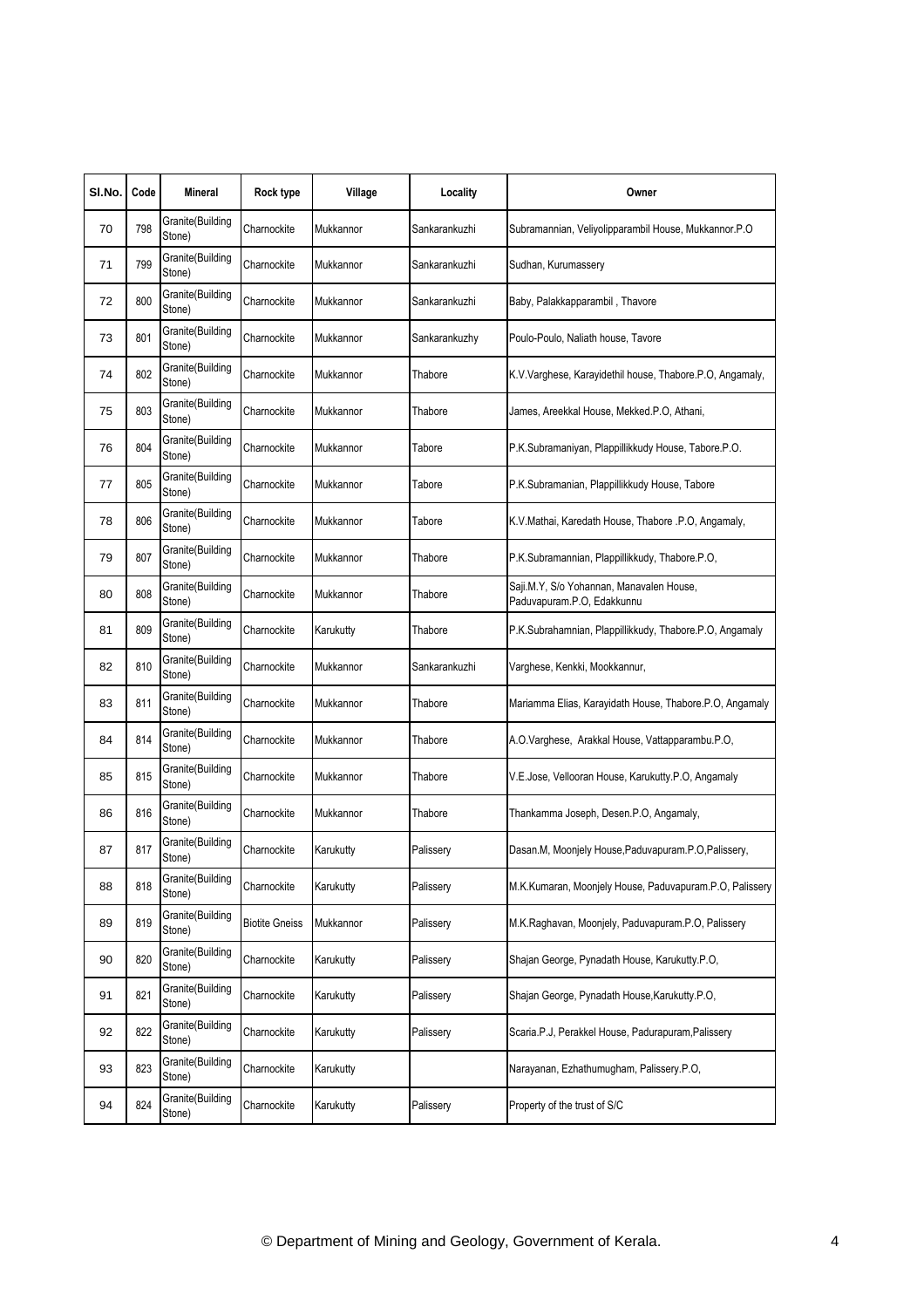| Sl.No. | Code | Mineral | Rock type | Village | Locality | Owner |
|---|---|---|---|---|---|---|
| 70 | 798 | Granite(Building Stone) | Charnockite | Mukkannor | Sankarankuzhi | Subramannian, Veliyolipparambil House, Mukkannor.P.O |
| 71 | 799 | Granite(Building Stone) | Charnockite | Mukkannor | Sankarankuzhi | Sudhan, Kurumassery |
| 72 | 800 | Granite(Building Stone) | Charnockite | Mukkannor | Sankarankuzhi | Baby, Palakkapparambil , Thavore |
| 73 | 801 | Granite(Building Stone) | Charnockite | Mukkannor | Sankarankuzhy | Poulo-Poulo, Naliath house, Tavore |
| 74 | 802 | Granite(Building Stone) | Charnockite | Mukkannor | Thabore | K.V.Varghese, Karayidethil house, Thabore.P.O, Angamaly, |
| 75 | 803 | Granite(Building Stone) | Charnockite | Mukkannor | Thabore | James, Areekkal House, Mekked.P.O, Athani, |
| 76 | 804 | Granite(Building Stone) | Charnockite | Mukkannor | Tabore | P.K.Subramaniyan, Plappillikkudy House, Tabore.P.O. |
| 77 | 805 | Granite(Building Stone) | Charnockite | Mukkannor | Tabore | P.K.Subramanian, Plappillikkudy House, Tabore |
| 78 | 806 | Granite(Building Stone) | Charnockite | Mukkannor | Tabore | K.V.Mathai, Karedath House, Thabore .P.O, Angamaly, |
| 79 | 807 | Granite(Building Stone) | Charnockite | Mukkannor | Thabore | P.K.Subramannian, Plappillikkudy, Thabore.P.O, |
| 80 | 808 | Granite(Building Stone) | Charnockite | Mukkannor | Thabore | Saji.M.Y, S/o Yohannan, Manavalen House, Paduvapuram.P.O, Edakkunnu |
| 81 | 809 | Granite(Building Stone) | Charnockite | Karukutty | Thabore | P.K.Subrahamnian, Plappillikkudy, Thabore.P.O, Angamaly |
| 82 | 810 | Granite(Building Stone) | Charnockite | Mukkannor | Sankarankuzhi | Varghese, Kenkki, Mookkannur, |
| 83 | 811 | Granite(Building Stone) | Charnockite | Mukkannor | Thabore | Mariamma Elias, Karayidath House, Thabore.P.O, Angamaly |
| 84 | 814 | Granite(Building Stone) | Charnockite | Mukkannor | Thabore | A.O.Varghese, Arakkal House, Vattapparambu.P.O, |
| 85 | 815 | Granite(Building Stone) | Charnockite | Mukkannor | Thabore | V.E.Jose, Vellooran House, Karukutty.P.O, Angamaly |
| 86 | 816 | Granite(Building Stone) | Charnockite | Mukkannor | Thabore | Thankamma Joseph, Desen.P.O, Angamaly, |
| 87 | 817 | Granite(Building Stone) | Charnockite | Karukutty | Palissery | Dasan.M, Moonjely House,Paduvapuram.P.O,Palissery, |
| 88 | 818 | Granite(Building Stone) | Charnockite | Karukutty | Palissery | M.K.Kumaran, Moonjely House, Paduvapuram.P.O, Palissery |
| 89 | 819 | Granite(Building Stone) | Biotite Gneiss | Mukkannor | Palissery | M.K.Raghavan, Moonjely, Paduvapuram.P.O, Palissery |
| 90 | 820 | Granite(Building Stone) | Charnockite | Karukutty | Palissery | Shajan George, Pynadath House, Karukutty.P.O, |
| 91 | 821 | Granite(Building Stone) | Charnockite | Karukutty | Palissery | Shajan George, Pynadath House,Karukutty.P.O, |
| 92 | 822 | Granite(Building Stone) | Charnockite | Karukutty | Palissery | Scaria.P.J, Perakkel House, Padurapuram,Palissery |
| 93 | 823 | Granite(Building Stone) | Charnockite | Karukutty | | Narayanan, Ezhathumugham, Palissery.P.O, |
| 94 | 824 | Granite(Building Stone) | Charnockite | Karukutty | Palissery | Property of the trust of S/C |

© Department of Mining and Geology, Government of Kerala.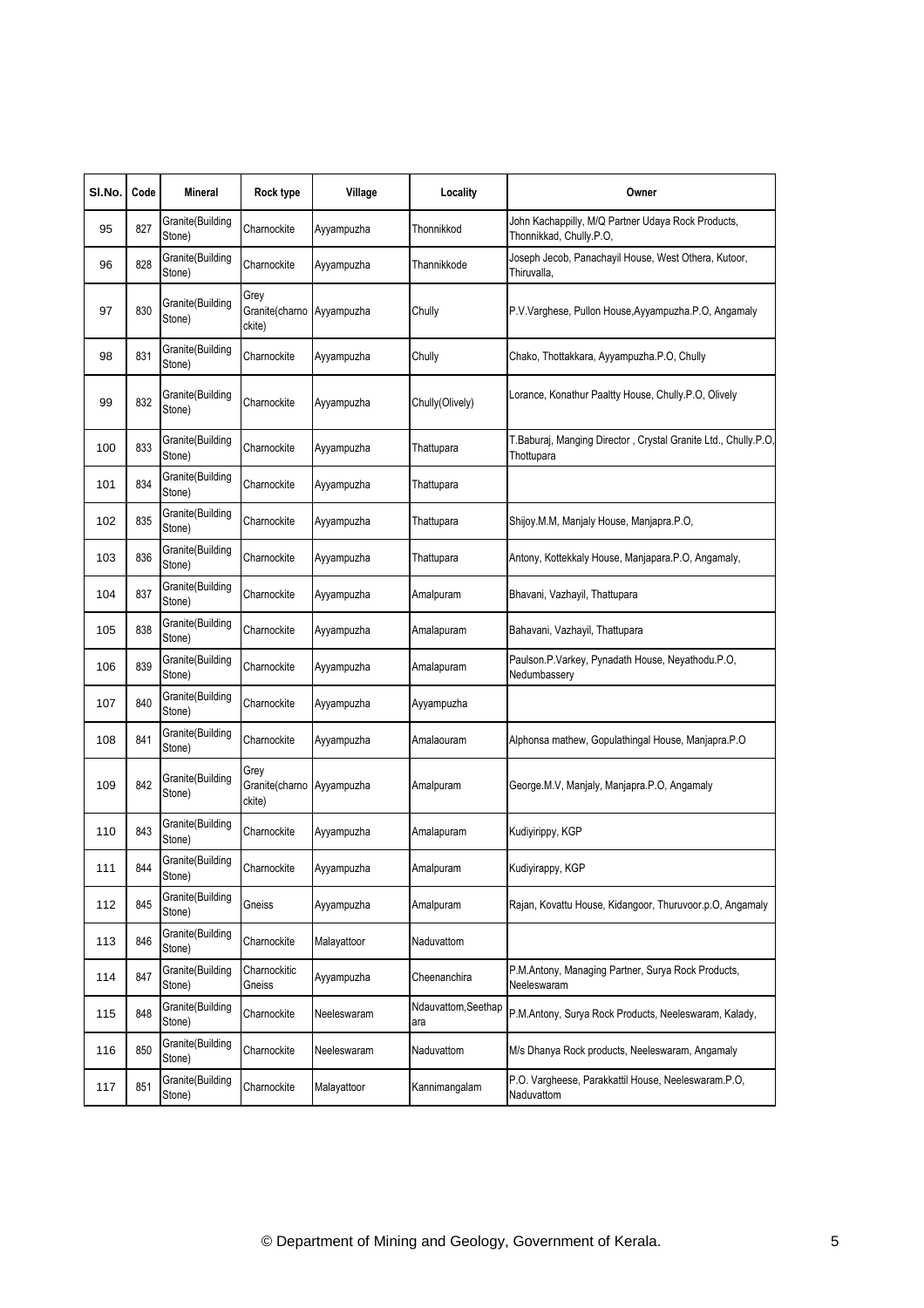| Sl.No. | Code | Mineral | Rock type | Village | Locality | Owner |
|---|---|---|---|---|---|---|
| 95 | 827 | Granite(Building Stone) | Charnockite | Ayyampuzha | Thonnikkod | John Kachappilly, M/Q Partner Udaya Rock Products, Thonnikkad, Chully.P.O, |
| 96 | 828 | Granite(Building Stone) | Charnockite | Ayyampuzha | Thannikkode | Joseph Jecob, Panachayil House, West Othera, Kutoor, Thiruvalla, |
| 97 | 830 | Granite(Building Stone) | Grey Granite(charnockite) | Ayyampuzha | Chully | P.V.Varghese, Pullon House,Ayyampuzha.P.O, Angamaly |
| 98 | 831 | Granite(Building Stone) | Charnockite | Ayyampuzha | Chully | Chako, Thottakkara, Ayyampuzha.P.O, Chully |
| 99 | 832 | Granite(Building Stone) | Charnockite | Ayyampuzha | Chully(Olively) | Lorance, Konathur Paaltty House, Chully.P.O, Olively |
| 100 | 833 | Granite(Building Stone) | Charnockite | Ayyampuzha | Thattupara | T.Baburaj, Manging Director , Crystal Granite Ltd., Chully.P.O, Thottupara |
| 101 | 834 | Granite(Building Stone) | Charnockite | Ayyampuzha | Thattupara | |
| 102 | 835 | Granite(Building Stone) | Charnockite | Ayyampuzha | Thattupara | Shijoy.M.M, Manjaly House, Manjapra.P.O, |
| 103 | 836 | Granite(Building Stone) | Charnockite | Ayyampuzha | Thattupara | Antony, Kottekkaly House, Manjapara.P.O, Angamaly, |
| 104 | 837 | Granite(Building Stone) | Charnockite | Ayyampuzha | Amalpuram | Bhavani, Vazhayil, Thattupara |
| 105 | 838 | Granite(Building Stone) | Charnockite | Ayyampuzha | Amalapuram | Bahavani, Vazhayil, Thattupara |
| 106 | 839 | Granite(Building Stone) | Charnockite | Ayyampuzha | Amalapuram | Paulson.P.Varkey, Pynadath House, Neyathodu.P.O, Nedumbassery |
| 107 | 840 | Granite(Building Stone) | Charnockite | Ayyampuzha | Ayyampuzha | |
| 108 | 841 | Granite(Building Stone) | Charnockite | Ayyampuzha | Amalaouram | Alphonsa mathew, Gopulathingal House, Manjapra.P.O |
| 109 | 842 | Granite(Building Stone) | Grey Granite(charnockite) | Ayyampuzha | Amalpuram | George.M.V, Manjaly, Manjapra.P.O, Angamaly |
| 110 | 843 | Granite(Building Stone) | Charnockite | Ayyampuzha | Amalapuram | Kudiyirippy, KGP |
| 111 | 844 | Granite(Building Stone) | Charnockite | Ayyampuzha | Amalpuram | Kudiyirappy, KGP |
| 112 | 845 | Granite(Building Stone) | Gneiss | Ayyampuzha | Amalpuram | Rajan, Kovattu House, Kidangoor, Thuruvoor.p.O, Angamaly |
| 113 | 846 | Granite(Building Stone) | Charnockite | Malayattoor | Naduvattom | |
| 114 | 847 | Granite(Building Stone) | Charnockitic Gneiss | Ayyampuzha | Cheenanchira | P.M.Antony, Managing Partner, Surya Rock Products, Neeleswaram |
| 115 | 848 | Granite(Building Stone) | Charnockite | Neeleswaram | Ndauvattom,Seethapara | P.M.Antony, Surya Rock Products, Neeleswaram, Kalady, |
| 116 | 850 | Granite(Building Stone) | Charnockite | Neeleswaram | Naduvattom | M/s Dhanya Rock products, Neeleswaram, Angamaly |
| 117 | 851 | Granite(Building Stone) | Charnockite | Malayattoor | Kannimangalam | P.O. Vargheese, Parakkattil House, Neeleswaram.P.O, Naduvattom |

© Department of Mining and Geology, Government of Kerala.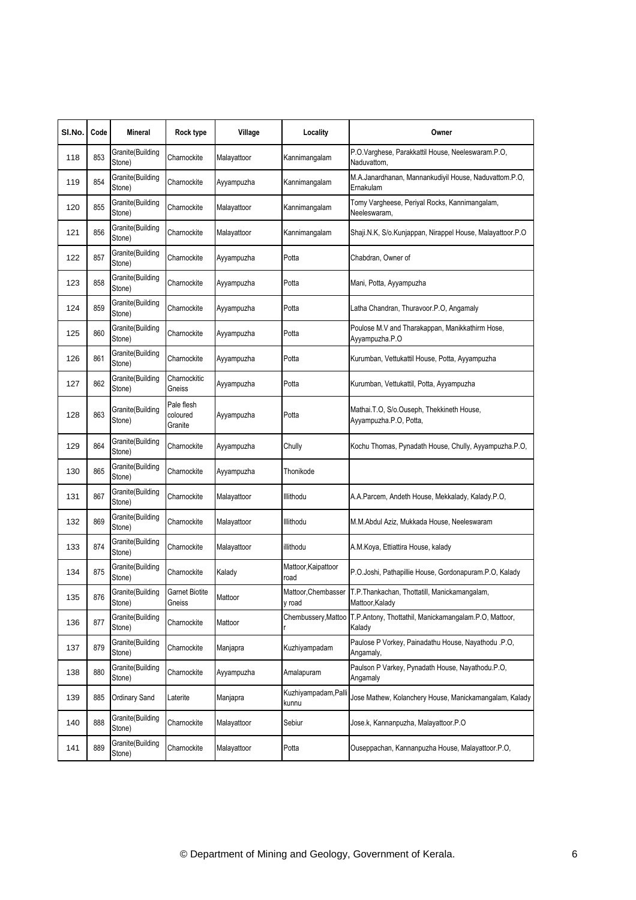| Sl.No. | Code | Mineral | Rock type | Village | Locality | Owner |
|---|---|---|---|---|---|---|
| 118 | 853 | Granite(Building Stone) | Charnockite | Malayattoor | Kannimangalam | P.O.Varghese, Parakkattil House, Neeleswaram.P.O, Naduvattom, |
| 119 | 854 | Granite(Building Stone) | Charnockite | Ayyampuzha | Kannimangalam | M.A.Janardhanan, Mannankudiyil House, Naduvattom.P.O, Ernakulam |
| 120 | 855 | Granite(Building Stone) | Charnockite | Malayattoor | Kannimangalam | Tomy Vargheese, Periyal Rocks, Kannimangalam, Neeleswaram, |
| 121 | 856 | Granite(Building Stone) | Charnockite | Malayattoor | Kannimangalam | Shaji.N.K, S/o.Kunjappan, Nirappel House, Malayattoor.P.O |
| 122 | 857 | Granite(Building Stone) | Charnockite | Ayyampuzha | Potta | Chabdran, Owner of |
| 123 | 858 | Granite(Building Stone) | Charnockite | Ayyampuzha | Potta | Mani, Potta, Ayyampuzha |
| 124 | 859 | Granite(Building Stone) | Charnockite | Ayyampuzha | Potta | Latha Chandran, Thuravoor.P.O, Angamaly |
| 125 | 860 | Granite(Building Stone) | Charnockite | Ayyampuzha | Potta | Poulose M.V and Tharakappan, Manikkathirm Hose, Ayyampuzha.P.O |
| 126 | 861 | Granite(Building Stone) | Charnockite | Ayyampuzha | Potta | Kurumban, Vettukattil House, Potta, Ayyampuzha |
| 127 | 862 | Granite(Building Stone) | Charnockitic Gneiss | Ayyampuzha | Potta | Kurumban, Vettukattil, Potta, Ayyampuzha |
| 128 | 863 | Granite(Building Stone) | Pale flesh coloured Granite | Ayyampuzha | Potta | Mathai.T.O, S/o.Ouseph, Thekkineth House, Ayyampuzha.P.O, Potta, |
| 129 | 864 | Granite(Building Stone) | Charnockite | Ayyampuzha | Chully | Kochu Thomas, Pynadath House, Chully, Ayyampuzha.P.O, |
| 130 | 865 | Granite(Building Stone) | Charnockite | Ayyampuzha | Thonikode | |
| 131 | 867 | Granite(Building Stone) | Charnockite | Malayattoor | Illithodu | A.A.Parcem, Andeth House, Mekkalady, Kalady.P.O, |
| 132 | 869 | Granite(Building Stone) | Charnockite | Malayattoor | Illithodu | M.M.Abdul Aziz, Mukkada House, Neeleswaram |
| 133 | 874 | Granite(Building Stone) | Charnockite | Malayattoor | illithodu | A.M.Koya, Ettiattira House, kalady |
| 134 | 875 | Granite(Building Stone) | Charnockite | Kalady | Mattoor,Kaipattoor road | P.O.Joshi, Pathapillie House, Gordonapuram.P.O, Kalady |
| 135 | 876 | Granite(Building Stone) | Garnet Biotite Gneiss | Mattoor | Mattoor,Chembasser y road | T.P.Thankachan, Thottatill, Manickamangalam, Mattoor,Kalady |
| 136 | 877 | Granite(Building Stone) | Charnockite | Mattoor | Chembussery,Mattoo r | T.P.Antony, Thottathil, Manickamangalam.P.O, Mattoor, Kalady |
| 137 | 879 | Granite(Building Stone) | Charnockite | Manjapra | Kuzhiyampadam | Paulose P Vorkey, Painadathu House, Nayathodu .P.O, Angamaly, |
| 138 | 880 | Granite(Building Stone) | Charnockite | Ayyampuzha | Amalapuram | Paulson P Varkey, Pynadath House, Nayathodu.P.O, Angamaly |
| 139 | 885 | Ordinary Sand | Laterite | Manjapra | Kuzhiyampadam,Palli kunnu | Jose Mathew, Kolanchery House, Manickamangalam, Kalady |
| 140 | 888 | Granite(Building Stone) | Charnockite | Malayattoor | Sebiur | Jose.k, Kannanpuzha, Malayattoor.P.O |
| 141 | 889 | Granite(Building Stone) | Charnockite | Malayattoor | Potta | Ouseppachan, Kannanpuzha House, Malayattoor.P.O, |

© Department of Mining and Geology, Government of Kerala.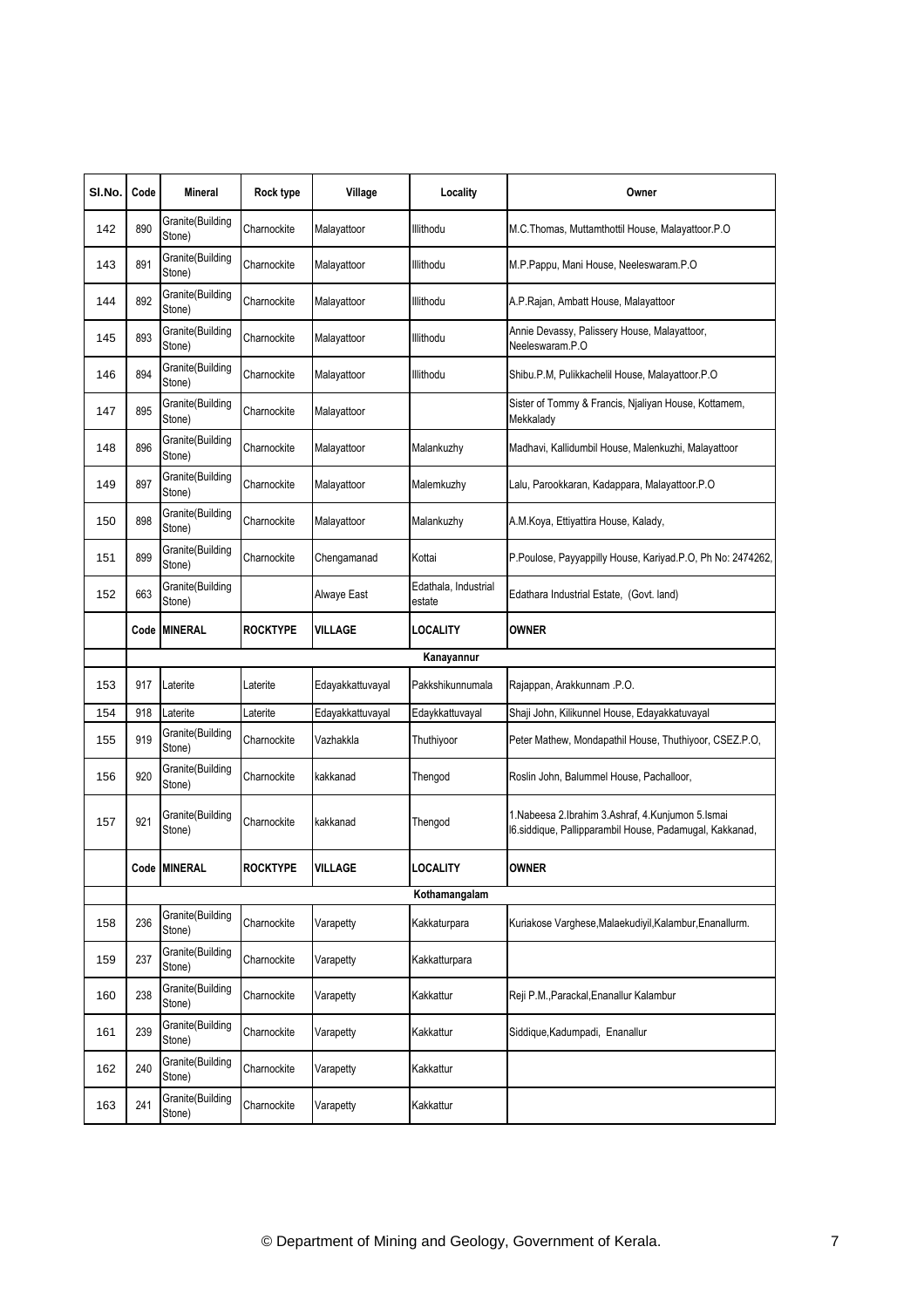| Sl.No. | Code | Mineral | Rock type | Village | Locality | Owner |
|---|---|---|---|---|---|---|
| 142 | 890 | Granite(Building Stone) | Charnockite | Malayattoor | Illithodu | M.C.Thomas, Muttamthottil House, Malayattoor.P.O |
| 143 | 891 | Granite(Building Stone) | Charnockite | Malayattoor | Illithodu | M.P.Pappu, Mani House, Neeleswaram.P.O |
| 144 | 892 | Granite(Building Stone) | Charnockite | Malayattoor | Illithodu | A.P.Rajan, Ambatt House, Malayattoor |
| 145 | 893 | Granite(Building Stone) | Charnockite | Malayattoor | Illithodu | Annie Devassy, Palissery House, Malayattoor, Neeleswaram.P.O |
| 146 | 894 | Granite(Building Stone) | Charnockite | Malayattoor | Illithodu | Shibu.P.M, Pulikkachelil House, Malayattoor.P.O |
| 147 | 895 | Granite(Building Stone) | Charnockite | Malayattoor | | Sister of Tommy & Francis, Njaliyan House, Kottamem, Mekkalady |
| 148 | 896 | Granite(Building Stone) | Charnockite | Malayattoor | Malankuzhy | Madhavi, Kallidumbil House, Malenkuzhi, Malayattoor |
| 149 | 897 | Granite(Building Stone) | Charnockite | Malayattoor | Malemkuzhy | Lalu, Parookkaran, Kadappara, Malayattoor.P.O |
| 150 | 898 | Granite(Building Stone) | Charnockite | Malayattoor | Malankuzhy | A.M.Koya, Ettiyattira House, Kalady, |
| 151 | 899 | Granite(Building Stone) | Charnockite | Chengamanad | Kottai | P.Poulose, Payyappilly House, Kariyad.P.O, Ph No: 2474262, |
| 152 | 663 | Granite(Building Stone) | | Alwaye East | Edathala, Industrial estate | Edathara Industrial Estate, (Govt. land) |
| | **Code** | **MINERAL** | **ROCKTYPE** | **VILLAGE** | **LOCALITY** | **OWNER** |
| | | | | | **Kanayannur** | |
| 153 | 917 | Laterite | Laterite | Edayakkattuvayal | Pakkshikunnumala | Rajappan, Arakkunnam .P.O. |
| 154 | 918 | Laterite | Laterite | Edayakkattuvayal | Edaykkattuvayal | Shaji John, Kilikunnel House, Edayakkatuvayal |
| 155 | 919 | Granite(Building Stone) | Charnockite | Vazhakkla | Thuthiyoor | Peter Mathew, Mondapathil House, Thuthiyoor, CSEZ.P.O, |
| 156 | 920 | Granite(Building Stone) | Charnockite | kakkanad | Thengod | Roslin John, Balummel House, Pachalloor, |
| 157 | 921 | Granite(Building Stone) | Charnockite | kakkanad | Thengod | 1.Nabeesa 2.Ibrahim 3.Ashraf, 4.Kunjumon 5.Ismai l6.siddique, Pallipparambil House, Padamugal, Kakkanad, |
| | **Code** | **MINERAL** | **ROCKTYPE** | **VILLAGE** | **LOCALITY** | **OWNER** |
| | | | | | **Kothamangalam** | |
| 158 | 236 | Granite(Building Stone) | Charnockite | Varapetty | Kakkaturpara | Kuriakose Varghese,Malaekudiyil,Kalambur,Enanallurm. |
| 159 | 237 | Granite(Building Stone) | Charnockite | Varapetty | Kakkatturpara | |
| 160 | 238 | Granite(Building Stone) | Charnockite | Varapetty | Kakkattur | Reji P.M.,Parackal,Enanallur Kalambur |
| 161 | 239 | Granite(Building Stone) | Charnockite | Varapetty | Kakkattur | Siddique,Kadumpadi, Enanallur |
| 162 | 240 | Granite(Building Stone) | Charnockite | Varapetty | Kakkattur | |
| 163 | 241 | Granite(Building Stone) | Charnockite | Varapetty | Kakkattur | |

© Department of Mining and Geology, Government of Kerala.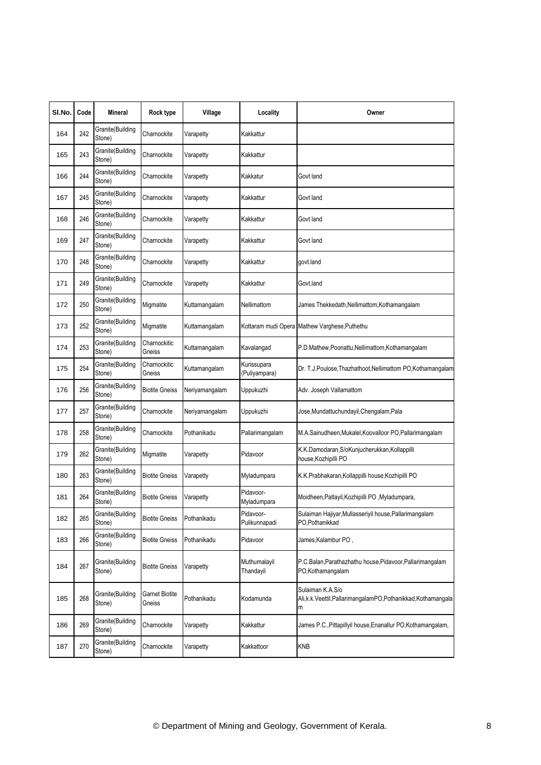| Sl.No. | Code | Mineral | Rock type | Village | Locality | Owner |
|---|---|---|---|---|---|---|
| 164 | 242 | Granite(Building Stone) | Charnockite | Varapetty | Kakkattur | |
| 165 | 243 | Granite(Building Stone) | Charnockite | Varapetty | Kakkattur | |
| 166 | 244 | Granite(Building Stone) | Charnockite | Varapetty | Kakkatur | Govt land |
| 167 | 245 | Granite(Building Stone) | Charnockite | Varapetty | Kakkattur | Govt land |
| 168 | 246 | Granite(Building Stone) | Charnockite | Varapetty | Kakkattur | Govt land |
| 169 | 247 | Granite(Building Stone) | Charnockite | Varapetty | Kakkattur | Govt land |
| 170 | 248 | Granite(Building Stone) | Charnockite | Varapetty | Kakkattur | govt.land |
| 171 | 249 | Granite(Building Stone) | Charnockite | Varapetty | Kakkattur | Govt.land |
| 172 | 250 | Granite(Building Stone) | Migmatite | Kuttamangalam | Nellimattom | James Thekkedath,Nellimattom,Kothamangalam |
| 173 | 252 | Granite(Building Stone) | Migmatite | Kuttamangalam | Kottaram mudi Opera | Mathew Varghese,Puthethu |
| 174 | 253 | Granite(Building Stone) | Charnockitic Gneiss | Kuttamangalam | Kavalangad | P.D.Mathew,Poonattu,Nellimattom,Kothamangalam |
| 175 | 254 | Granite(Building Stone) | Charnockitic Gneiss | Kuttamangalam | Kurissupara (Puliyampara) | Dr. T.J.Poulose,Thazhathoot,Nellimattom PO,Kothamangalam |
| 176 | 256 | Granite(Building Stone) | Biotite Gneiss | Neriyamangalam | Uppukuzhi | Adv. Joseph Vallamattom |
| 177 | 257 | Granite(Building Stone) | Charnockite | Neriyamangalam | Uppukuzhi | Jose,Mundattuchundayil,Chengalam,Pala |
| 178 | 258 | Granite(Building Stone) | Charnockite | Pothanikadu | Pallarimangalam | M.A.Sainudheen,Mukalel,Koovalloor PO,Pallarimangalam |
| 179 | 262 | Granite(Building Stone) | Migmatite | Varapetty | Pidavoor | K.K.Damodaran,S/oKunjucherukkan,Kollappilli house,Kozhipilli PO |
| 180 | 263 | Granite(Building Stone) | Biotite Gneiss | Varapetty | Myladumpara | K.K.Prabhakaran,Kollappilli house,Kozhipilli PO |
| 181 | 264 | Granite(Building Stone) | Biotite Gneiss | Varapetty | Pidavoor-Myladumpara | Moidheen,Patlayil,Kozhipilli PO ,Myladumpara, |
| 182 | 265 | Granite(Building Stone) | Biotite Gneiss | Pothanikadu | Pidavoor-Pulikunnapadi | Sulaiman Hajiyar,Mullasseriyil house,Pallarimangalam PO,Pothanikkad |
| 183 | 266 | Granite(Building Stone) | Biotite Gneiss | Pothanikadu | Pidavoor | James,Kalambur PO , |
| 184 | 267 | Granite(Building Stone) | Biotite Gneiss | Varapetty | Muthumalayil Thandayil | P.C.Balan,Parathazhathu house,Pidavoor,Pallarimangalam PO,Kothamangalam |
| 185 | 268 | Granite(Building Stone) | Garnet Biotite Gneiss | Pothanikadu | Kodamunda | Sulaiman K.A.S/o Ali,k.k.Veettil,PallarimangalamPO,Pothanikkad,Kothamangalam |
| 186 | 269 | Granite(Building Stone) | Charnockite | Varapetty | Kakkattur | James P.C.,Pittapillyil house,Enanallur PO,Kothamangalam, |
| 187 | 270 | Granite(Building Stone) | Charnockite | Varapetty | Kakkattoor | KNB |

© Department of Mining and Geology, Government of Kerala.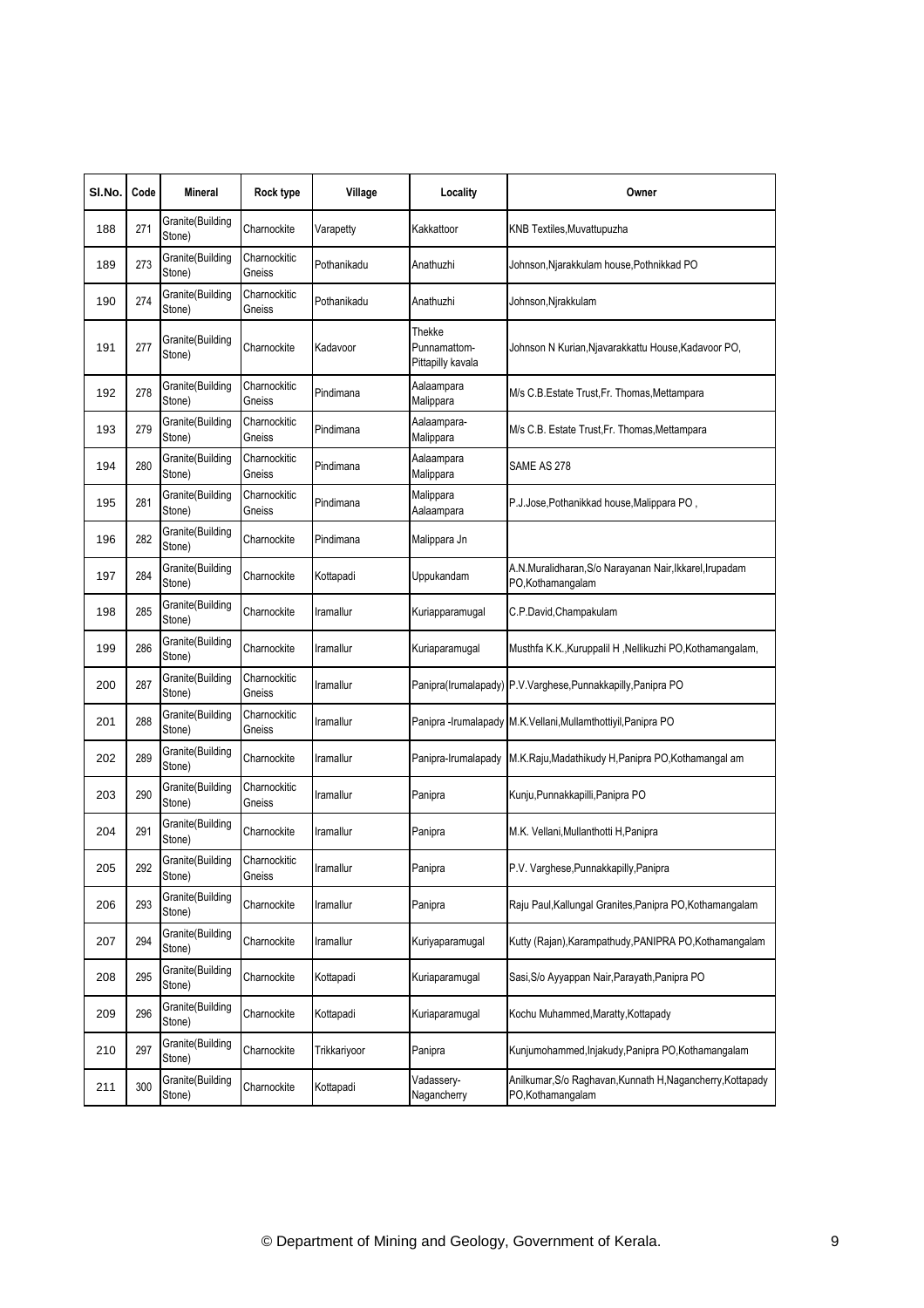| Sl.No. | Code | Mineral | Rock type | Village | Locality | Owner |
|---|---|---|---|---|---|---|
| 188 | 271 | Granite(Building Stone) | Charnockite | Varapetty | Kakkattoor | KNB Textiles,Muvattupuzha |
| 189 | 273 | Granite(Building Stone) | Charnockitic Gneiss | Pothanikadu | Anathuzhi | Johnson,Njarakkulam house,Pothnikkad PO |
| 190 | 274 | Granite(Building Stone) | Charnockitic Gneiss | Pothanikadu | Anathuzhi | Johnson,Njrakkulam |
| 191 | 277 | Granite(Building Stone) | Charnockite | Kadavoor | Thekke Punnamattom-Pittapilly kavala | Johnson N Kurian,Njavarakkattu House,Kadavoor PO, |
| 192 | 278 | Granite(Building Stone) | Charnockitic Gneiss | Pindimana | Aalaampara Malippara | M/s C.B.Estate Trust,Fr. Thomas,Mettampara |
| 193 | 279 | Granite(Building Stone) | Charnockitic Gneiss | Pindimana | Aalaampara-Malippara | M/s C.B. Estate Trust,Fr. Thomas,Mettampara |
| 194 | 280 | Granite(Building Stone) | Charnockitic Gneiss | Pindimana | Aalaampara Malippara | SAME AS 278 |
| 195 | 281 | Granite(Building Stone) | Charnockitic Gneiss | Pindimana | Malippara Aalaampara | P.J.Jose,Pothanikkad house,Malippara PO , |
| 196 | 282 | Granite(Building Stone) | Charnockite | Pindimana | Malippara Jn | |
| 197 | 284 | Granite(Building Stone) | Charnockite | Kottapadi | Uppukandam | A.N.Muralidharan,S/o Narayanan Nair,Ikkarel,Irupadam PO,Kothamangalam |
| 198 | 285 | Granite(Building Stone) | Charnockite | Iramallur | Kuriapparamugal | C.P.David,Champakulam |
| 199 | 286 | Granite(Building Stone) | Charnockite | Iramallur | Kuriaparamugal | Musthfa K.K.,Kuruppalil H ,Nellikuzhi PO,Kothamangalam, |
| 200 | 287 | Granite(Building Stone) | Charnockitic Gneiss | Iramallur | Panipra(Irumalapady) | P.V.Varghese,Punnakkapilly,Panipra PO |
| 201 | 288 | Granite(Building Stone) | Charnockitic Gneiss | Iramallur | Panipra -Irumalapady | M.K.Vellani,Mullamthottiyil,Panipra PO |
| 202 | 289 | Granite(Building Stone) | Charnockite | Iramallur | Panipra-Irumalapady | M.K.Raju,Madathikudy H,Panipra PO,Kothamangal am |
| 203 | 290 | Granite(Building Stone) | Charnockitic Gneiss | Iramallur | Panipra | Kunju,Punnakkapilli,Panipra PO |
| 204 | 291 | Granite(Building Stone) | Charnockite | Iramallur | Panipra | M.K. Vellani,Mullanthotti H,Panipra |
| 205 | 292 | Granite(Building Stone) | Charnockitic Gneiss | Iramallur | Panipra | P.V. Varghese,Punnakkapilly,Panipra |
| 206 | 293 | Granite(Building Stone) | Charnockite | Iramallur | Panipra | Raju Paul,Kallungal Granites,Panipra PO,Kothamangalam |
| 207 | 294 | Granite(Building Stone) | Charnockite | Iramallur | Kuriyaparamugal | Kutty (Rajan),Karampathudy,PANIPRA PO,Kothamangalam |
| 208 | 295 | Granite(Building Stone) | Charnockite | Kottapadi | Kuriaparamugal | Sasi,S/o Ayyappan Nair,Parayath,Panipra PO |
| 209 | 296 | Granite(Building Stone) | Charnockite | Kottapadi | Kuriaparamugal | Kochu Muhammed,Maratty,Kottapady |
| 210 | 297 | Granite(Building Stone) | Charnockite | Trikkariyoor | Panipra | Kunjumohammed,Injakudy,Panipra PO,Kothamangalam |
| 211 | 300 | Granite(Building Stone) | Charnockite | Kottapadi | Vadassery-Nagancherry | Anilkumar,S/o Raghavan,Kunnath H,Nagancherry,Kottapady PO,Kothamangalam |

© Department of Mining and Geology, Government of Kerala.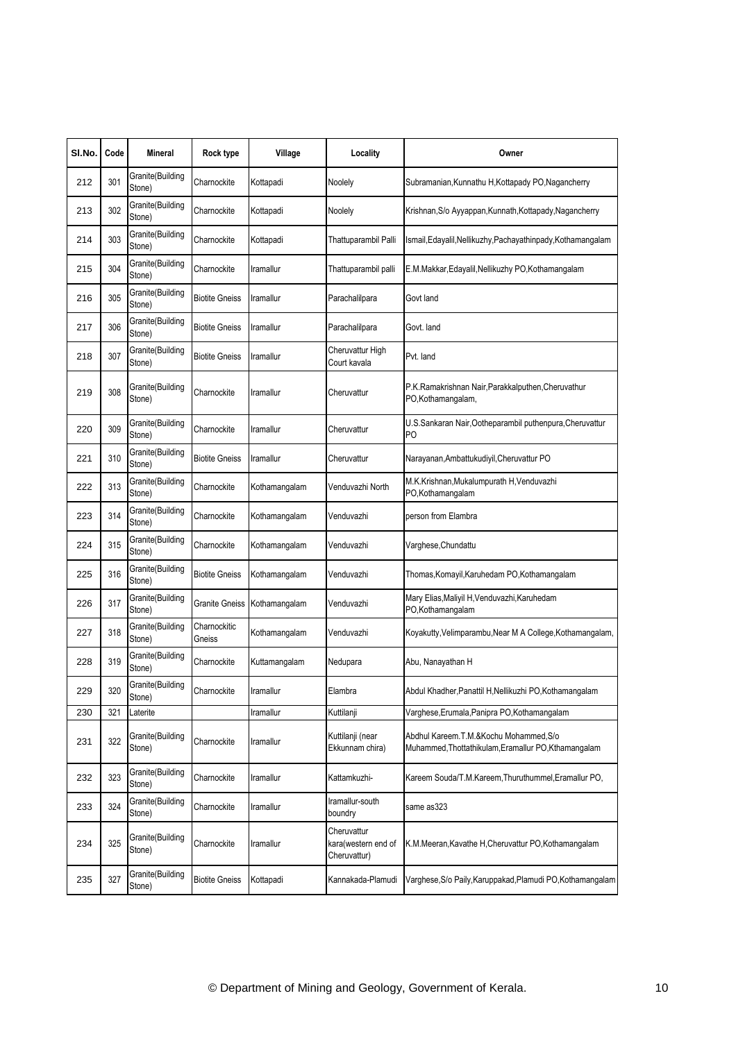| Sl.No. | Code | Mineral | Rock type | Village | Locality | Owner |
|---|---|---|---|---|---|---|
| 212 | 301 | Granite(Building Stone) | Charnockite | Kottapadi | Noolely | Subramanian,Kunnathu H,Kottapady PO,Nagancherry |
| 213 | 302 | Granite(Building Stone) | Charnockite | Kottapadi | Noolely | Krishnan,S/o Ayyappan,Kunnath,Kottapady,Nagancherry |
| 214 | 303 | Granite(Building Stone) | Charnockite | Kottapadi | Thattuparambil Palli | Ismail,Edayalil,Nellikuzhy,Pachayathinpady,Kothamangalam |
| 215 | 304 | Granite(Building Stone) | Charnockite | Iramallur | Thattuparambil palli | E.M.Makkar,Edayalil,Nellikuzhy PO,Kothamangalam |
| 216 | 305 | Granite(Building Stone) | Biotite Gneiss | Iramallur | Parachalilpara | Govt land |
| 217 | 306 | Granite(Building Stone) | Biotite Gneiss | Iramallur | Parachalilpara | Govt. land |
| 218 | 307 | Granite(Building Stone) | Biotite Gneiss | Iramallur | Cheruvattur High Court kavala | Pvt. land |
| 219 | 308 | Granite(Building Stone) | Charnockite | Iramallur | Cheruvattur | P.K.Ramakrishnan Nair,Parakkalputhen,Cheruvathur PO,Kothamangalam, |
| 220 | 309 | Granite(Building Stone) | Charnockite | Iramallur | Cheruvattur | U.S.Sankaran Nair,Ootheparambil puthenpura,Cheruvattur PO |
| 221 | 310 | Granite(Building Stone) | Biotite Gneiss | Iramallur | Cheruvattur | Narayanan,Ambattukudiyil,Cheruvattur PO |
| 222 | 313 | Granite(Building Stone) | Charnockite | Kothamangalam | Venduvazhi North | M.K.Krishnan,Mukalumpurath H,Venduvazhi PO,Kothamangalam |
| 223 | 314 | Granite(Building Stone) | Charnockite | Kothamangalam | Venduvazhi | person from Elambra |
| 224 | 315 | Granite(Building Stone) | Charnockite | Kothamangalam | Venduvazhi | Varghese,Chundattu |
| 225 | 316 | Granite(Building Stone) | Biotite Gneiss | Kothamangalam | Venduvazhi | Thomas,Komayil,Karuhedam PO,Kothamangalam |
| 226 | 317 | Granite(Building Stone) | Granite Gneiss | Kothamangalam | Venduvazhi | Mary Elias,Maliyil H,Venduvazhi,Karuhedam PO,Kothamangalam |
| 227 | 318 | Granite(Building Stone) | Charnockitic Gneiss | Kothamangalam | Venduvazhi | Koyakutty,Velimparambu,Near M A College,Kothamangalam, |
| 228 | 319 | Granite(Building Stone) | Charnockite | Kuttamangalam | Nedupara | Abu, Nanayathan H |
| 229 | 320 | Granite(Building Stone) | Charnockite | Iramallur | Elambra | Abdul Khadher,Panattil H,Nellikuzhi PO,Kothamangalam |
| 230 | 321 | Laterite | | Iramallur | Kuttilanji | Varghese,Erumala,Panipra PO,Kothamangalam |
| 231 | 322 | Granite(Building Stone) | Charnockite | Iramallur | Kuttilanji (near Ekkunnam chira) | Abdhul Kareem.T.M.&Kochu Mohammed,S/o Muhammed,Thottathikulam,Eramallur PO,Kthamangalam |
| 232 | 323 | Granite(Building Stone) | Charnockite | Iramallur | Kattamkuzhi- | Kareem Souda/T.M.Kareem,Thuruthummel,Eramallur PO, |
| 233 | 324 | Granite(Building Stone) | Charnockite | Iramallur | Iramallur-south boundry | same as323 |
| 234 | 325 | Granite(Building Stone) | Charnockite | Iramallur | Cheruvattur kara(western end of Cheruvattur) | K.M.Meeran,Kavathe H,Cheruvattur PO,Kothamangalam |
| 235 | 327 | Granite(Building Stone) | Biotite Gneiss | Kottapadi | Kannakada-Plamudi | Varghese,S/o Paily,Karuppakad,Plamudi PO,Kothamangalam |

© Department of Mining and Geology, Government of Kerala.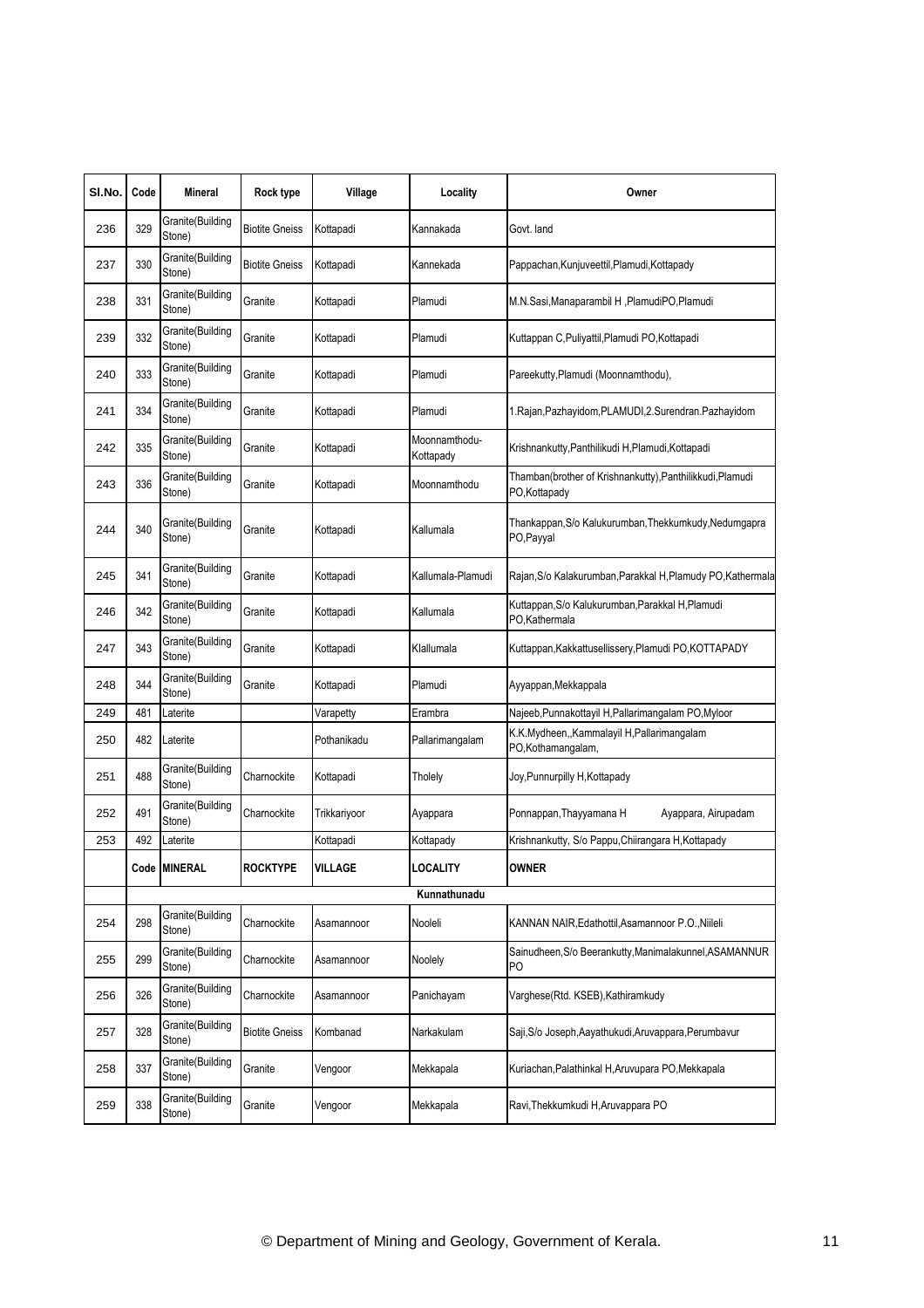| Sl.No. | Code | Mineral | Rock type | Village | Locality | Owner |
|---|---|---|---|---|---|---|
| 236 | 329 | Granite(Building Stone) | Biotite Gneiss | Kottapadi | Kannakada | Govt. land |
| 237 | 330 | Granite(Building Stone) | Biotite Gneiss | Kottapadi | Kannekada | Pappachan,Kunjuveettil,Plamudi,Kottapady |
| 238 | 331 | Granite(Building Stone) | Granite | Kottapadi | Plamudi | M.N.Sasi,Manaparambil H ,PlamudiPO,Plamudi |
| 239 | 332 | Granite(Building Stone) | Granite | Kottapadi | Plamudi | Kuttappan C,Puliyattil,Plamudi PO,Kottapadi |
| 240 | 333 | Granite(Building Stone) | Granite | Kottapadi | Plamudi | Pareekutty,Plamudi (Moonnamthodu), |
| 241 | 334 | Granite(Building Stone) | Granite | Kottapadi | Plamudi | 1.Rajan,Pazhayidom,PLAMUDI,2.Surendran.Pazhayidom |
| 242 | 335 | Granite(Building Stone) | Granite | Kottapadi | Moonnamthodu-Kottapady | Krishnankutty,Panthilikudi H,Plamudi,Kottapadi |
| 243 | 336 | Granite(Building Stone) | Granite | Kottapadi | Moonnamthodu | Thamban(brother of Krishnankutty),Panthilikkudi,Plamudi PO,Kottapady |
| 244 | 340 | Granite(Building Stone) | Granite | Kottapadi | Kallumala | Thankappan,S/o Kalukurumban,Thekkumkudy,Nedumgapra PO,Payyal |
| 245 | 341 | Granite(Building Stone) | Granite | Kottapadi | Kallumala-Plamudi | Rajan,S/o Kalakurumban,Parakkal H,Plamudy PO,Kathermala |
| 246 | 342 | Granite(Building Stone) | Granite | Kottapadi | Kallumala | Kuttappan,S/o Kalukurumban,Parakkal H,Plamudi PO,Kathermala |
| 247 | 343 | Granite(Building Stone) | Granite | Kottapadi | Kllallumala | Kuttappan,Kakkattusellissery,Plamudi PO,KOTTAPADY |
| 248 | 344 | Granite(Building Stone) | Granite | Kottapadi | Plamudi | Ayyappan,Mekkappala |
| 249 | 481 | Laterite | | Varapetty | Erambra | Najeeb,Punnakottayil H,Pallarimangalam PO,Myloor |
| 250 | 482 | Laterite | | Pothanikadu | Pallarimangalam | K.K.Mydheen,,Kammalayil H,Pallarimangalam PO,Kothamangalam, |
| 251 | 488 | Granite(Building Stone) | Charnockite | Kottapadi | Tholely | Joy,Punnurpilly H,Kottapady |
| 252 | 491 | Granite(Building Stone) | Charnockite | Trikkariyoor | Ayappara | Ponnappan,Thayyamana H Ayappara, Airupadam |
| 253 | 492 | Laterite | | Kottapadi | Kottapady | Krishnankutty, S/o Pappu,Chiirangara H,Kottapady |
| | **Code** | **MINERAL** | **ROCKTYPE** | **VILLAGE** | **LOCALITY** | **OWNER** |
| | | | | | **Kunnathunadu** | |
| 254 | 298 | Granite(Building Stone) | Charnockite | Asamannoor | Nooleli | KANNAN NAIR,Edathottil,Asamannoor P.O.,Niileli |
| 255 | 299 | Granite(Building Stone) | Charnockite | Asamannoor | Noolely | Sainudheen,S/o Beerankutty,Manimalakunnel,ASAMANNUR PO |
| 256 | 326 | Granite(Building Stone) | Charnockite | Asamannoor | Panichayam | Varghese(Rtd. KSEB),Kathiramkudy |
| 257 | 328 | Granite(Building Stone) | Biotite Gneiss | Kombanad | Narkakulam | Saji,S/o Joseph,Aayathukudi,Aruvappara,Perumbavur |
| 258 | 337 | Granite(Building Stone) | Granite | Vengoor | Mekkapala | Kuriachan,Palathinkal H,Aruvupara PO,Mekkapala |
| 259 | 338 | Granite(Building Stone) | Granite | Vengoor | Mekkapala | Ravi,Thekkumkudi H,Aruvappara PO |

© Department of Mining and Geology, Government of Kerala.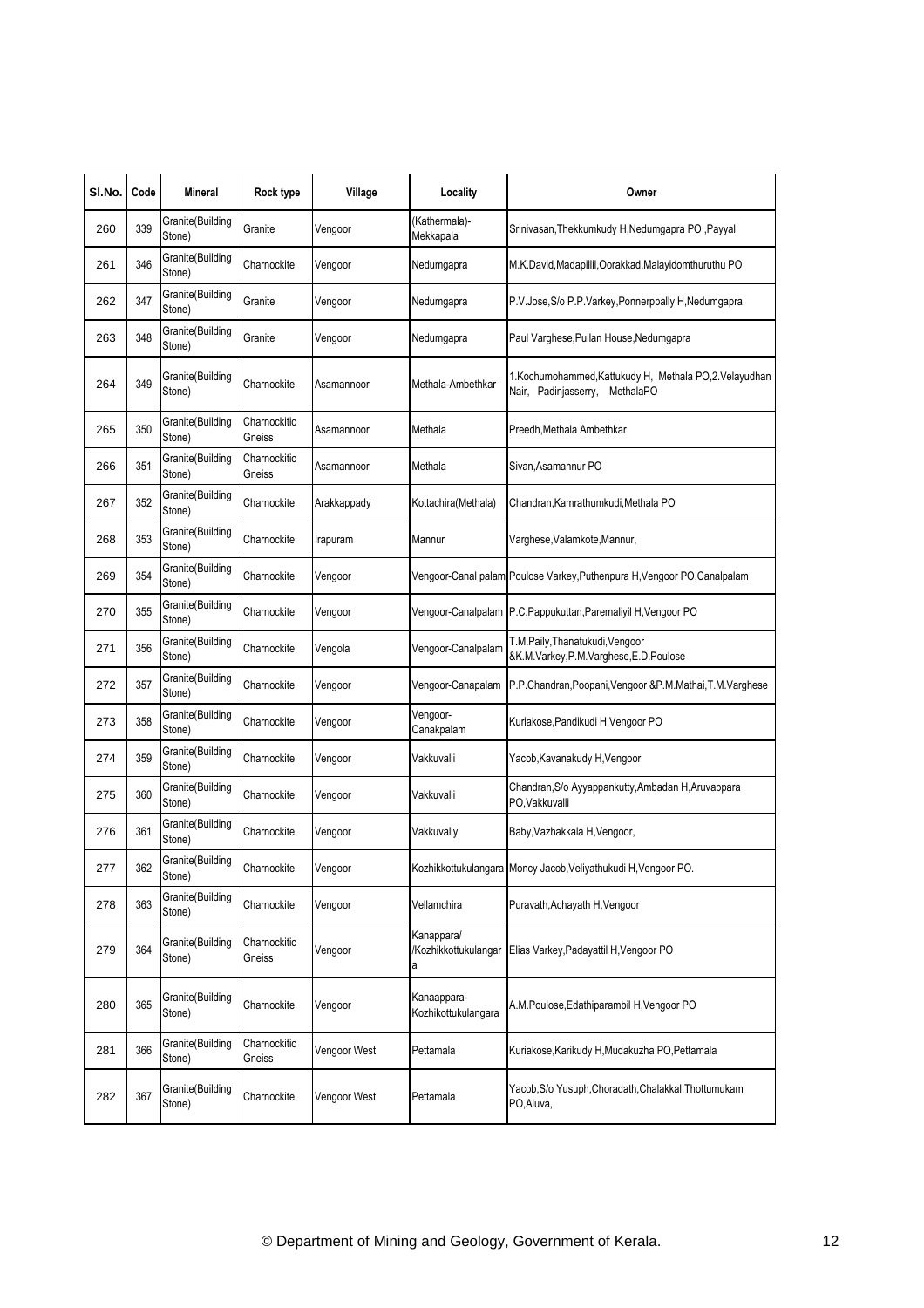| Sl.No. | Code | Mineral | Rock type | Village | Locality | Owner |
|---|---|---|---|---|---|---|
| 260 | 339 | Granite(Building Stone) | Granite | Vengoor | (Kathermala)-Mekkapala | Srinivasan,Thekkumkudy H,Nedumgapra PO ,Payyal |
| 261 | 346 | Granite(Building Stone) | Charnockite | Vengoor | Nedumgapra | M.K.David,Madapillil,Oorakkad,Malayidomthuruthu PO |
| 262 | 347 | Granite(Building Stone) | Granite | Vengoor | Nedumgapra | P.V.Jose,S/o P.P.Varkey,Ponnerppally H,Nedumgapra |
| 263 | 348 | Granite(Building Stone) | Granite | Vengoor | Nedumgapra | Paul Varghese,Pullan House,Nedumgapra |
| 264 | 349 | Granite(Building Stone) | Charnockite | Asamannoor | Methala-Ambethkar | 1.Kochumohammed,Kattukudy H, Methala PO,2.Velayudhan Nair, Padinjasserry, MethalaPO |
| 265 | 350 | Granite(Building Stone) | Charnockitic Gneiss | Asamannoor | Methala | Preedh,Methala Ambethkar |
| 266 | 351 | Granite(Building Stone) | Charnockitic Gneiss | Asamannoor | Methala | Sivan,Asamannur PO |
| 267 | 352 | Granite(Building Stone) | Charnockite | Arakkappady | Kottachira(Methala) | Chandran,Kamrathumkudi,Methala PO |
| 268 | 353 | Granite(Building Stone) | Charnockite | Irapuram | Mannur | Varghese,Valamkote,Mannur, |
| 269 | 354 | Granite(Building Stone) | Charnockite | Vengoor | Vengoor-Canal palam | Poulose Varkey,Puthenpura H,Vengoor PO,Canalpalam |
| 270 | 355 | Granite(Building Stone) | Charnockite | Vengoor | Vengoor-Canalpalam | P.C.Pappukuttan,Paremaliyil H,Vengoor PO |
| 271 | 356 | Granite(Building Stone) | Charnockite | Vengola | Vengoor-Canalpalam | T.M.Paily,Thanatukudi,Vengoor &K.M.Varkey,P.M.Varghese,E.D.Poulose |
| 272 | 357 | Granite(Building Stone) | Charnockite | Vengoor | Vengoor-Canapalam | P.P.Chandran,Poopani,Vengoor &P.M.Mathai,T.M.Varghese |
| 273 | 358 | Granite(Building Stone) | Charnockite | Vengoor | Vengoor-Canakpalam | Kuriakose,Pandikudi H,Vengoor PO |
| 274 | 359 | Granite(Building Stone) | Charnockite | Vengoor | Vakkuvalli | Yacob,Kavanakudy H,Vengoor |
| 275 | 360 | Granite(Building Stone) | Charnockite | Vengoor | Vakkuvalli | Chandran,S/o Ayyappankutty,Ambadan H,Aruvappara PO,Vakkuvalli |
| 276 | 361 | Granite(Building Stone) | Charnockite | Vengoor | Vakkuvally | Baby,Vazhakkala H,Vengoor, |
| 277 | 362 | Granite(Building Stone) | Charnockite | Vengoor | Kozhikkottukulangara | Moncy Jacob,Veliyathukudi H,Vengoor PO. |
| 278 | 363 | Granite(Building Stone) | Charnockite | Vengoor | Vellamchira | Puravath,Achayath H,Vengoor |
| 279 | 364 | Granite(Building Stone) | Charnockitic Gneiss | Vengoor | Kanappara/ /Kozhikkottukulangara | Elias Varkey,Padayattil H,Vengoor PO |
| 280 | 365 | Granite(Building Stone) | Charnockite | Vengoor | Kanaappara-Kozhikottukulangara | A.M.Poulose,Edathiparambil H,Vengoor PO |
| 281 | 366 | Granite(Building Stone) | Charnockitic Gneiss | Vengoor West | Pettamala | Kuriakose,Karikudy H,Mudakuzha PO,Pettamala |
| 282 | 367 | Granite(Building Stone) | Charnockite | Vengoor West | Pettamala | Yacob,S/o Yusuph,Choradath,Chalakkal,Thottumukam PO,Aluva, |

© Department of Mining and Geology, Government of Kerala.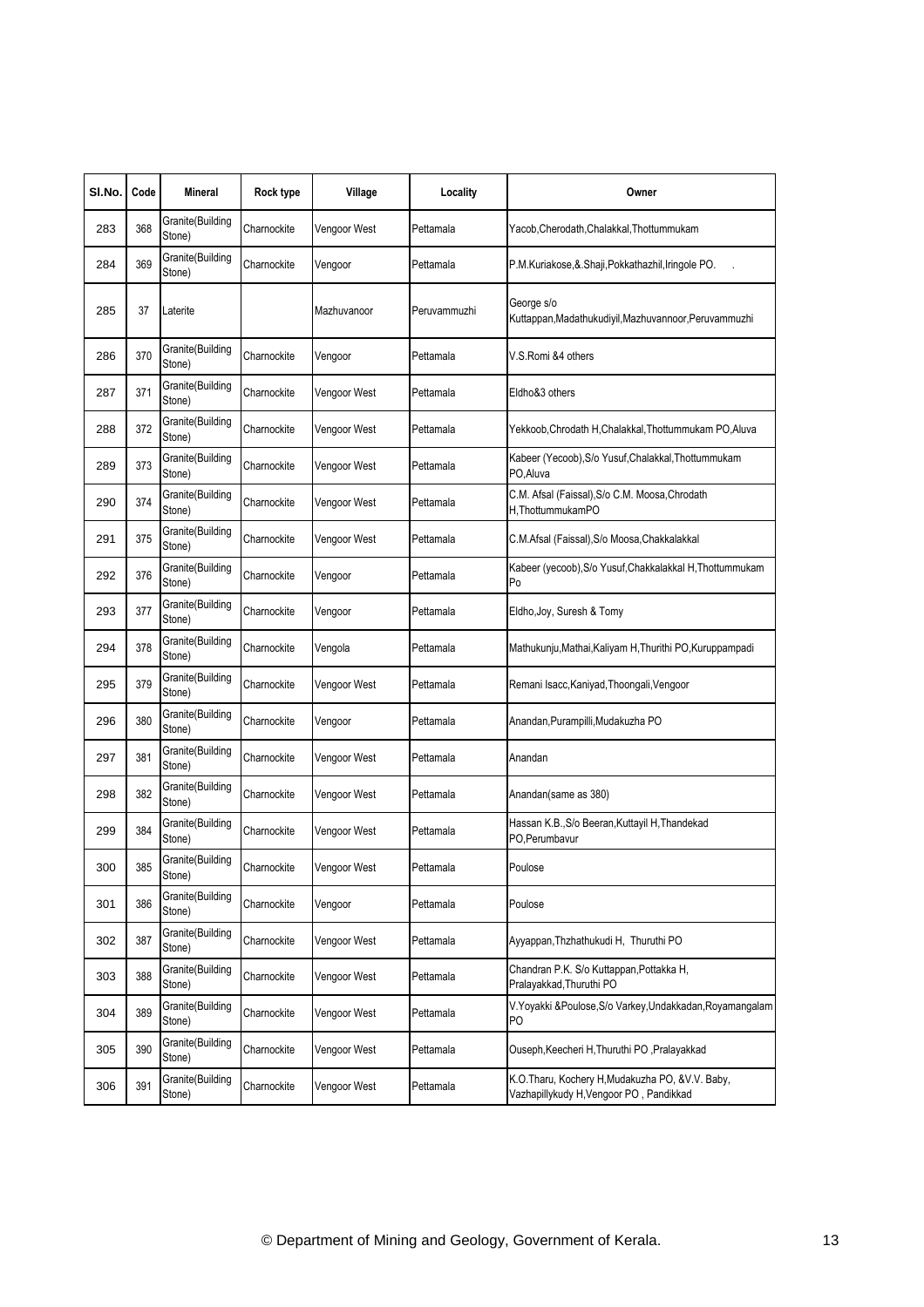| Sl.No. | Code | Mineral | Rock type | Village | Locality | Owner |
|---|---|---|---|---|---|---|
| 283 | 368 | Granite(Building Stone) | Charnockite | Vengoor West | Pettamala | Yacob,Cherodath,Chalakkal,Thottummukam |
| 284 | 369 | Granite(Building Stone) | Charnockite | Vengoor | Pettamala | P.M.Kuriakose,&.Shaji,Pokkathazhil,Iringole PO. . |
| 285 | 37 | Laterite | | Mazhuvanoor | Peruvammuzhi | George s/o Kuttappan,Madathukudiyil,Mazhuvannoor,Peruvammuzhi |
| 286 | 370 | Granite(Building Stone) | Charnockite | Vengoor | Pettamala | V.S.Romi &4 others |
| 287 | 371 | Granite(Building Stone) | Charnockite | Vengoor West | Pettamala | Eldho&3 others |
| 288 | 372 | Granite(Building Stone) | Charnockite | Vengoor West | Pettamala | Yekkoob,Chrodath H,Chalakkal,Thottummukam PO,Aluva |
| 289 | 373 | Granite(Building Stone) | Charnockite | Vengoor West | Pettamala | Kabeer (Yecoob),S/o Yusuf,Chalakkal,Thottummukam PO,Aluva |
| 290 | 374 | Granite(Building Stone) | Charnockite | Vengoor West | Pettamala | C.M. Afsal (Faissal),S/o C.M. Moosa,Chrodath H,ThottummukamPO |
| 291 | 375 | Granite(Building Stone) | Charnockite | Vengoor West | Pettamala | C.M.Afsal (Faissal),S/o Moosa,Chakkalakkal |
| 292 | 376 | Granite(Building Stone) | Charnockite | Vengoor | Pettamala | Kabeer (yecoob),S/o Yusuf,Chakkalakkal H,Thottummukam Po |
| 293 | 377 | Granite(Building Stone) | Charnockite | Vengoor | Pettamala | Eldho,Joy, Suresh & Tomy |
| 294 | 378 | Granite(Building Stone) | Charnockite | Vengola | Pettamala | Mathukunju,Mathai,Kaliyam H,Thurithi PO,Kuruppampadi |
| 295 | 379 | Granite(Building Stone) | Charnockite | Vengoor West | Pettamala | Remani Isacc,Kaniyad,Thoongali,Vengoor |
| 296 | 380 | Granite(Building Stone) | Charnockite | Vengoor | Pettamala | Anandan,Purampilli,Mudakuzha PO |
| 297 | 381 | Granite(Building Stone) | Charnockite | Vengoor West | Pettamala | Anandan |
| 298 | 382 | Granite(Building Stone) | Charnockite | Vengoor West | Pettamala | Anandan(same as 380) |
| 299 | 384 | Granite(Building Stone) | Charnockite | Vengoor West | Pettamala | Hassan K.B.,S/o Beeran,Kuttayil H,Thandekad PO,Perumbavur |
| 300 | 385 | Granite(Building Stone) | Charnockite | Vengoor West | Pettamala | Poulose |
| 301 | 386 | Granite(Building Stone) | Charnockite | Vengoor | Pettamala | Poulose |
| 302 | 387 | Granite(Building Stone) | Charnockite | Vengoor West | Pettamala | Ayyappan,Thzhathukudi H, Thuruthi PO |
| 303 | 388 | Granite(Building Stone) | Charnockite | Vengoor West | Pettamala | Chandran P.K. S/o Kuttappan,Pottakka H, Pralayakkad,Thuruthi PO |
| 304 | 389 | Granite(Building Stone) | Charnockite | Vengoor West | Pettamala | V.Yoyakki &Poulose,S/o Varkey,Undakkadan,Royamangalam PO |
| 305 | 390 | Granite(Building Stone) | Charnockite | Vengoor West | Pettamala | Ouseph,Keecheri H,Thuruthi PO ,Pralayakkad |
| 306 | 391 | Granite(Building Stone) | Charnockite | Vengoor West | Pettamala | K.O.Tharu, Kochery H,Mudakuzha PO, &V.V. Baby, Vazhapillykudy H,Vengoor PO , Pandikkad |

© Department of Mining and Geology, Government of Kerala.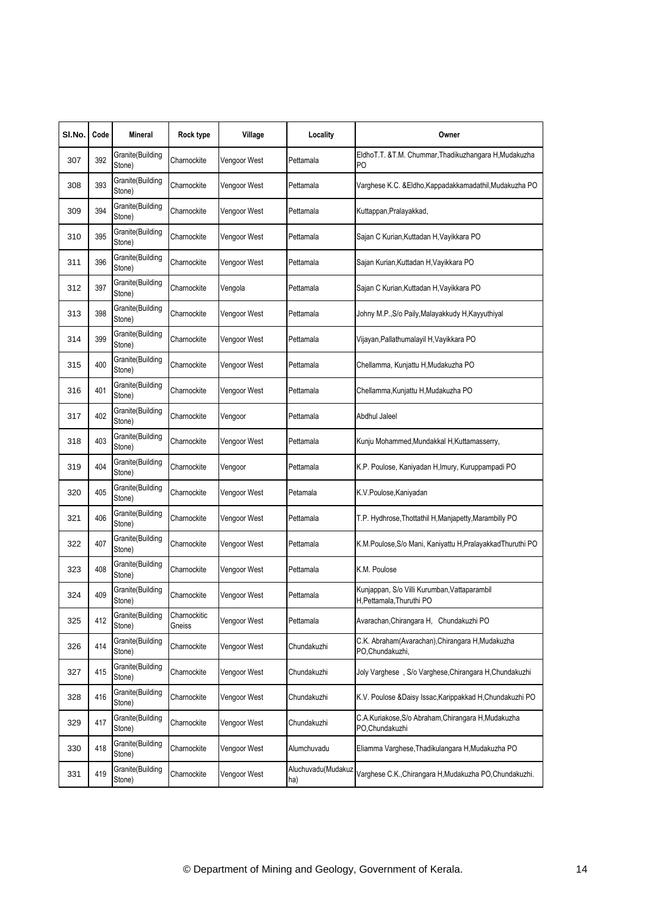| Sl.No. | Code | Mineral | Rock type | Village | Locality | Owner |
|---|---|---|---|---|---|---|
| 307 | 392 | Granite(Building Stone) | Charnockite | Vengoor West | Pettamala | EldhoT.T. &T.M. Chummar,Thadikuzhangara H,Mudakuzha PO |
| 308 | 393 | Granite(Building Stone) | Charnockite | Vengoor West | Pettamala | Varghese K.C. &Eldho,Kappadakkamadathil,Mudakuzha PO |
| 309 | 394 | Granite(Building Stone) | Charnockite | Vengoor West | Pettamala | Kuttappan,Pralayakkad, |
| 310 | 395 | Granite(Building Stone) | Charnockite | Vengoor West | Pettamala | Sajan C Kurian,Kuttadan H,Vayikkara PO |
| 311 | 396 | Granite(Building Stone) | Charnockite | Vengoor West | Pettamala | Sajan Kurian,Kuttadan H,Vayikkara PO |
| 312 | 397 | Granite(Building Stone) | Charnockite | Vengola | Pettamala | Sajan C Kurian,Kuttadan H,Vayikkara PO |
| 313 | 398 | Granite(Building Stone) | Charnockite | Vengoor West | Pettamala | Johny M.P.,S/o Paily,Malayakkudy H,Kayyuthiyal |
| 314 | 399 | Granite(Building Stone) | Charnockite | Vengoor West | Pettamala | Vijayan,Pallathumalayil H,Vayikkara PO |
| 315 | 400 | Granite(Building Stone) | Charnockite | Vengoor West | Pettamala | Chellamma, Kunjattu H,Mudakuzha PO |
| 316 | 401 | Granite(Building Stone) | Charnockite | Vengoor West | Pettamala | Chellamma,Kunjattu H,Mudakuzha PO |
| 317 | 402 | Granite(Building Stone) | Charnockite | Vengoor | Pettamala | Abdhul Jaleel |
| 318 | 403 | Granite(Building Stone) | Charnockite | Vengoor West | Pettamala | Kunju Mohammed,Mundakkal H,Kuttamasserry, |
| 319 | 404 | Granite(Building Stone) | Charnockite | Vengoor | Pettamala | K.P. Poulose, Kaniyadan H,Imury, Kuruppampadi PO |
| 320 | 405 | Granite(Building Stone) | Charnockite | Vengoor West | Petamala | K.V.Poulose,Kaniyadan |
| 321 | 406 | Granite(Building Stone) | Charnockite | Vengoor West | Pettamala | T.P. Hydhrose,Thottathil H,Manjapetty,Marambilly PO |
| 322 | 407 | Granite(Building Stone) | Charnockite | Vengoor West | Pettamala | K.M.Poulose,S/o Mani, Kaniyattu H,PralayakkadThuruthi PO |
| 323 | 408 | Granite(Building Stone) | Charnockite | Vengoor West | Pettamala | K.M. Poulose |
| 324 | 409 | Granite(Building Stone) | Charnockite | Vengoor West | Pettamala | Kunjappan, S/o Villi Kurumban,Vattaparambil H,Pettamala,Thuruthi PO |
| 325 | 412 | Granite(Building Stone) | Charnockitic Gneiss | Vengoor West | Pettamala | Avarachan,Chirangara H, Chundakuzhi PO |
| 326 | 414 | Granite(Building Stone) | Charnockite | Vengoor West | Chundakuzhi | C.K. Abraham(Avarachan),Chirangara H,Mudakuzha PO,Chundakuzhi, |
| 327 | 415 | Granite(Building Stone) | Charnockite | Vengoor West | Chundakuzhi | Joly Varghese , S/o Varghese,Chirangara H,Chundakuzhi |
| 328 | 416 | Granite(Building Stone) | Charnockite | Vengoor West | Chundakuzhi | K.V. Poulose &Daisy Issac,Karippakkad H,Chundakuzhi PO |
| 329 | 417 | Granite(Building Stone) | Charnockite | Vengoor West | Chundakuzhi | C.A.Kuriakose,S/o Abraham,Chirangara H,Mudakuzha PO,Chundakuzhi |
| 330 | 418 | Granite(Building Stone) | Charnockite | Vengoor West | Alumchuvadu | Eliamma Varghese,Thadikulangara H,Mudakuzha PO |
| 331 | 419 | Granite(Building Stone) | Charnockite | Vengoor West | Aluchuvadu(Mudakuzha) | Varghese C.K.,Chirangara H,Mudakuzha PO,Chundakuzhi. |

© Department of Mining and Geology, Government of Kerala.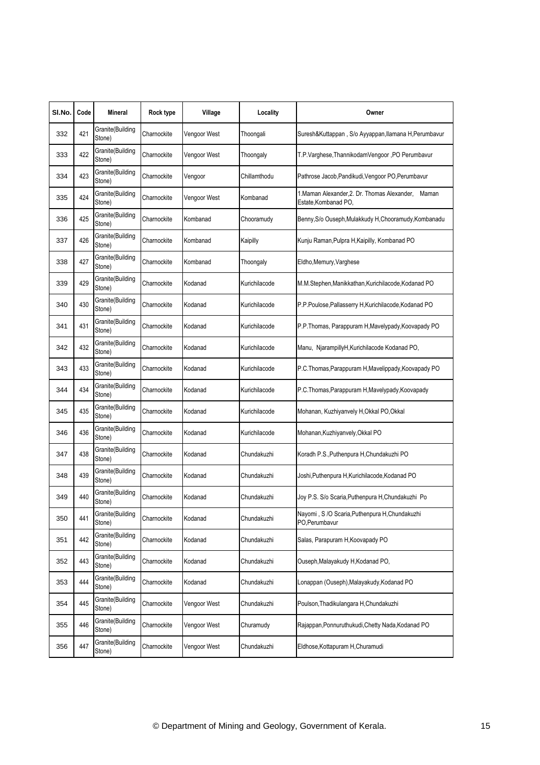| Sl.No. | Code | Mineral | Rock type | Village | Locality | Owner |
|---|---|---|---|---|---|---|
| 332 | 421 | Granite(Building Stone) | Charnockite | Vengoor West | Thoongali | Suresh&Kuttappan , S/o Ayyappan,Ilamana H,Perumbavur |
| 333 | 422 | Granite(Building Stone) | Charnockite | Vengoor West | Thoongaly | T.P.Varghese,ThannikodamVengoor ,PO Perumbavur |
| 334 | 423 | Granite(Building Stone) | Charnockite | Vengoor | Chillamthodu | Pathrose Jacob,Pandikudi,Vengoor PO,Perumbavur |
| 335 | 424 | Granite(Building Stone) | Charnockite | Vengoor West | Kombanad | 1.Maman Alexander,2. Dr. Thomas Alexander, Maman Estate,Kombanad PO, |
| 336 | 425 | Granite(Building Stone) | Charnockite | Kombanad | Chooramudy | Benny,S/o Ouseph,Mulakkudy H,Chooramudy,Kombanadu |
| 337 | 426 | Granite(Building Stone) | Charnockite | Kombanad | Kaipilly | Kunju Raman,Pulpra H,Kaipilly, Kombanad PO |
| 338 | 427 | Granite(Building Stone) | Charnockite | Kombanad | Thoongaly | Eldho,Memury,Varghese |
| 339 | 429 | Granite(Building Stone) | Charnockite | Kodanad | Kurichilacode | M.M.Stephen,Manikkathan,Kurichilacode,Kodanad PO |
| 340 | 430 | Granite(Building Stone) | Charnockite | Kodanad | Kurichilacode | P.P.Poulose,Pallasserry H,Kurichilacode,Kodanad PO |
| 341 | 431 | Granite(Building Stone) | Charnockite | Kodanad | Kurichilacode | P.P.Thomas, Parappuram H,Mavelypady,Koovapady PO |
| 342 | 432 | Granite(Building Stone) | Charnockite | Kodanad | Kurichilacode | Manu, NjarampillyH,Kurichilacode Kodanad PO, |
| 343 | 433 | Granite(Building Stone) | Charnockite | Kodanad | Kurichilacode | P.C.Thomas,Parappuram H,Mavelippady,Koovapady PO |
| 344 | 434 | Granite(Building Stone) | Charnockite | Kodanad | Kurichilacode | P.C.Thomas,Parappuram H,Mavelypady,Koovapady |
| 345 | 435 | Granite(Building Stone) | Charnockite | Kodanad | Kurichilacode | Mohanan, Kuzhiyanvely H,Okkal PO,Okkal |
| 346 | 436 | Granite(Building Stone) | Charnockite | Kodanad | Kurichilacode | Mohanan,Kuzhiyanvely,Okkal PO |
| 347 | 438 | Granite(Building Stone) | Charnockite | Kodanad | Chundakuzhi | Koradh P.S.,Puthenpura H,Chundakuzhi PO |
| 348 | 439 | Granite(Building Stone) | Charnockite | Kodanad | Chundakuzhi | Joshi,Puthenpura H,Kurichilacode,Kodanad PO |
| 349 | 440 | Granite(Building Stone) | Charnockite | Kodanad | Chundakuzhi | Joy P.S. S/o Scaria,Puthenpura H,Chundakuzhi Po |
| 350 | 441 | Granite(Building Stone) | Charnockite | Kodanad | Chundakuzhi | Nayomi , S /O Scaria,Puthenpura H,Chundakuzhi PO,Perumbavur |
| 351 | 442 | Granite(Building Stone) | Charnockite | Kodanad | Chundakuzhi | Salas, Parapuram H,Koovapady PO |
| 352 | 443 | Granite(Building Stone) | Charnockite | Kodanad | Chundakuzhi | Ouseph,Malayakudy H,Kodanad PO, |
| 353 | 444 | Granite(Building Stone) | Charnockite | Kodanad | Chundakuzhi | Lonappan (Ouseph),Malayakudy,Kodanad PO |
| 354 | 445 | Granite(Building Stone) | Charnockite | Vengoor West | Chundakuzhi | Poulson,Thadikulangara H,Chundakuzhi |
| 355 | 446 | Granite(Building Stone) | Charnockite | Vengoor West | Churamudy | Rajappan,Ponnuruthukudi,Chetty Nada,Kodanad PO |
| 356 | 447 | Granite(Building Stone) | Charnockite | Vengoor West | Chundakuzhi | Eldhose,Kottapuram H,Churamudi |

© Department of Mining and Geology, Government of Kerala.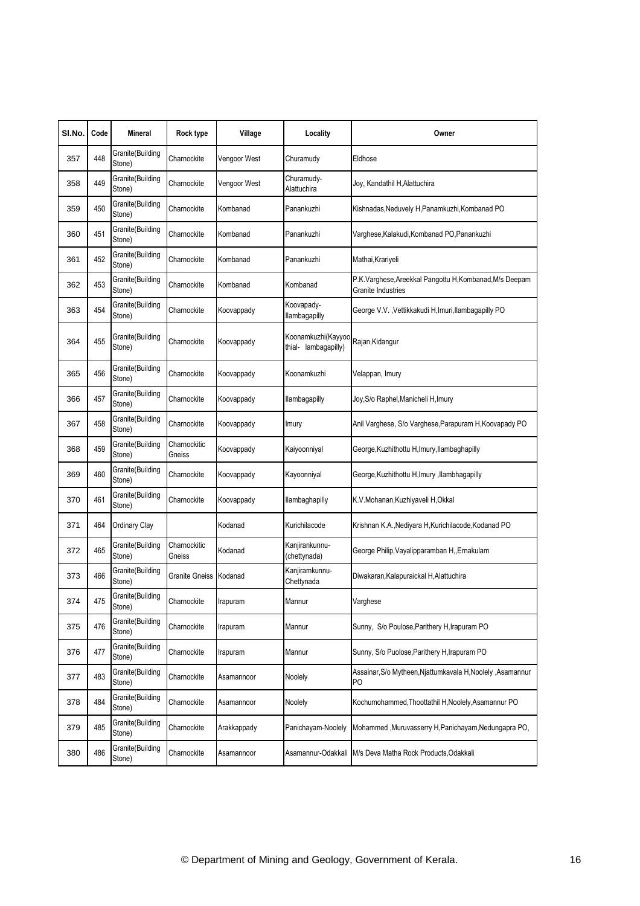| Sl.No. | Code | Mineral | Rock type | Village | Locality | Owner |
|---|---|---|---|---|---|---|
| 357 | 448 | Granite(Building Stone) | Charnockite | Vengoor West | Churamudy | Eldhose |
| 358 | 449 | Granite(Building Stone) | Charnockite | Vengoor West | Churamudy-Alattuchira | Joy, Kandathil H,Alattuchira |
| 359 | 450 | Granite(Building Stone) | Charnockite | Kombanad | Panankuzhi | Kishnadas,Neduvely H,Panamkuzhi,Kombanad PO |
| 360 | 451 | Granite(Building Stone) | Charnockite | Kombanad | Panankuzhi | Varghese,Kalakudi,Kombanad PO,Panankuzhi |
| 361 | 452 | Granite(Building Stone) | Charnockite | Kombanad | Panankuzhi | Mathai,Krariyeli |
| 362 | 453 | Granite(Building Stone) | Charnockite | Kombanad | Kombanad | P.K.Varghese,Areekkal Pangottu H,Kombanad,M/s Deepam Granite Industries |
| 363 | 454 | Granite(Building Stone) | Charnockite | Koovappady | Koovapady-Ilambagapilly | George V.V. ,Vettikkakudi H,Imuri,Ilambagapilly PO |
| 364 | 455 | Granite(Building Stone) | Charnockite | Koovappady | Koonamkuzhi(Kayyoothial- lambagapilly) | Rajan,Kidangur |
| 365 | 456 | Granite(Building Stone) | Charnockite | Koovappady | Koonamkuzhi | Velappan, Imury |
| 366 | 457 | Granite(Building Stone) | Charnockite | Koovappady | Ilambagapilly | Joy,S/o Raphel,Manicheli H,Imury |
| 367 | 458 | Granite(Building Stone) | Charnockite | Koovappady | Imury | Anil Varghese, S/o Varghese,Parapuram H,Koovapady PO |
| 368 | 459 | Granite(Building Stone) | Charnockitic Gneiss | Koovappady | Kaiyoonniyal | George,Kuzhithottu H,Imury,Ilambaghapilly |
| 369 | 460 | Granite(Building Stone) | Charnockite | Koovappady | Kayoonniyal | George,Kuzhithottu H,Imury ,Ilambhagapilly |
| 370 | 461 | Granite(Building Stone) | Charnockite | Koovappady | Ilambaghapilly | K.V.Mohanan,Kuzhiyaveli H,Okkal |
| 371 | 464 | Ordinary Clay | | Kodanad | Kurichilacode | Krishnan K.A.,Nediyara H,Kurichilacode,Kodanad PO |
| 372 | 465 | Granite(Building Stone) | Charnockitic Gneiss | Kodanad | Kanjirankunnu-(chettynada) | George Philip,Vayalipparamban H,,Ernakulam |
| 373 | 466 | Granite(Building Stone) | Granite Gneiss | Kodanad | Kanjiramkunnu-Chettynada | Diwakaran,Kalapuraickal H,Alattuchira |
| 374 | 475 | Granite(Building Stone) | Charnockite | Irapuram | Mannur | Varghese |
| 375 | 476 | Granite(Building Stone) | Charnockite | Irapuram | Mannur | Sunny, S/o Poulose,Parithery H,Irapuram PO |
| 376 | 477 | Granite(Building Stone) | Charnockite | Irapuram | Mannur | Sunny, S/o Puolose,Parithery H,Irapuram PO |
| 377 | 483 | Granite(Building Stone) | Charnockite | Asamannoor | Noolely | Assainar,S/o Mytheen,Njattumkavala H,Noolely ,Asamannur PO |
| 378 | 484 | Granite(Building Stone) | Charnockite | Asamannoor | Noolely | Kochumohammed,Thoottathil H,Noolely,Asamannur PO |
| 379 | 485 | Granite(Building Stone) | Charnockite | Arakkappady | Panichayam-Noolely | Mohammed ,Muruvasserry H,Panichayam,Nedungapra PO, |
| 380 | 486 | Granite(Building Stone) | Charnockite | Asamannoor | Asamannur-Odakkali | M/s Deva Matha Rock Products,Odakkali |

© Department of Mining and Geology, Government of Kerala.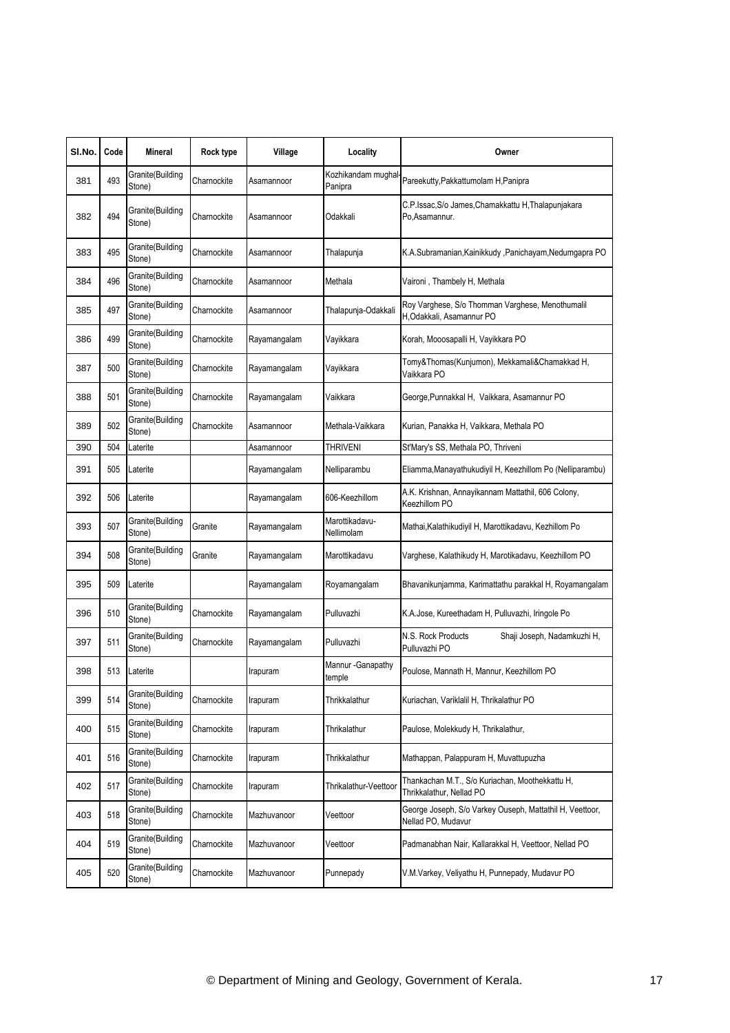| Sl.No. | Code | Mineral | Rock type | Village | Locality | Owner |
|---|---|---|---|---|---|---|
| 381 | 493 | Granite(Building Stone) | Charnockite | Asamannoor | Kozhikandam mughal-Panipra | Pareekutty,Pakkattumolam H,Panipra |
| 382 | 494 | Granite(Building Stone) | Charnockite | Asamannoor | Odakkali | C.P.Issac,S/o James,Chamakkattu H,Thalapunjakara Po,Asamannur. |
| 383 | 495 | Granite(Building Stone) | Charnockite | Asamannoor | Thalapunja | K.A.Subramanian,Kainikkudy ,Panichayam,Nedumgapra PO |
| 384 | 496 | Granite(Building Stone) | Charnockite | Asamannoor | Methala | Vaironi , Thambely H, Methala |
| 385 | 497 | Granite(Building Stone) | Charnockite | Asamannoor | Thalapunja-Odakkali | Roy Varghese, S/o Thomman Varghese, Menothumalil H,Odakkali, Asamannur PO |
| 386 | 499 | Granite(Building Stone) | Charnockite | Rayamangalam | Vayikkara | Korah, Mooosapalli H, Vayikkara PO |
| 387 | 500 | Granite(Building Stone) | Charnockite | Rayamangalam | Vayikkara | Tomy&Thomas(Kunjumon), Mekkamali&Chamakkad H, Vaikkara PO |
| 388 | 501 | Granite(Building Stone) | Charnockite | Rayamangalam | Vaikkara | George,Punnakkal H, Vaikkara, Asamannur PO |
| 389 | 502 | Granite(Building Stone) | Charnockite | Asamannoor | Methala-Vaikkara | Kurian, Panakka H, Vaikkara, Methala PO |
| 390 | 504 | Laterite | | Asamannoor | THRIVENI | St'Mary's SS, Methala PO, Thriveni |
| 391 | 505 | Laterite | | Rayamangalam | Nelliparambu | Eliamma,Manayathukudiyil H, Keezhillom Po (Nelliparambu) |
| 392 | 506 | Laterite | | Rayamangalam | 606-Keezhillom | A.K. Krishnan, Annayikannam Mattathil, 606 Colony, Keezhillom PO |
| 393 | 507 | Granite(Building Stone) | Granite | Rayamangalam | Marottikadavu-Nellimolam | Mathai,Kalathikudiyil H, Marottikadavu, Kezhillom Po |
| 394 | 508 | Granite(Building Stone) | Granite | Rayamangalam | Marottikadavu | Varghese, Kalathikudy H, Marotikadavu, Keezhillom PO |
| 395 | 509 | Laterite | | Rayamangalam | Royamangalam | Bhavanikunjamma, Karimattathu parakkal H, Royamangalam |
| 396 | 510 | Granite(Building Stone) | Charnockite | Rayamangalam | Pulluvazhi | K.A.Jose, Kureethadam H, Pulluvazhi, Iringole Po |
| 397 | 511 | Granite(Building Stone) | Charnockite | Rayamangalam | Pulluvazhi | N.S. Rock Products Shaji Joseph, Nadamkuzhi H, Pulluvazhi PO |
| 398 | 513 | Laterite | | Irapuram | Mannur -Ganapathy temple | Poulose, Mannath H, Mannur, Keezhillom PO |
| 399 | 514 | Granite(Building Stone) | Charnockite | Irapuram | Thrikkalathur | Kuriachan, Variklalil H, Thrikalathur PO |
| 400 | 515 | Granite(Building Stone) | Charnockite | Irapuram | Thrikalathur | Paulose, Molekkudy H, Thrikalathur, |
| 401 | 516 | Granite(Building Stone) | Charnockite | Irapuram | Thrikkalathur | Mathappan, Palappuram H, Muvattupuzha |
| 402 | 517 | Granite(Building Stone) | Charnockite | Irapuram | Thrikalathur-Veettoor | Thankachan M.T., S/o Kuriachan, Moothekkattu H, Thrikkalathur, Nellad PO |
| 403 | 518 | Granite(Building Stone) | Charnockite | Mazhuvanoor | Veettoor | George Joseph, S/o Varkey Ouseph, Mattathil H, Veettoor, Nellad PO, Mudavur |
| 404 | 519 | Granite(Building Stone) | Charnockite | Mazhuvanoor | Veettoor | Padmanabhan Nair, Kallarakkal H, Veettoor, Nellad PO |
| 405 | 520 | Granite(Building Stone) | Charnockite | Mazhuvanoor | Punnepady | V.M.Varkey, Veliyathu H, Punnepady, Mudavur PO |

© Department of Mining and Geology, Government of Kerala.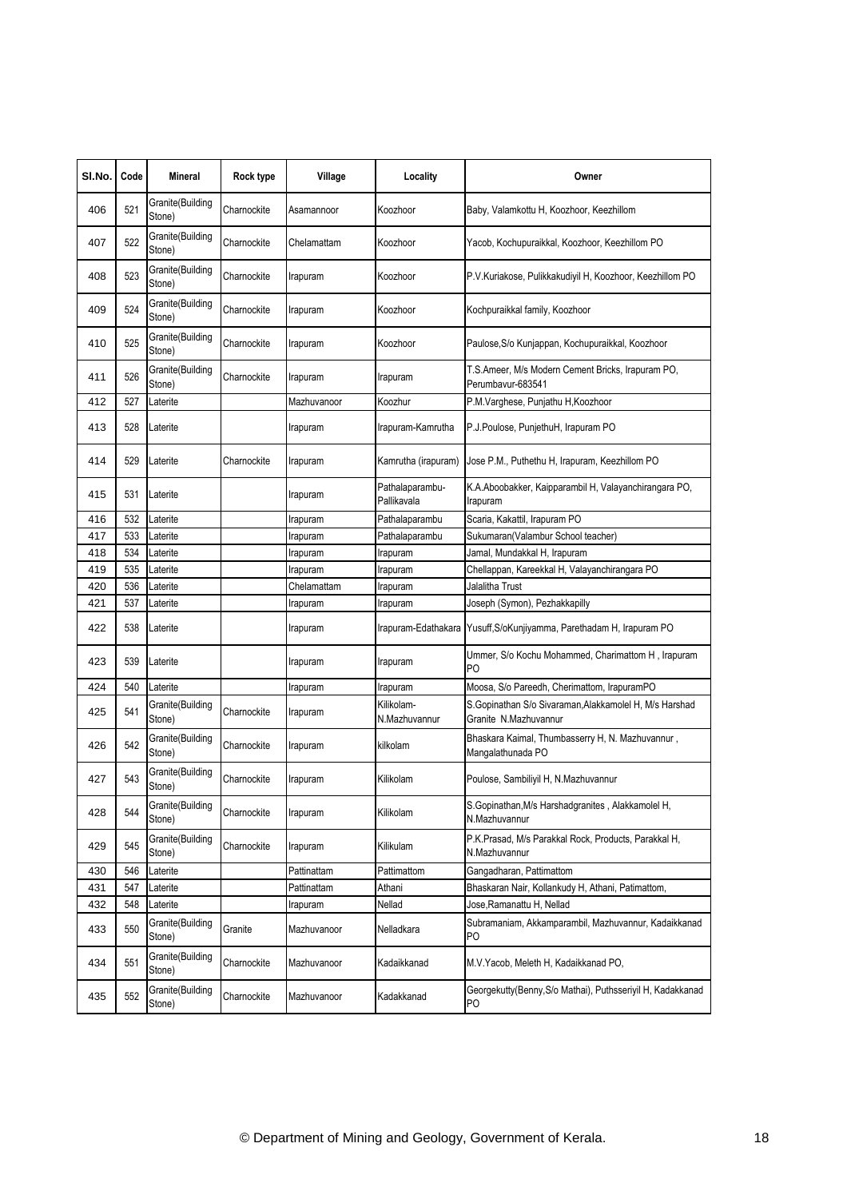| Sl.No. | Code | Mineral | Rock type | Village | Locality | Owner |
|---|---|---|---|---|---|---|
| 406 | 521 | Granite(Building Stone) | Charnockite | Asamannoor | Koozhoor | Baby, Valamkottu H, Koozhoor, Keezhillom |
| 407 | 522 | Granite(Building Stone) | Charnockite | Chelamattam | Koozhoor | Yacob, Kochupuraikkal, Koozhoor, Keezhillom PO |
| 408 | 523 | Granite(Building Stone) | Charnockite | Irapuram | Koozhoor | P.V.Kuriakose, Pulikkakudiyil H, Koozhoor, Keezhillom PO |
| 409 | 524 | Granite(Building Stone) | Charnockite | Irapuram | Koozhoor | Kochpuraikkal family, Koozhoor |
| 410 | 525 | Granite(Building Stone) | Charnockite | Irapuram | Koozhoor | Paulose,S/o Kunjappan, Kochupuraikkal, Koozhoor |
| 411 | 526 | Granite(Building Stone) | Charnockite | Irapuram | Irapuram | T.S.Ameer, M/s Modern Cement Bricks, Irapuram PO, Perumbavur-683541 |
| 412 | 527 | Laterite | | Mazhuvanoor | Koozhur | P.M.Varghese, Punjathu H,Koozhoor |
| 413 | 528 | Laterite | | Irapuram | Irapuram-Kamrutha | P.J.Poulose, PunjethuH, Irapuram PO |
| 414 | 529 | Laterite | Charnockite | Irapuram | Kamrutha (irapuram) | Jose P.M., Puthethu H, Irapuram, Keezhillom PO |
| 415 | 531 | Laterite | | Irapuram | Pathalaparambu-Pallikavala | K.A.Aboobakker, Kaipparambil H, Valayanchirangara PO, Irapuram |
| 416 | 532 | Laterite | | Irapuram | Pathalaparambu | Scaria, Kakattil, Irapuram PO |
| 417 | 533 | Laterite | | Irapuram | Pathalaparambu | Sukumaran(Valambur School teacher) |
| 418 | 534 | Laterite | | Irapuram | Irapuram | Jamal, Mundakkal H, Irapuram |
| 419 | 535 | Laterite | | Irapuram | Irapuram | Chellappan, Kareekkal H, Valayanchirangara PO |
| 420 | 536 | Laterite | | Chelamattam | Irapuram | Jalalitha Trust |
| 421 | 537 | Laterite | | Irapuram | Irapuram | Joseph (Symon), Pezhakkapilly |
| 422 | 538 | Laterite | | Irapuram | Irapuram-Edathakara | Yusuff,S/oKunjiyamma, Parethadam H, Irapuram PO |
| 423 | 539 | Laterite | | Irapuram | Irapuram | Ummer, S/o Kochu Mohammed, Charimattom H , Irapuram PO |
| 424 | 540 | Laterite | | Irapuram | Irapuram | Moosa, S/o Pareedh, Cherimattom, IrapuramPO |
| 425 | 541 | Granite(Building Stone) | Charnockite | Irapuram | Kilikolam-N.Mazhuvannur | S.Gopinathan S/o Sivaraman,Alakkamolel H, M/s Harshad Granite N.Mazhuvannur |
| 426 | 542 | Granite(Building Stone) | Charnockite | Irapuram | kilkolam | Bhaskara Kaimal, Thumbasserry H, N. Mazhuvannur , Mangalathunada PO |
| 427 | 543 | Granite(Building Stone) | Charnockite | Irapuram | Kilikolam | Poulose, Sambiliyil H, N.Mazhuvannur |
| 428 | 544 | Granite(Building Stone) | Charnockite | Irapuram | Kilikolam | S.Gopinathan,M/s Harshadgranites , Alakkamolel H, N.Mazhuvannur |
| 429 | 545 | Granite(Building Stone) | Charnockite | Irapuram | Kilikulam | P.K.Prasad, M/s Parakkal Rock, Products, Parakkal H, N.Mazhuvannur |
| 430 | 546 | Laterite | | Pattinattam | Pattimattom | Gangadharan, Pattimattom |
| 431 | 547 | Laterite | | Pattinattam | Athani | Bhaskaran Nair, Kollankudy H, Athani, Patimattom, |
| 432 | 548 | Laterite | | Irapuram | Nellad | Jose,Ramanattu H, Nellad |
| 433 | 550 | Granite(Building Stone) | Granite | Mazhuvanoor | Nelladkara | Subramaniam, Akkamparambil, Mazhuvannur, Kadaikkanad PO |
| 434 | 551 | Granite(Building Stone) | Charnockite | Mazhuvanoor | Kadaikkanad | M.V.Yacob, Meleth H, Kadaikkanad PO, |
| 435 | 552 | Granite(Building Stone) | Charnockite | Mazhuvanoor | Kadakkanad | Georgekutty(Benny,S/o Mathai), Puthsseriyil H, Kadakkanad PO |

© Department of Mining and Geology, Government of Kerala.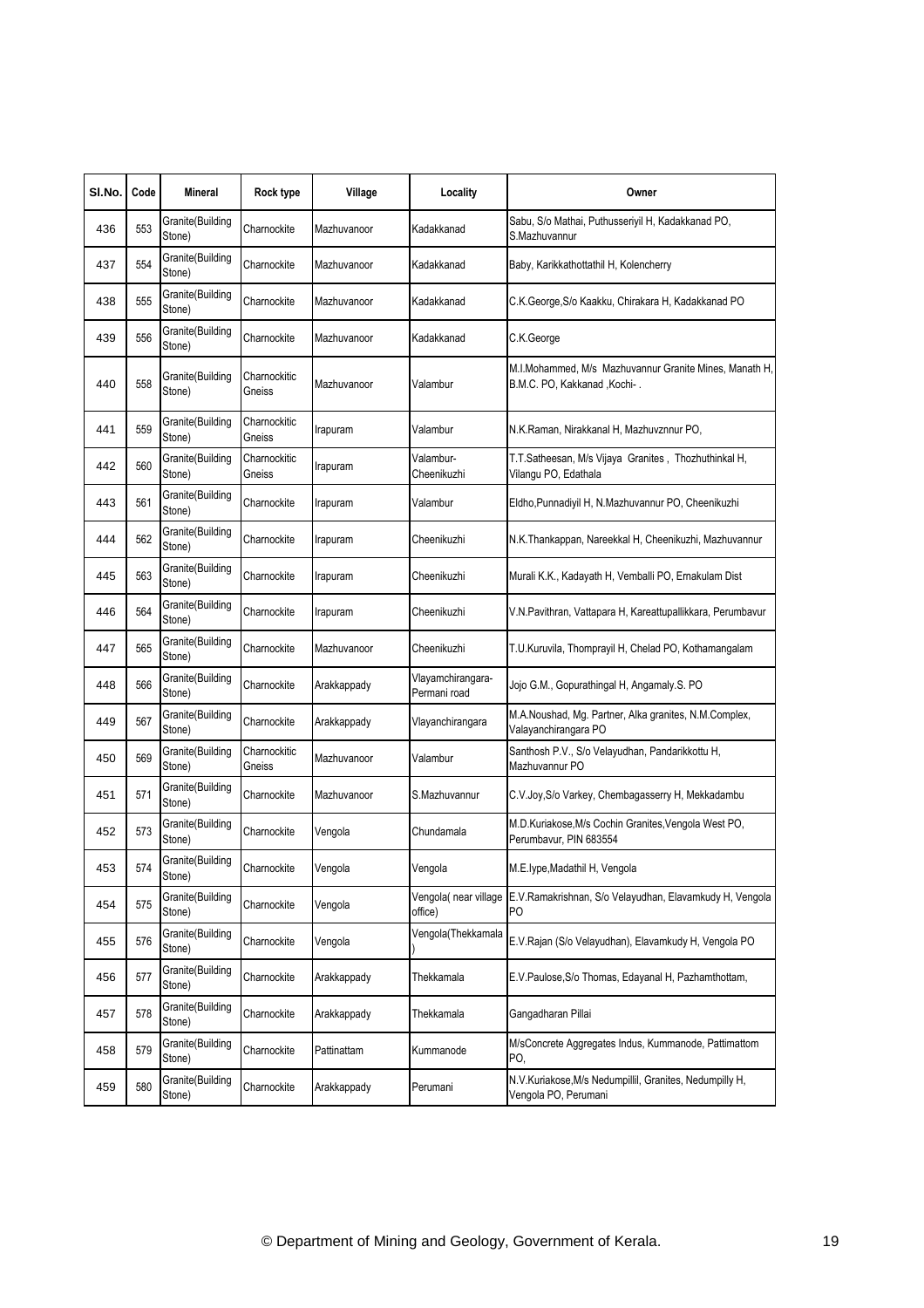| Sl.No. | Code | Mineral | Rock type | Village | Locality | Owner |
|---|---|---|---|---|---|---|
| 436 | 553 | Granite(Building Stone) | Charnockite | Mazhuvanoor | Kadakkanad | Sabu, S/o Mathai, Puthusseriyil H, Kadakkanad PO, S.Mazhuvannur |
| 437 | 554 | Granite(Building Stone) | Charnockite | Mazhuvanoor | Kadakkanad | Baby, Karikkathottathil H, Kolencherry |
| 438 | 555 | Granite(Building Stone) | Charnockite | Mazhuvanoor | Kadakkanad | C.K.George,S/o Kaakku, Chirakara H, Kadakkanad PO |
| 439 | 556 | Granite(Building Stone) | Charnockite | Mazhuvanoor | Kadakkanad | C.K.George |
| 440 | 558 | Granite(Building Stone) | Charnockitic Gneiss | Mazhuvanoor | Valambur | M.I.Mohammed, M/s Mazhuvannur Granite Mines, Manath H, B.M.C. PO, Kakkanad ,Kochi- . |
| 441 | 559 | Granite(Building Stone) | Charnockitic Gneiss | Irapuram | Valambur | N.K.Raman, Nirakkanal H, Mazhuvznnur PO, |
| 442 | 560 | Granite(Building Stone) | Charnockitic Gneiss | Irapuram | Valambur-Cheenikuzhi | T.T.Satheesan, M/s Vijaya Granites , Thozhuthinkal H, Vilangu PO, Edathala |
| 443 | 561 | Granite(Building Stone) | Charnockite | Irapuram | Valambur | Eldho,Punnadiyil H, N.Mazhuvannur PO, Cheenikuzhi |
| 444 | 562 | Granite(Building Stone) | Charnockite | Irapuram | Cheenikuzhi | N.K.Thankappan, Nareekkal H, Cheenikuzhi, Mazhuvannur |
| 445 | 563 | Granite(Building Stone) | Charnockite | Irapuram | Cheenikuzhi | Murali K.K., Kadayath H, Vemballi PO, Ernakulam Dist |
| 446 | 564 | Granite(Building Stone) | Charnockite | Irapuram | Cheenikuzhi | V.N.Pavithran, Vattapara H, Kareattupallikkara, Perumbavur |
| 447 | 565 | Granite(Building Stone) | Charnockite | Mazhuvanoor | Cheenikuzhi | T.U.Kuruvila, Thomprayil H, Chelad PO, Kothamangalam |
| 448 | 566 | Granite(Building Stone) | Charnockite | Arakkappady | Vlayamchirangara-Permani road | Jojo G.M., Gopurathingal H, Angamaly.S. PO |
| 449 | 567 | Granite(Building Stone) | Charnockite | Arakkappady | Vlayanchirangara | M.A.Noushad, Mg. Partner, Alka granites, N.M.Complex, Valayanchirangara PO |
| 450 | 569 | Granite(Building Stone) | Charnockitic Gneiss | Mazhuvanoor | Valambur | Santhosh P.V., S/o Velayudhan, Pandarikkottu H, Mazhuvannur PO |
| 451 | 571 | Granite(Building Stone) | Charnockite | Mazhuvanoor | S.Mazhuvannur | C.V.Joy,S/o Varkey, Chembagasserry H, Mekkadambu |
| 452 | 573 | Granite(Building Stone) | Charnockite | Vengola | Chundamala | M.D.Kuriakose,M/s Cochin Granites,Vengola West PO, Perumbavur, PIN 683554 |
| 453 | 574 | Granite(Building Stone) | Charnockite | Vengola | Vengola | M.E.Iype,Madathil H, Vengola |
| 454 | 575 | Granite(Building Stone) | Charnockite | Vengola | Vengola( near village office) | E.V.Ramakrishnan, S/o Velayudhan, Elavamkudy H, Vengola PO |
| 455 | 576 | Granite(Building Stone) | Charnockite | Vengola | Vengola(Thekkamala) | E.V.Rajan (S/o Velayudhan), Elavamkudy H, Vengola PO |
| 456 | 577 | Granite(Building Stone) | Charnockite | Arakkappady | Thekkamala | E.V.Paulose,S/o Thomas, Edayanal H, Pazhamthottam, |
| 457 | 578 | Granite(Building Stone) | Charnockite | Arakkappady | Thekkamala | Gangadharan Pillai |
| 458 | 579 | Granite(Building Stone) | Charnockite | Pattinattam | Kummanode | M/sConcrete Aggregates Indus, Kummanode, Pattimattom PO, |
| 459 | 580 | Granite(Building Stone) | Charnockite | Arakkappady | Perumani | N.V.Kuriakose,M/s Nedumpillil, Granites, Nedumpilly H, Vengola PO, Perumani |

© Department of Mining and Geology, Government of Kerala.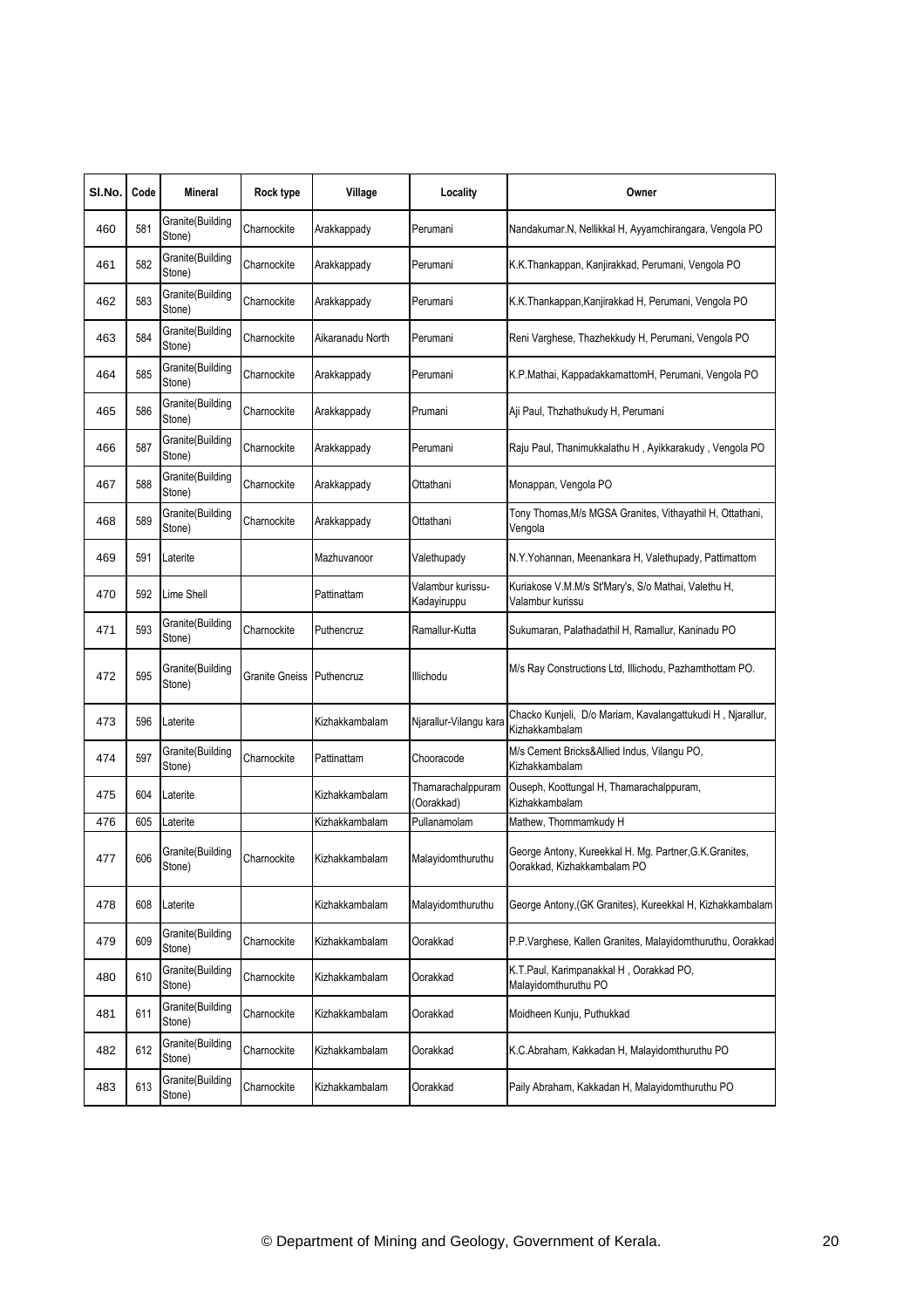| Sl.No. | Code | Mineral | Rock type | Village | Locality | Owner |
|---|---|---|---|---|---|---|
| 460 | 581 | Granite(Building Stone) | Charnockite | Arakkappady | Perumani | Nandakumar.N, Nellikkal H, Ayyamchirangara, Vengola PO |
| 461 | 582 | Granite(Building Stone) | Charnockite | Arakkappady | Perumani | K.K.Thankappan, Kanjirakkad, Perumani, Vengola PO |
| 462 | 583 | Granite(Building Stone) | Charnockite | Arakkappady | Perumani | K.K.Thankappan,Kanjirakkad H, Perumani, Vengola PO |
| 463 | 584 | Granite(Building Stone) | Charnockite | Aikaranadu North | Perumani | Reni Varghese, Thazhekkudy H, Perumani, Vengola PO |
| 464 | 585 | Granite(Building Stone) | Charnockite | Arakkappady | Perumani | K.P.Mathai, KappadakkamattomH, Perumani, Vengola PO |
| 465 | 586 | Granite(Building Stone) | Charnockite | Arakkappady | Prumani | Aji Paul, Thzhathukudy H, Perumani |
| 466 | 587 | Granite(Building Stone) | Charnockite | Arakkappady | Perumani | Raju Paul, Thanimukkalathu H , Ayikkarakudy , Vengola PO |
| 467 | 588 | Granite(Building Stone) | Charnockite | Arakkappady | Ottathani | Monappan, Vengola PO |
| 468 | 589 | Granite(Building Stone) | Charnockite | Arakkappady | Ottathani | Tony Thomas,M/s MGSA Granites, Vithayathil H, Ottathani, Vengola |
| 469 | 591 | Laterite | | Mazhuvanoor | Valethupady | N.Y.Yohannan, Meenankara H, Valethupady, Pattimattom |
| 470 | 592 | Lime Shell | | Pattinattam | Valambur kurissu-Kadayiruppu | Kuriakose V.M.M/s St'Mary's, S/o Mathai, Valethu H, Valambur kurissu |
| 471 | 593 | Granite(Building Stone) | Charnockite | Puthencruz | Ramallur-Kutta | Sukumaran, Palathadathil H, Ramallur, Kaninadu PO |
| 472 | 595 | Granite(Building Stone) | Granite Gneiss | Puthencruz | Illichodu | M/s Ray Constructions Ltd, Illichodu, Pazhamthottam PO. |
| 473 | 596 | Laterite | | Kizhakkambalam | Njarallur-Vilangu kara | Chacko Kunjeli, D/o Mariam, Kavalangattukudi H , Njarallur, Kizhakkambalam |
| 474 | 597 | Granite(Building Stone) | Charnockite | Pattinattam | Chooracode | M/s Cement Bricks&Allied Indus, Vilangu PO, Kizhakkambalam |
| 475 | 604 | Laterite | | Kizhakkambalam | Thamarachalppuram (Oorakkad) | Ouseph, Koottungal H, Thamarachalppuram, Kizhakkambalam |
| 476 | 605 | Laterite | | Kizhakkambalam | Pullanamolam | Mathew, Thommamkudy H |
| 477 | 606 | Granite(Building Stone) | Charnockite | Kizhakkambalam | Malayidomthuruthu | George Antony, Kureekkal H. Mg. Partner,G.K.Granites, Oorakkad, Kizhakkambalam PO |
| 478 | 608 | Laterite | | Kizhakkambalam | Malayidomthuruthu | George Antony,(GK Granites), Kureekkal H, Kizhakkambalam |
| 479 | 609 | Granite(Building Stone) | Charnockite | Kizhakkambalam | Oorakkad | P.P.Varghese, Kallen Granites, Malayidomthuruthu, Oorakkad |
| 480 | 610 | Granite(Building Stone) | Charnockite | Kizhakkambalam | Oorakkad | K.T.Paul, Karimpanakkal H , Oorakkad PO, Malayidomthuruthu PO |
| 481 | 611 | Granite(Building Stone) | Charnockite | Kizhakkambalam | Oorakkad | Moidheen Kunju, Puthukkad |
| 482 | 612 | Granite(Building Stone) | Charnockite | Kizhakkambalam | Oorakkad | K.C.Abraham, Kakkadan H, Malayidomthuruthu PO |
| 483 | 613 | Granite(Building Stone) | Charnockite | Kizhakkambalam | Oorakkad | Paily Abraham, Kakkadan H, Malayidomthuruthu PO |

© Department of Mining and Geology, Government of Kerala.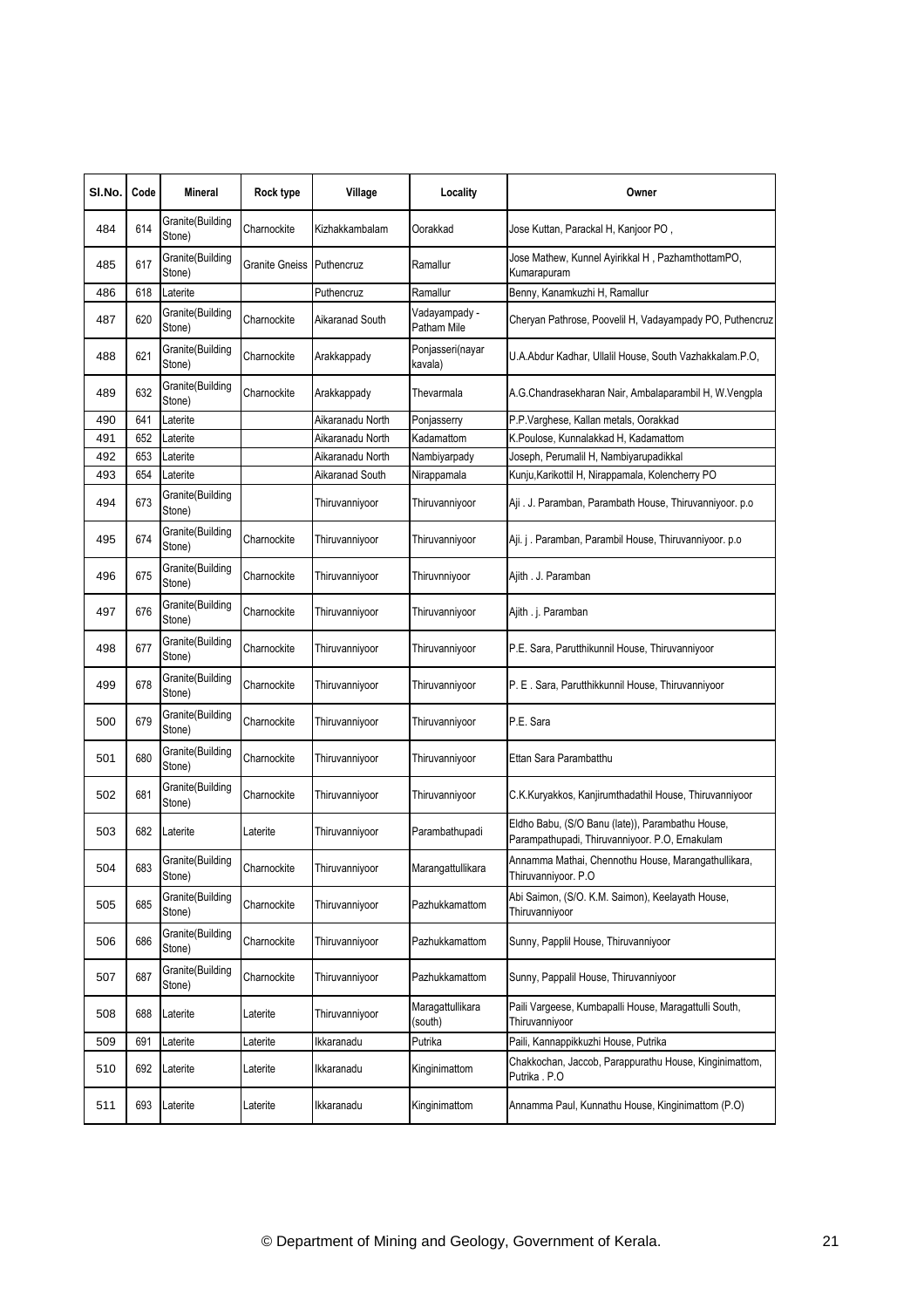| Sl.No. | Code | Mineral | Rock type | Village | Locality | Owner |
|---|---|---|---|---|---|---|
| 484 | 614 | Granite(Building Stone) | Charnockite | Kizhakkambalam | Oorakkad | Jose Kuttan, Parackal H, Kanjoor PO , |
| 485 | 617 | Granite(Building Stone) | Granite Gneiss | Puthencruz | Ramallur | Jose Mathew, Kunnel Ayirikkal H , PazhamthottamPO, Kumarapuram |
| 486 | 618 | Laterite | | Puthencruz | Ramallur | Benny, Kanamkuzhi H, Ramallur |
| 487 | 620 | Granite(Building Stone) | Charnockite | Aikaranad South | Vadayampady - Patham Mile | Cheryan Pathrose, Poovelil H, Vadayampady PO, Puthencruz |
| 488 | 621 | Granite(Building Stone) | Charnockite | Arakkappady | Ponjasseri(nayar kavala) | U.A.Abdur Kadhar, Ullalil House, South Vazhakkalam.P.O, |
| 489 | 632 | Granite(Building Stone) | Charnockite | Arakkappady | Thevarmala | A.G.Chandrasekharan Nair, Ambalaparambil H, W.Vengpla |
| 490 | 641 | Laterite | | Aikaranadu North | Ponjasserry | P.P.Varghese, Kallan metals, Oorakkad |
| 491 | 652 | Laterite | | Aikaranadu North | Kadamattom | K.Poulose, Kunnalakkad H, Kadamattom |
| 492 | 653 | Laterite | | Aikaranadu North | Nambiyarpady | Joseph, Perumalil H, Nambiyarupadikkal |
| 493 | 654 | Laterite | | Aikaranad South | Nirappamala | Kunju,Karikottil H, Nirappamala, Kolencherry PO |
| 494 | 673 | Granite(Building Stone) | | Thiruvanniyoor | Thiruvanniyoor | Aji . J. Paramban, Parambath House, Thiruvanniyoor. p.o |
| 495 | 674 | Granite(Building Stone) | Charnockite | Thiruvanniyoor | Thiruvanniyoor | Aji. j . Paramban, Parambil House, Thiruvanniyoor. p.o |
| 496 | 675 | Granite(Building Stone) | Charnockite | Thiruvanniyoor | Thiruvnniyoor | Ajith . J. Paramban |
| 497 | 676 | Granite(Building Stone) | Charnockite | Thiruvanniyoor | Thiruvanniyoor | Ajith . j. Paramban |
| 498 | 677 | Granite(Building Stone) | Charnockite | Thiruvanniyoor | Thiruvanniyoor | P.E. Sara, Parutthikunnil House, Thiruvanniyoor |
| 499 | 678 | Granite(Building Stone) | Charnockite | Thiruvanniyoor | Thiruvanniyoor | P. E . Sara, Parutthikkunnil House, Thiruvanniyoor |
| 500 | 679 | Granite(Building Stone) | Charnockite | Thiruvanniyoor | Thiruvanniyoor | P.E. Sara |
| 501 | 680 | Granite(Building Stone) | Charnockite | Thiruvanniyoor | Thiruvanniyoor | Ettan Sara Parambatthu |
| 502 | 681 | Granite(Building Stone) | Charnockite | Thiruvanniyoor | Thiruvanniyoor | C.K.Kuryakkos, Kanjirumthadathil House, Thiruvanniyoor |
| 503 | 682 | Laterite | Laterite | Thiruvanniyoor | Parambathupadi | Eldho Babu, (S/O Banu (late)), Parambathu House, Parampathupadi, Thiruvanniyoor. P.O, Ernakulam |
| 504 | 683 | Granite(Building Stone) | Charnockite | Thiruvanniyoor | Marangattullikara | Annamma Mathai, Chennothu House, Marangathullikara, Thiruvanniyoor. P.O |
| 505 | 685 | Granite(Building Stone) | Charnockite | Thiruvanniyoor | Pazhukkamattom | Abi Saimon, (S/O. K.M. Saimon), Keelayath House, Thiruvanniyoor |
| 506 | 686 | Granite(Building Stone) | Charnockite | Thiruvanniyoor | Pazhukkamattom | Sunny, Papplil House, Thiruvanniyoor |
| 507 | 687 | Granite(Building Stone) | Charnockite | Thiruvanniyoor | Pazhukkamattom | Sunny, Pappalil House, Thiruvanniyoor |
| 508 | 688 | Laterite | Laterite | Thiruvanniyoor | Maragattullikara (south) | Paili Vargeese, Kumbapalli House, Maragattulli South, Thiruvanniyoor |
| 509 | 691 | Laterite | Laterite | Ikkaranadu | Putrika | Paili, Kannappikkuzhi House, Putrika |
| 510 | 692 | Laterite | Laterite | Ikkaranadu | Kinginimattom | Chakkochan, Jaccob, Parappurathu House, Kinginimattom, Putrika . P.O |
| 511 | 693 | Laterite | Laterite | Ikkaranadu | Kinginimattom | Annamma Paul, Kunnathu House, Kinginimattom (P.O) |

© Department of Mining and Geology, Government of Kerala.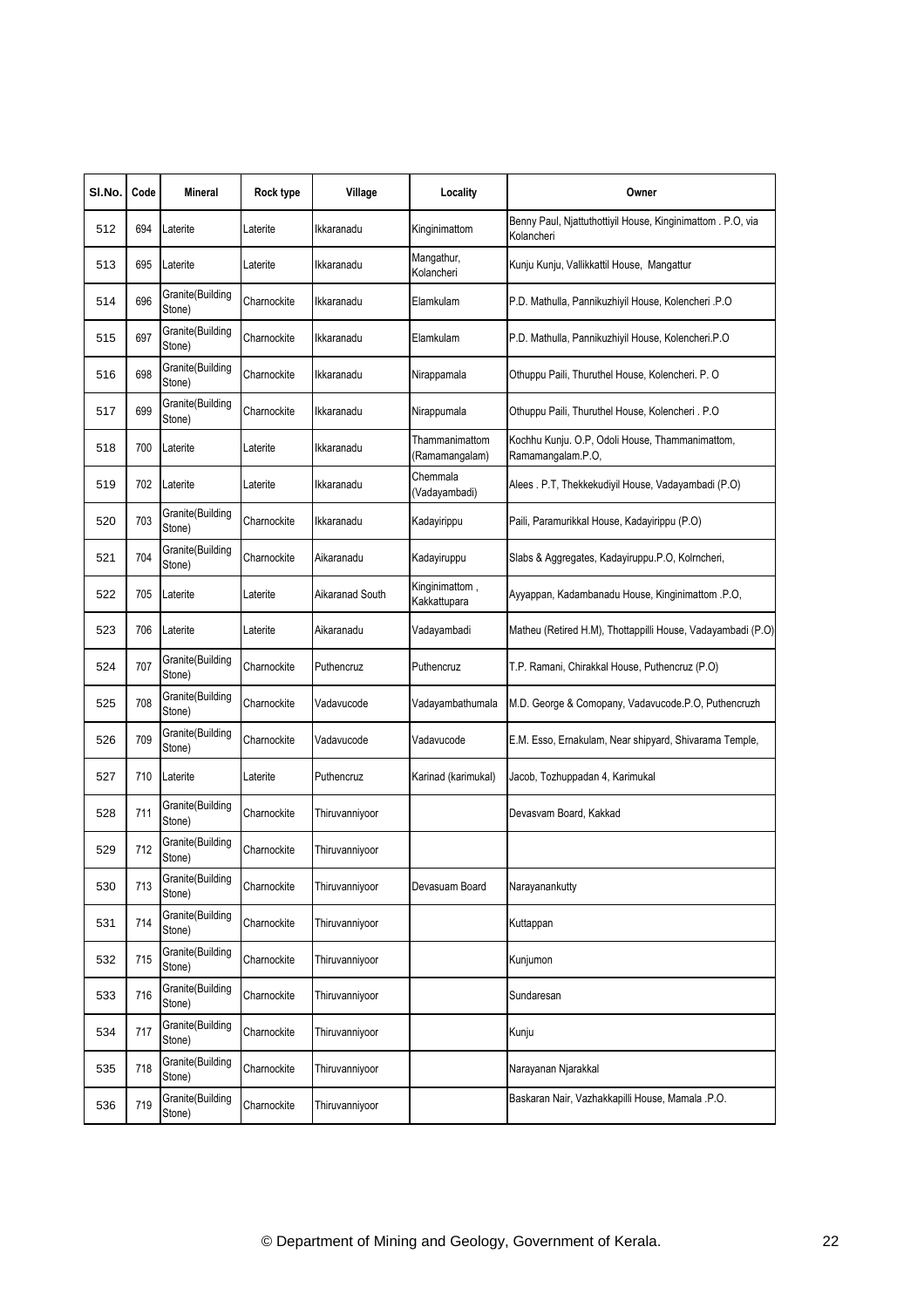| Sl.No. | Code | Mineral | Rock type | Village | Locality | Owner |
|---|---|---|---|---|---|---|
| 512 | 694 | Laterite | Laterite | Ikkaranadu | Kinginimattom | Benny Paul, Njattuthottiyil House, Kinginimattom . P.O, via Kolancheri |
| 513 | 695 | Laterite | Laterite | Ikkaranadu | Mangathur, Kolancheri | Kunju Kunju, Vallikkattil House, Mangattur |
| 514 | 696 | Granite(Building Stone) | Charnockite | Ikkaranadu | Elamkulam | P.D. Mathulla, Pannikuzhiyil House, Kolencheri .P.O |
| 515 | 697 | Granite(Building Stone) | Charnockite | Ikkaranadu | Elamkulam | P.D. Mathulla, Pannikuzhiyil House, Kolencheri.P.O |
| 516 | 698 | Granite(Building Stone) | Charnockite | Ikkaranadu | Nirappamala | Othuppu Paili, Thuruthel House, Kolencheri. P. O |
| 517 | 699 | Granite(Building Stone) | Charnockite | Ikkaranadu | Nirappumala | Othuppu Paili, Thuruthel House, Kolencheri . P.O |
| 518 | 700 | Laterite | Laterite | Ikkaranadu | Thammanimattom (Ramamangalam) | Kochhu Kunju. O.P, Odoli House, Thammanimattom, Ramamangalam.P.O, |
| 519 | 702 | Laterite | Laterite | Ikkaranadu | Chemmala (Vadayambadi) | Alees . P.T, Thekkekudiyil House, Vadayambadi (P.O) |
| 520 | 703 | Granite(Building Stone) | Charnockite | Ikkaranadu | Kadayirippu | Paili, Paramurikkal House, Kadayirippu (P.O) |
| 521 | 704 | Granite(Building Stone) | Charnockite | Aikaranadu | Kadayiruppu | Slabs & Aggregates, Kadayiruppu.P.O, Kolrncheri, |
| 522 | 705 | Laterite | Laterite | Aikaranad South | Kinginimattom , Kakkattupara | Ayyappan, Kadambanadu House, Kinginimattom .P.O, |
| 523 | 706 | Laterite | Laterite | Aikaranadu | Vadayambadi | Matheu (Retired H.M), Thottappilli House, Vadayambadi (P.O) |
| 524 | 707 | Granite(Building Stone) | Charnockite | Puthencruz | Puthencruz | T.P. Ramani, Chirakkal House, Puthencruz (P.O) |
| 525 | 708 | Granite(Building Stone) | Charnockite | Vadavucode | Vadayambathumala | M.D. George & Comopany, Vadavucode.P.O, Puthencruzh |
| 526 | 709 | Granite(Building Stone) | Charnockite | Vadavucode | Vadavucode | E.M. Esso, Ernakulam, Near shipyard, Shivarama Temple, |
| 527 | 710 | Laterite | Laterite | Puthencruz | Karinad (karimukal) | Jacob, Tozhuppadan 4, Karimukal |
| 528 | 711 | Granite(Building Stone) | Charnockite | Thiruvanniyoor | | Devasvam Board, Kakkad |
| 529 | 712 | Granite(Building Stone) | Charnockite | Thiruvanniyoor | | |
| 530 | 713 | Granite(Building Stone) | Charnockite | Thiruvanniyoor | Devasuam Board | Narayanankutty |
| 531 | 714 | Granite(Building Stone) | Charnockite | Thiruvanniyoor | | Kuttappan |
| 532 | 715 | Granite(Building Stone) | Charnockite | Thiruvanniyoor | | Kunjumon |
| 533 | 716 | Granite(Building Stone) | Charnockite | Thiruvanniyoor | | Sundaresan |
| 534 | 717 | Granite(Building Stone) | Charnockite | Thiruvanniyoor | | Kunju |
| 535 | 718 | Granite(Building Stone) | Charnockite | Thiruvanniyoor | | Narayanan Njarakkal |
| 536 | 719 | Granite(Building Stone) | Charnockite | Thiruvanniyoor | | Baskaran Nair, Vazhakkapilli House, Mamala .P.O. |

© Department of Mining and Geology, Government of Kerala.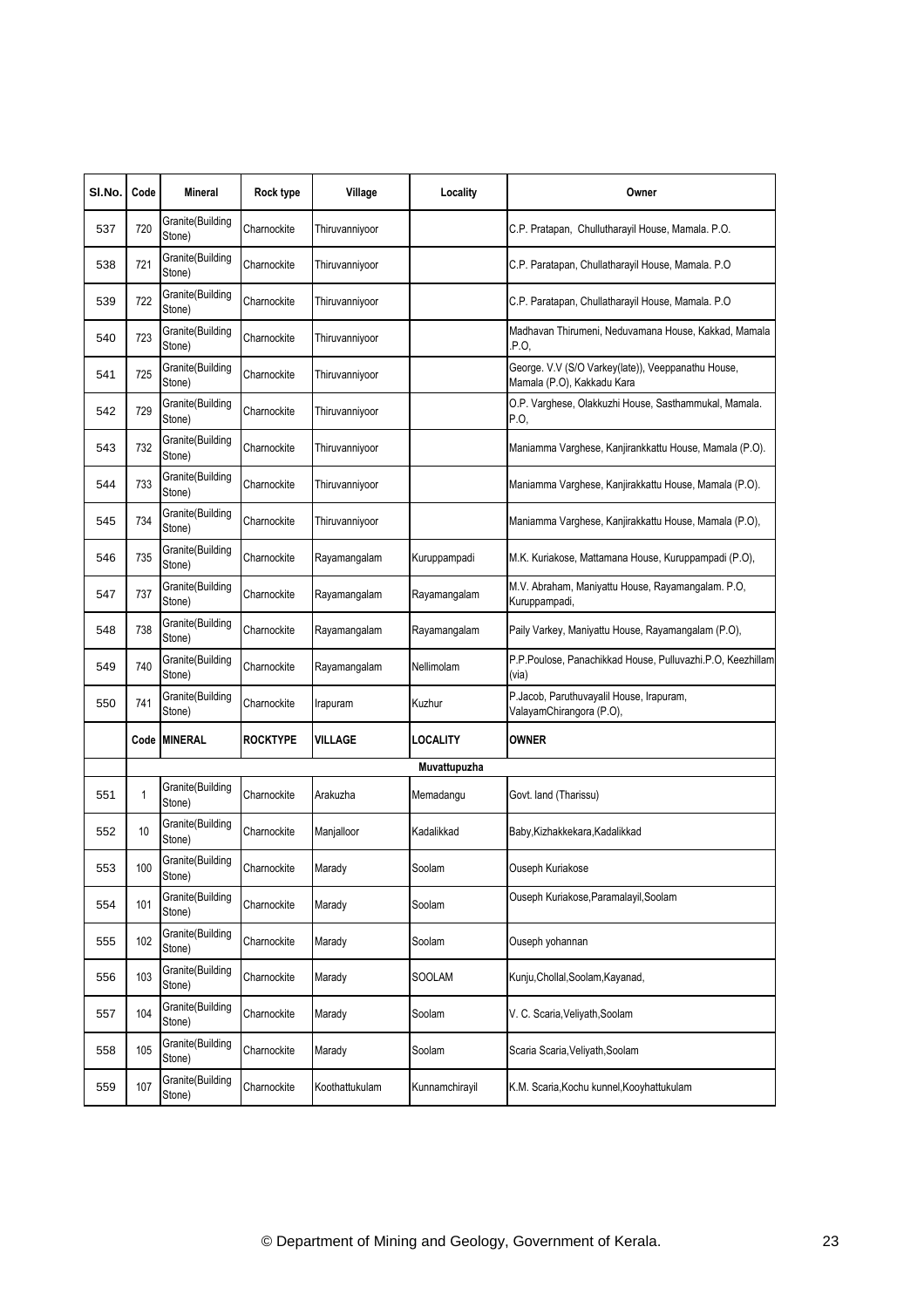| Sl.No. | Code | Mineral | Rock type | Village | Locality | Owner |
|---|---|---|---|---|---|---|
| 537 | 720 | Granite(Building Stone) | Charnockite | Thiruvanniyoor | | C.P. Pratapan, Chullutharayil House, Mamala. P.O. |
| 538 | 721 | Granite(Building Stone) | Charnockite | Thiruvanniyoor | | C.P. Paratapan, Chullatharayil House, Mamala. P.O |
| 539 | 722 | Granite(Building Stone) | Charnockite | Thiruvanniyoor | | C.P. Paratapan, Chullatharayil House, Mamala. P.O |
| 540 | 723 | Granite(Building Stone) | Charnockite | Thiruvanniyoor | | Madhavan Thirumeni, Neduvamana House, Kakkad, Mamala .P.O, |
| 541 | 725 | Granite(Building Stone) | Charnockite | Thiruvanniyoor | | George. V.V (S/O Varkey(late)), Veeppanathu House, Mamala (P.O), Kakkadu Kara |
| 542 | 729 | Granite(Building Stone) | Charnockite | Thiruvanniyoor | | O.P. Varghese, Olakkuzhi House, Sasthammukal, Mamala. P.O, |
| 543 | 732 | Granite(Building Stone) | Charnockite | Thiruvanniyoor | | Maniamma Varghese, Kanjirankkattu House, Mamala (P.O). |
| 544 | 733 | Granite(Building Stone) | Charnockite | Thiruvanniyoor | | Maniamma Varghese, Kanjirakkattu House, Mamala (P.O). |
| 545 | 734 | Granite(Building Stone) | Charnockite | Thiruvanniyoor | | Maniamma Varghese, Kanjirakkattu House, Mamala (P.O), |
| 546 | 735 | Granite(Building Stone) | Charnockite | Rayamangalam | Kuruppampadi | M.K. Kuriakose, Mattamana House, Kuruppampadi (P.O), |
| 547 | 737 | Granite(Building Stone) | Charnockite | Rayamangalam | Rayamangalam | M.V. Abraham, Maniyattu House, Rayamangalam. P.O, Kuruppampadi, |
| 548 | 738 | Granite(Building Stone) | Charnockite | Rayamangalam | Rayamangalam | Paily Varkey, Maniyattu House, Rayamangalam (P.O), |
| 549 | 740 | Granite(Building Stone) | Charnockite | Rayamangalam | Nellimolam | P.P.Poulose, Panachikkad House, Pulluvazhi.P.O, Keezhillam (via) |
| 550 | 741 | Granite(Building Stone) | Charnockite | Irapuram | Kuzhur | P.Jacob, Paruthuvayalil House, Irapuram, ValayamChirangora (P.O), |
| | **Code** | **MINERAL** | **ROCKTYPE** | **VILLAGE** | **LOCALITY** | **OWNER** |
| | | | | | **Muvattupuzha** | |
| 551 | 1 | Granite(Building Stone) | Charnockite | Arakuzha | Memadangu | Govt. land (Tharissu) |
| 552 | 10 | Granite(Building Stone) | Charnockite | Manjalloor | Kadalikkad | Baby,Kizhakkekara,Kadalikkad |
| 553 | 100 | Granite(Building Stone) | Charnockite | Marady | Soolam | Ouseph Kuriakose |
| 554 | 101 | Granite(Building Stone) | Charnockite | Marady | Soolam | Ouseph Kuriakose,Paramalayil,Soolam |
| 555 | 102 | Granite(Building Stone) | Charnockite | Marady | Soolam | Ouseph yohannan |
| 556 | 103 | Granite(Building Stone) | Charnockite | Marady | SOOLAM | Kunju,Chollal,Soolam,Kayanad, |
| 557 | 104 | Granite(Building Stone) | Charnockite | Marady | Soolam | V. C. Scaria,Veliyath,Soolam |
| 558 | 105 | Granite(Building Stone) | Charnockite | Marady | Soolam | Scaria Scaria,Veliyath,Soolam |
| 559 | 107 | Granite(Building Stone) | Charnockite | Koothattukulam | Kunnamchirayil | K.M. Scaria,Kochu kunnel,Kooyhattukulam |

© Department of Mining and Geology, Government of Kerala.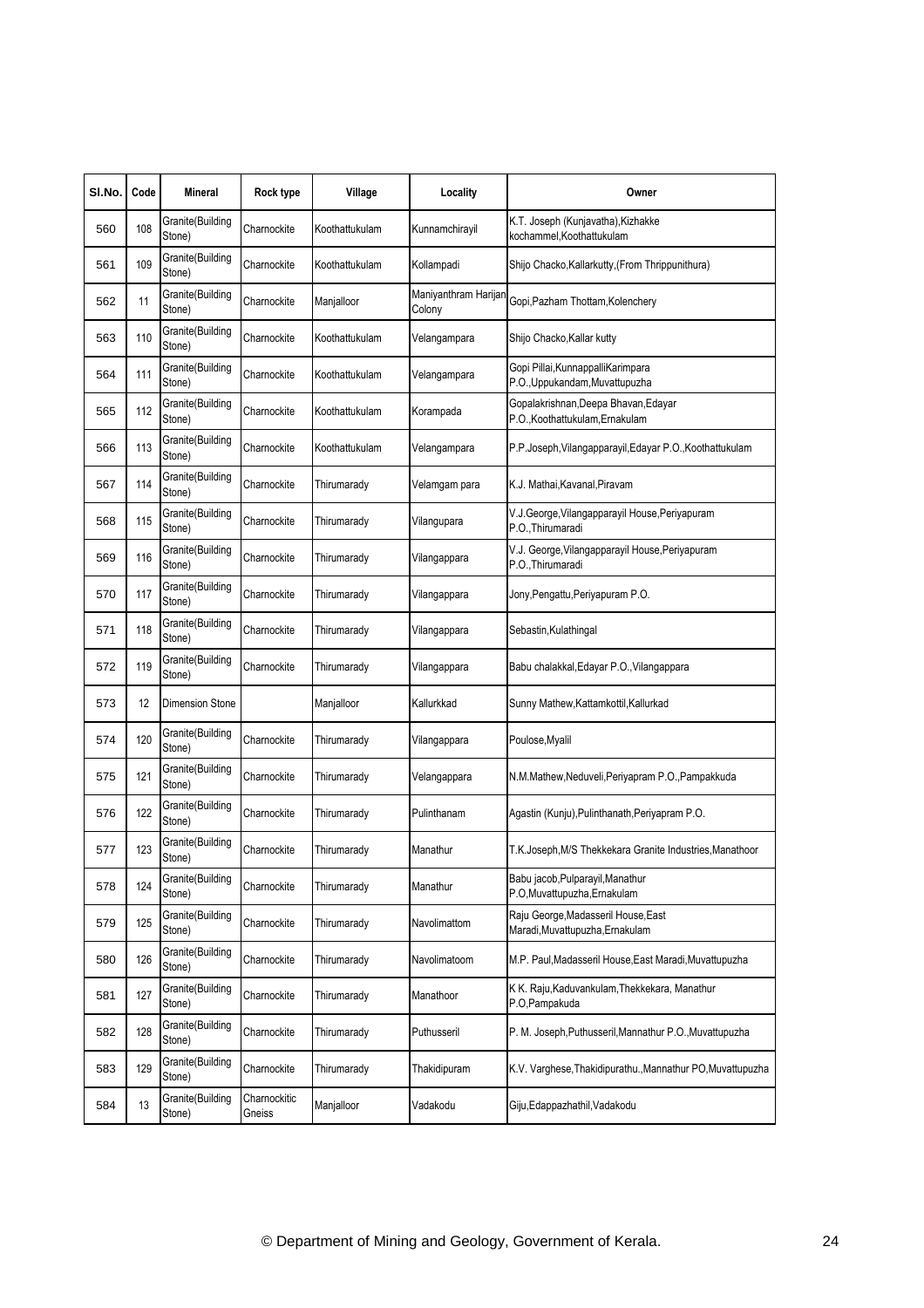| Sl.No. | Code | Mineral | Rock type | Village | Locality | Owner |
|---|---|---|---|---|---|---|
| 560 | 108 | Granite(Building Stone) | Charnockite | Koothattukulam | Kunnamchirayil | K.T. Joseph (Kunjavatha),Kizhakke kochammel,Koothattukulam |
| 561 | 109 | Granite(Building Stone) | Charnockite | Koothattukulam | Kollampadi | Shijo Chacko,Kallarkutty,(From Thrippunithura) |
| 562 | 11 | Granite(Building Stone) | Charnockite | Manjalloor | Maniyanthram Harijan Colony | Gopi,Pazham Thottam,Kolenchery |
| 563 | 110 | Granite(Building Stone) | Charnockite | Koothattukulam | Velangampara | Shijo Chacko,Kallar kutty |
| 564 | 111 | Granite(Building Stone) | Charnockite | Koothattukulam | Velangampara | Gopi Pillai,KunnappalliKarimpara P.O.,Uppukandam,Muvattupuzha |
| 565 | 112 | Granite(Building Stone) | Charnockite | Koothattukulam | Korampada | Gopalakrishnan,Deepa Bhavan,Edayar P.O.,Koothattukulam,Ernakulam |
| 566 | 113 | Granite(Building Stone) | Charnockite | Koothattukulam | Velangampara | P.P.Joseph,Vilangapparayil,Edayar P.O.,Koothattukulam |
| 567 | 114 | Granite(Building Stone) | Charnockite | Thirumarady | Velamgam para | K.J. Mathai,Kavanal,Piravam |
| 568 | 115 | Granite(Building Stone) | Charnockite | Thirumarady | Vilangupara | V.J.George,Vilangapparayil House,Periyapuram P.O.,Thirumaradi |
| 569 | 116 | Granite(Building Stone) | Charnockite | Thirumarady | Vilangappara | V.J. George,Vilangapparayil House,Periyapuram P.O.,Thirumaradi |
| 570 | 117 | Granite(Building Stone) | Charnockite | Thirumarady | Vilangappara | Jony,Pengattu,Periyapuram P.O. |
| 571 | 118 | Granite(Building Stone) | Charnockite | Thirumarady | Vilangappara | Sebastin,Kulathingal |
| 572 | 119 | Granite(Building Stone) | Charnockite | Thirumarady | Vilangappara | Babu chalakkal,Edayar P.O.,Vilangappara |
| 573 | 12 | Dimension Stone | | Manjalloor | Kallurkkad | Sunny Mathew,Kattamkottil,Kallurkad |
| 574 | 120 | Granite(Building Stone) | Charnockite | Thirumarady | Vilangappara | Poulose,Myalil |
| 575 | 121 | Granite(Building Stone) | Charnockite | Thirumarady | Velangappara | N.M.Mathew,Neduveli,Periyapram P.O.,Pampakkuda |
| 576 | 122 | Granite(Building Stone) | Charnockite | Thirumarady | Pulinthanam | Agastin (Kunju),Pulinthanath,Periyapram P.O. |
| 577 | 123 | Granite(Building Stone) | Charnockite | Thirumarady | Manathur | T.K.Joseph,M/S Thekkekara Granite Industries,Manathoor |
| 578 | 124 | Granite(Building Stone) | Charnockite | Thirumarady | Manathur | Babu jacob,Pulparayil,Manathur P.O,Muvattupuzha,Ernakulam |
| 579 | 125 | Granite(Building Stone) | Charnockite | Thirumarady | Navolimattom | Raju George,Madasseril House,East Maradi,Muvattupuzha,Ernakulam |
| 580 | 126 | Granite(Building Stone) | Charnockite | Thirumarady | Navolimatoom | M.P. Paul,Madasseril House,East Maradi,Muvattupuzha |
| 581 | 127 | Granite(Building Stone) | Charnockite | Thirumarady | Manathoor | K K. Raju,Kaduvankulam,Thekkekara, Manathur P.O,Pampakuda |
| 582 | 128 | Granite(Building Stone) | Charnockite | Thirumarady | Puthusseril | P. M. Joseph,Puthusseril,Mannathur P.O.,Muvattupuzha |
| 583 | 129 | Granite(Building Stone) | Charnockite | Thirumarady | Thakidipuram | K.V. Varghese,Thakidipurathu.,Mannathur PO,Muvattupuzha |
| 584 | 13 | Granite(Building Stone) | Charnockitic Gneiss | Manjalloor | Vadakodu | Giju,Edappazhathil,Vadakodu |

© Department of Mining and Geology, Government of Kerala.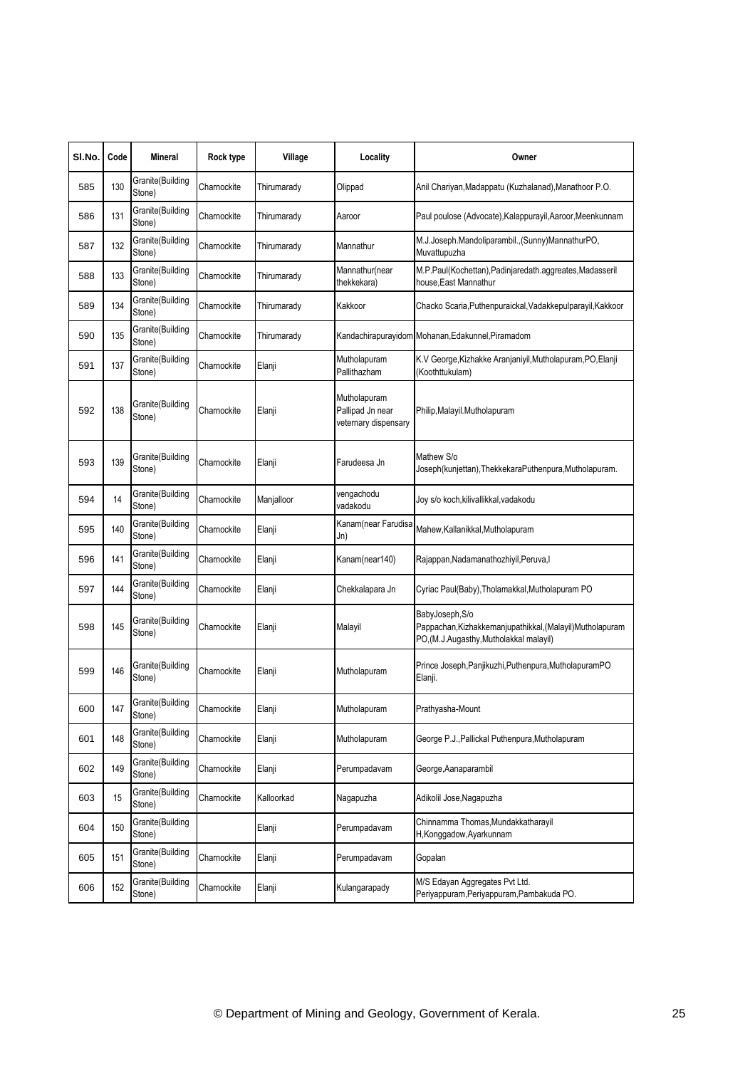| Sl.No. | Code | Mineral | Rock type | Village | Locality | Owner |
|---|---|---|---|---|---|---|
| 585 | 130 | Granite(Building Stone) | Charnockite | Thirumarady | Olippad | Anil Chariyan,Madappatu (Kuzhalanad),Manathoor P.O. |
| 586 | 131 | Granite(Building Stone) | Charnockite | Thirumarady | Aaroor | Paul poulose (Advocate),Kalappurayil,Aaroor,Meenkunnam |
| 587 | 132 | Granite(Building Stone) | Charnockite | Thirumarady | Mannathur | M.J.Joseph.Mandoliparambil.,(Sunny)MannathurPO, Muvattupuzha |
| 588 | 133 | Granite(Building Stone) | Charnockite | Thirumarady | Mannathur(near thekkekara) | M.P.Paul(Kochettan),Padinjaredath.aggreates,Madasseril house,East Mannathur |
| 589 | 134 | Granite(Building Stone) | Charnockite | Thirumarady | Kakkoor | Chacko Scaria,Puthenpuraickal,Vadakkepulparayil,Kakkoor |
| 590 | 135 | Granite(Building Stone) | Charnockite | Thirumarady | Kandachirapurayidom | Mohanan,Edakunnel,Piramadom |
| 591 | 137 | Granite(Building Stone) | Charnockite | Elanji | Mutholapuram Pallithazham | K.V George,Kizhakke Aranjaniyil,Mutholapuram,PO,Elanji (Koothttukulam) |
| 592 | 138 | Granite(Building Stone) | Charnockite | Elanji | Mutholapuram Pallipad Jn near veternary dispensary | Philip,Malayil.Mutholapuram |
| 593 | 139 | Granite(Building Stone) | Charnockite | Elanji | Farudeesa Jn | Mathew S/o Joseph(kunjettan),ThekkekaraPuthenpura,Mutholapuram. |
| 594 | 14 | Granite(Building Stone) | Charnockite | Manjalloor | vengachodu vadakodu | Joy s/o koch,kilivallikkal,vadakodu |
| 595 | 140 | Granite(Building Stone) | Charnockite | Elanji | Kanam(near Farudisa Jn) | Mahew,Kallanikkal,Mutholapuram |
| 596 | 141 | Granite(Building Stone) | Charnockite | Elanji | Kanam(near140) | Rajappan,Nadamanathozhiyil,Peruva,l |
| 597 | 144 | Granite(Building Stone) | Charnockite | Elanji | Chekkalapara Jn | Cyriac Paul(Baby),Tholamakkal,Mutholapuram PO |
| 598 | 145 | Granite(Building Stone) | Charnockite | Elanji | Malayil | BabyJoseph,S/o Pappachan,Kizhakkemanjupathikkal,(Malayil)Mutholapuram PO,(M.J.Augasthy,Mutholakkal malayil) |
| 599 | 146 | Granite(Building Stone) | Charnockite | Elanji | Mutholapuram | Prince Joseph,Panjikuzhi,Puthenpura,MutholapuramPO Elanji. |
| 600 | 147 | Granite(Building Stone) | Charnockite | Elanji | Mutholapuram | Prathyasha-Mount |
| 601 | 148 | Granite(Building Stone) | Charnockite | Elanji | Mutholapuram | George P.J.,Pallickal Puthenpura,Mutholapuram |
| 602 | 149 | Granite(Building Stone) | Charnockite | Elanji | Perumpadavam | George,Aanaparambil |
| 603 | 15 | Granite(Building Stone) | Charnockite | Kalloorkad | Nagapuzha | Adikolil Jose,Nagapuzha |
| 604 | 150 | Granite(Building Stone) | | Elanji | Perumpadavam | Chinnamma Thomas,Mundakkatharayil H,Konggadow,Ayarkunnam |
| 605 | 151 | Granite(Building Stone) | Charnockite | Elanji | Perumpadavam | Gopalan |
| 606 | 152 | Granite(Building Stone) | Charnockite | Elanji | Kulangarapady | M/S Edayan Aggregates Pvt Ltd. Periyappuram,Periyappuram,Pambakuda PO. |

© Department of Mining and Geology, Government of Kerala.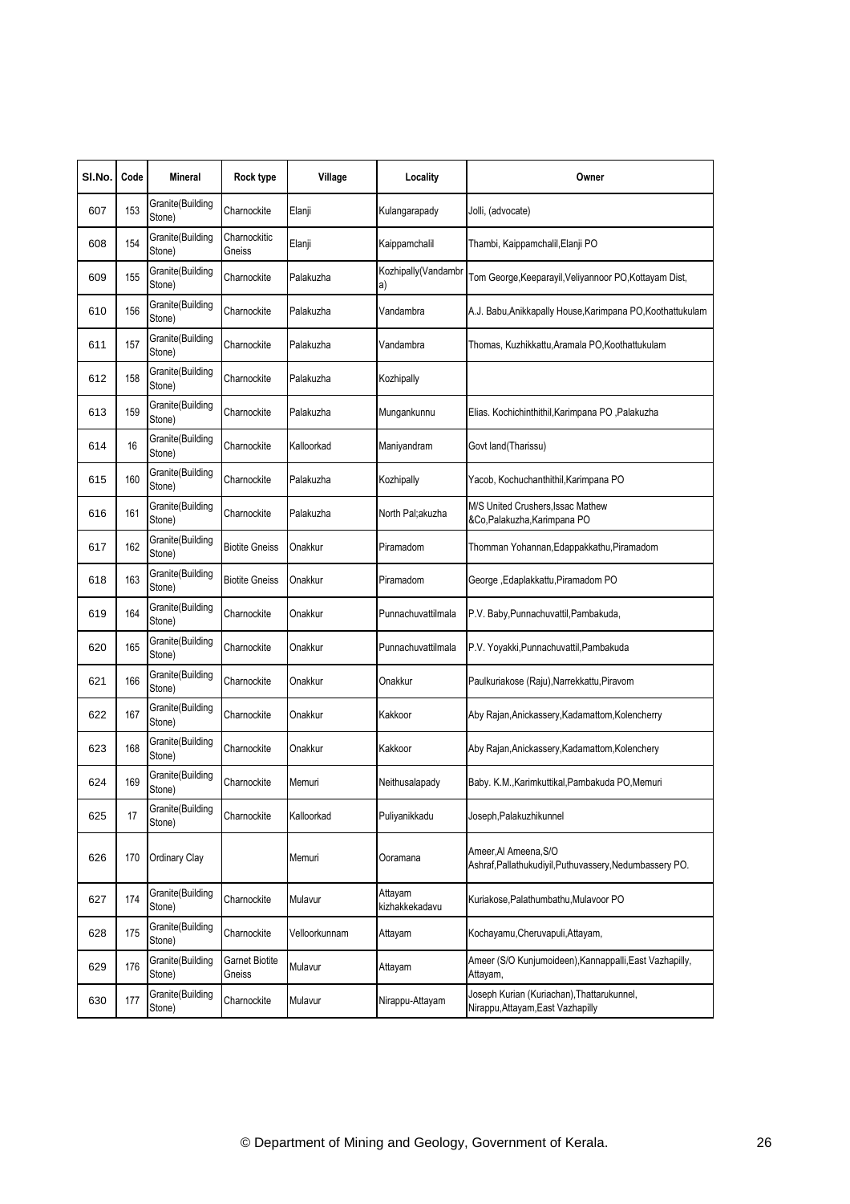| Sl.No. | Code | Mineral | Rock type | Village | Locality | Owner |
|---|---|---|---|---|---|---|
| 607 | 153 | Granite(Building Stone) | Charnockite | Elanji | Kulangarapady | Jolli, (advocate) |
| 608 | 154 | Granite(Building Stone) | Charnockitic Gneiss | Elanji | Kaippamchalil | Thambi, Kaippamchalil,Elanji PO |
| 609 | 155 | Granite(Building Stone) | Charnockite | Palakuzha | Kozhipally(Vandambra) | Tom George,Keeparayil,Veliyannoor PO,Kottayam Dist, |
| 610 | 156 | Granite(Building Stone) | Charnockite | Palakuzha | Vandambra | A.J. Babu,Anikkapally House,Karimpana PO,Koothattukulam |
| 611 | 157 | Granite(Building Stone) | Charnockite | Palakuzha | Vandambra | Thomas, Kuzhikkattu,Aramala PO,Koothattukulam |
| 612 | 158 | Granite(Building Stone) | Charnockite | Palakuzha | Kozhipally | |
| 613 | 159 | Granite(Building Stone) | Charnockite | Palakuzha | Mungankunnu | Elias. Kochichinthithil,Karimpana PO ,Palakuzha |
| 614 | 16 | Granite(Building Stone) | Charnockite | Kalloorkad | Maniyandram | Govt land(Tharissu) |
| 615 | 160 | Granite(Building Stone) | Charnockite | Palakuzha | Kozhipally | Yacob, Kochuchanthithil,Karimpana PO |
| 616 | 161 | Granite(Building Stone) | Charnockite | Palakuzha | North Pal;akuzha | M/S United Crushers,Issac Mathew &Co,Palakuzha,Karimpana PO |
| 617 | 162 | Granite(Building Stone) | Biotite Gneiss | Onakkur | Piramadom | Thomman Yohannan,Edappakkathu,Piramadom |
| 618 | 163 | Granite(Building Stone) | Biotite Gneiss | Onakkur | Piramadom | George ,Edaplakkattu,Piramadom PO |
| 619 | 164 | Granite(Building Stone) | Charnockite | Onakkur | Punnachuvattilmala | P.V. Baby,Punnachuvattil,Pambakuda, |
| 620 | 165 | Granite(Building Stone) | Charnockite | Onakkur | Punnachuvattilmala | P.V. Yoyakki,Punnachuvattil,Pambakuda |
| 621 | 166 | Granite(Building Stone) | Charnockite | Onakkur | Onakkur | Paulkuriakose (Raju),Narrekkattu,Piravom |
| 622 | 167 | Granite(Building Stone) | Charnockite | Onakkur | Kakkoor | Aby Rajan,Anickassery,Kadamattom,Kolencherry |
| 623 | 168 | Granite(Building Stone) | Charnockite | Onakkur | Kakkoor | Aby Rajan,Anickassery,Kadamattom,Kolenchery |
| 624 | 169 | Granite(Building Stone) | Charnockite | Memuri | Neithusalapady | Baby. K.M.,Karimkuttikal,Pambakuda PO,Memuri |
| 625 | 17 | Granite(Building Stone) | Charnockite | Kalloorkad | Puliyanikkadu | Joseph,Palakuzhikunnel |
| 626 | 170 | Ordinary Clay | | Memuri | Ooramana | Ameer,Al Ameena,S/O Ashraf,Pallathukudiyil,Puthuvassery,Nedumbassery PO. |
| 627 | 174 | Granite(Building Stone) | Charnockite | Mulavur | Attayam kizhakkekadavu | Kuriakose,Palathumbathu,Mulavoor PO |
| 628 | 175 | Granite(Building Stone) | Charnockite | Velloorkunnam | Attayam | Kochayamu,Cheruvapuli,Attayam, |
| 629 | 176 | Granite(Building Stone) | Garnet Biotite Gneiss | Mulavur | Attayam | Ameer (S/O Kunjumoideen),Kannappalli,East Vazhapilly, Attayam, |
| 630 | 177 | Granite(Building Stone) | Charnockite | Mulavur | Nirappu-Attayam | Joseph Kurian (Kuriachan),Thattarukunnel, Nirappu,Attayam,East Vazhapilly |

© Department of Mining and Geology, Government of Kerala.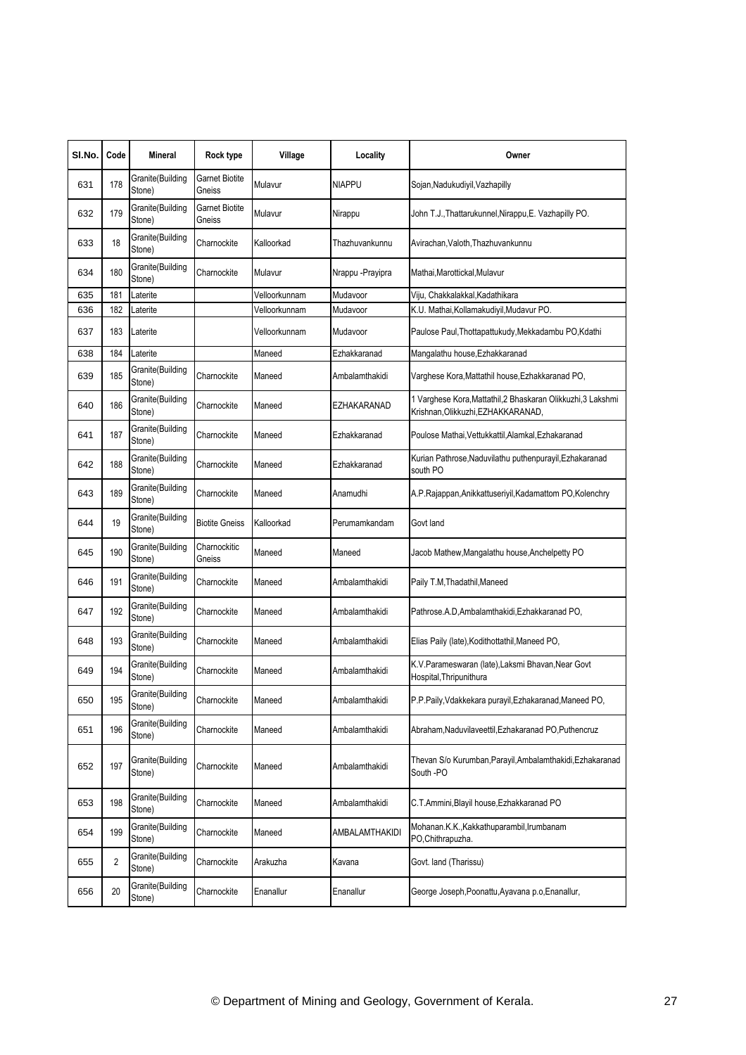| Sl.No. | Code | Mineral | Rock type | Village | Locality | Owner |
|---|---|---|---|---|---|---|
| 631 | 178 | Granite(Building Stone) | Garnet Biotite Gneiss | Mulavur | NIAPPU | Sojan,Nadukudiyil,Vazhapilly |
| 632 | 179 | Granite(Building Stone) | Garnet Biotite Gneiss | Mulavur | Nirappu | John T.J.,Thattarukunnel,Nirappu,E. Vazhapilly PO. |
| 633 | 18 | Granite(Building Stone) | Charnockite | Kalloorkad | Thazhuvankunnu | Avirachan,Valoth,Thazhuvankunnu |
| 634 | 180 | Granite(Building Stone) | Charnockite | Mulavur | Nrappu -Prayipra | Mathai,Marottickal,Mulavur |
| 635 | 181 | Laterite | | Velloorkunnam | Mudavoor | Viju, Chakkalakkal,Kadathikara |
| 636 | 182 | Laterite | | Velloorkunnam | Mudavoor | K.U. Mathai,Kollamakudiyil,Mudavur PO. |
| 637 | 183 | Laterite | | Velloorkunnam | Mudavoor | Paulose Paul,Thottapattukudy,Mekkadambu PO,Kdathi |
| 638 | 184 | Laterite | | Maneed | Ezhakkaranad | Mangalathu house,Ezhakkaranad |
| 639 | 185 | Granite(Building Stone) | Charnockite | Maneed | Ambalamthakidi | Varghese Kora,Mattathil house,Ezhakkaranad PO, |
| 640 | 186 | Granite(Building Stone) | Charnockite | Maneed | EZHAKARANAD | 1 Varghese Kora,Mattathil,2 Bhaskaran Olikkuzhi,3 Lakshmi Krishnan,Olikkuzhi,EZHAKKARANAD, |
| 641 | 187 | Granite(Building Stone) | Charnockite | Maneed | Ezhakkaranad | Poulose Mathai,Vettukkattil,Alamkal,Ezhakkaranad |
| 642 | 188 | Granite(Building Stone) | Charnockite | Maneed | Ezhakkaranad | Kurian Pathrose,Naduvilathu puthenpurayil,Ezhakaranad south PO |
| 643 | 189 | Granite(Building Stone) | Charnockite | Maneed | Anamudhi | A.P.Rajappan,Anikkattuseriyil,Kadamattom PO,Kolenchry |
| 644 | 19 | Granite(Building Stone) | Biotite Gneiss | Kalloorkad | Perumamkandam | Govt land |
| 645 | 190 | Granite(Building Stone) | Charnockitic Gneiss | Maneed | Maneed | Jacob Mathew,Mangalathu house,Anchelpetty PO |
| 646 | 191 | Granite(Building Stone) | Charnockite | Maneed | Ambalamthakidi | Paily T.M,Thadathil,Maneed |
| 647 | 192 | Granite(Building Stone) | Charnockite | Maneed | Ambalamthakidi | Pathrose.A.D,Ambalamthakidi,Ezhakkaranad PO, |
| 648 | 193 | Granite(Building Stone) | Charnockite | Maneed | Ambalamthakidi | Elias Paily (late),Kodithottathil,Maneed PO, |
| 649 | 194 | Granite(Building Stone) | Charnockite | Maneed | Ambalamthakidi | K.V.Parameswaran (late),Laksmi Bhavan,Near Govt Hospital,Thripunithura |
| 650 | 195 | Granite(Building Stone) | Charnockite | Maneed | Ambalamthakidi | P.P.Paily,Vdakkekara purayil,Ezhakaranad,Maneed PO, |
| 651 | 196 | Granite(Building Stone) | Charnockite | Maneed | Ambalamthakidi | Abraham,Naduvilaveettil,Ezhakaranad PO,Puthencruz |
| 652 | 197 | Granite(Building Stone) | Charnockite | Maneed | Ambalamthakidi | Thevan S/o Kurumban,Parayil,Ambalamthakidi,Ezhakaranad South -PO |
| 653 | 198 | Granite(Building Stone) | Charnockite | Maneed | Ambalamthakidi | C.T.Ammini,Blayil house,Ezhakkaranad PO |
| 654 | 199 | Granite(Building Stone) | Charnockite | Maneed | AMBALAMTHAKIDI | Mohanan.K.K.,Kakkathuparambil,Irumbanam PO,Chithrapuzha. |
| 655 | 2 | Granite(Building Stone) | Charnockite | Arakuzha | Kavana | Govt. land (Tharissu) |
| 656 | 20 | Granite(Building Stone) | Charnockite | Enanallur | Enanallur | George Joseph,Poonattu,Ayavana p.o,Enanallur, |

© Department of Mining and Geology, Government of Kerala.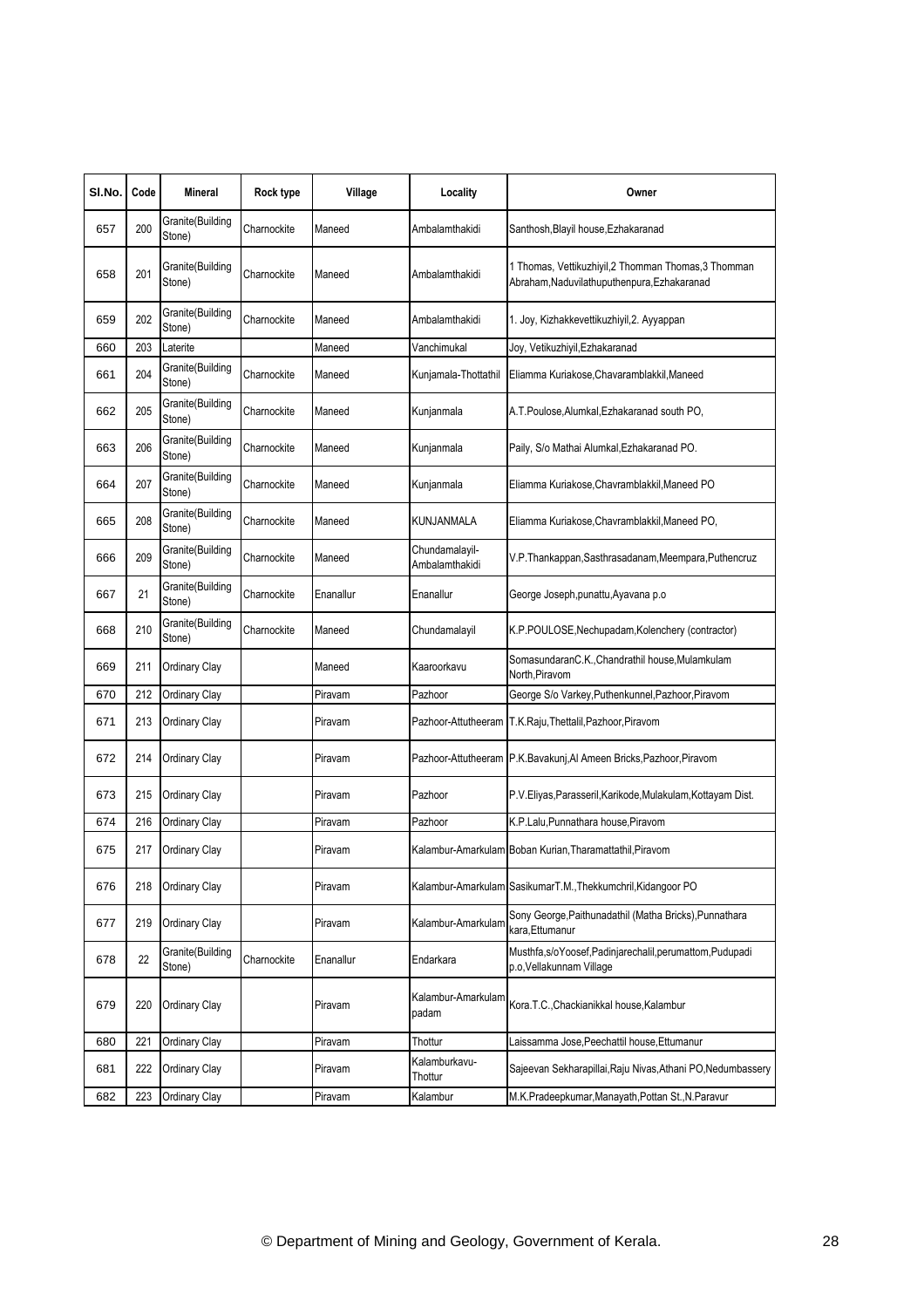| Sl.No. | Code | Mineral | Rock type | Village | Locality | Owner |
|---|---|---|---|---|---|---|
| 657 | 200 | Granite(Building Stone) | Charnockite | Maneed | Ambalamthakidi | Santhosh,Blayil house,Ezhakaranad |
| 658 | 201 | Granite(Building Stone) | Charnockite | Maneed | Ambalamthakidi | 1 Thomas, Vettikuzhiyil,2 Thomman Thomas,3 Thomman Abraham,Naduvilathuputhenpura,Ezhakaranad |
| 659 | 202 | Granite(Building Stone) | Charnockite | Maneed | Ambalamthakidi | 1. Joy, Kizhakkevettikuzhiyil,2. Ayyappan |
| 660 | 203 | Laterite | | Maneed | Vanchimukal | Joy, Vetikuzhiyil,Ezhakaranad |
| 661 | 204 | Granite(Building Stone) | Charnockite | Maneed | Kunjamala-Thottathil | Eliamma Kuriakose,Chavaramblakkil,Maneed |
| 662 | 205 | Granite(Building Stone) | Charnockite | Maneed | Kunjanmala | A.T.Poulose,Alumkal,Ezhakaranad south PO, |
| 663 | 206 | Granite(Building Stone) | Charnockite | Maneed | Kunjanmala | Paily, S/o Mathai Alumkal,Ezhakaranad PO. |
| 664 | 207 | Granite(Building Stone) | Charnockite | Maneed | Kunjanmala | Eliamma Kuriakose,Chavramblakkil,Maneed PO |
| 665 | 208 | Granite(Building Stone) | Charnockite | Maneed | KUNJANMALA | Eliamma Kuriakose,Chavramblakkil,Maneed PO, |
| 666 | 209 | Granite(Building Stone) | Charnockite | Maneed | Chundamalayil-Ambalamthakidi | V.P.Thankappan,Sasthrasadanam,Meempara,Puthencruz |
| 667 | 21 | Granite(Building Stone) | Charnockite | Enanallur | Enanallur | George Joseph,punattu,Ayavana p.o |
| 668 | 210 | Granite(Building Stone) | Charnockite | Maneed | Chundamalayil | K.P.POULOSE,Nechupadam,Kolenchery (contractor) |
| 669 | 211 | Ordinary Clay | | Maneed | Kaaroorkavu | SomasundaranC.K.,Chandrathil house,Mulamkulam North,Piravom |
| 670 | 212 | Ordinary Clay | | Piravam | Pazhoor | George S/o Varkey,Puthenkunnel,Pazhoor,Piravom |
| 671 | 213 | Ordinary Clay | | Piravam | Pazhoor-Attutheeram | T.K.Raju,Thettalil,Pazhoor,Piravom |
| 672 | 214 | Ordinary Clay | | Piravam | Pazhoor-Attutheeram | P.K.Bavakunj,Al Ameen Bricks,Pazhoor,Piravom |
| 673 | 215 | Ordinary Clay | | Piravam | Pazhoor | P.V.Eliyas,Parasseril,Karikode,Mulakulam,Kottayam Dist. |
| 674 | 216 | Ordinary Clay | | Piravam | Pazhoor | K.P.Lalu,Punnathara house,Piravom |
| 675 | 217 | Ordinary Clay | | Piravam | Kalambur-Amarkulam | Boban Kurian,Tharamattathil,Piravom |
| 676 | 218 | Ordinary Clay | | Piravam | Kalambur-Amarkulam | SasikumarT.M.,Thekkumchril,Kidangoor PO |
| 677 | 219 | Ordinary Clay | | Piravam | Kalambur-Amarkulam | Sony George,Paithunadathil (Matha Bricks),Punnathara kara,Ettumanur |
| 678 | 22 | Granite(Building Stone) | Charnockite | Enanallur | Endarkara | Musthfa,s/oYoosef,Padinjarechalil,perumattom,Pudupadi p.o,Vellakunnam Village |
| 679 | 220 | Ordinary Clay | | Piravam | Kalambur-Amarkulam padam | Kora.T.C.,Chackianikkal house,Kalambur |
| 680 | 221 | Ordinary Clay | | Piravam | Thottur | Laissamma Jose,Peechattil house,Ettumanur |
| 681 | 222 | Ordinary Clay | | Piravam | Kalamburkavu-Thottur | Sajeevan Sekharapillai,Raju Nivas,Athani PO,Nedumbassery |
| 682 | 223 | Ordinary Clay | | Piravam | Kalambur | M.K.Pradeepkumar,Manayath,Pottan St.,N.Paravur |

© Department of Mining and Geology, Government of Kerala.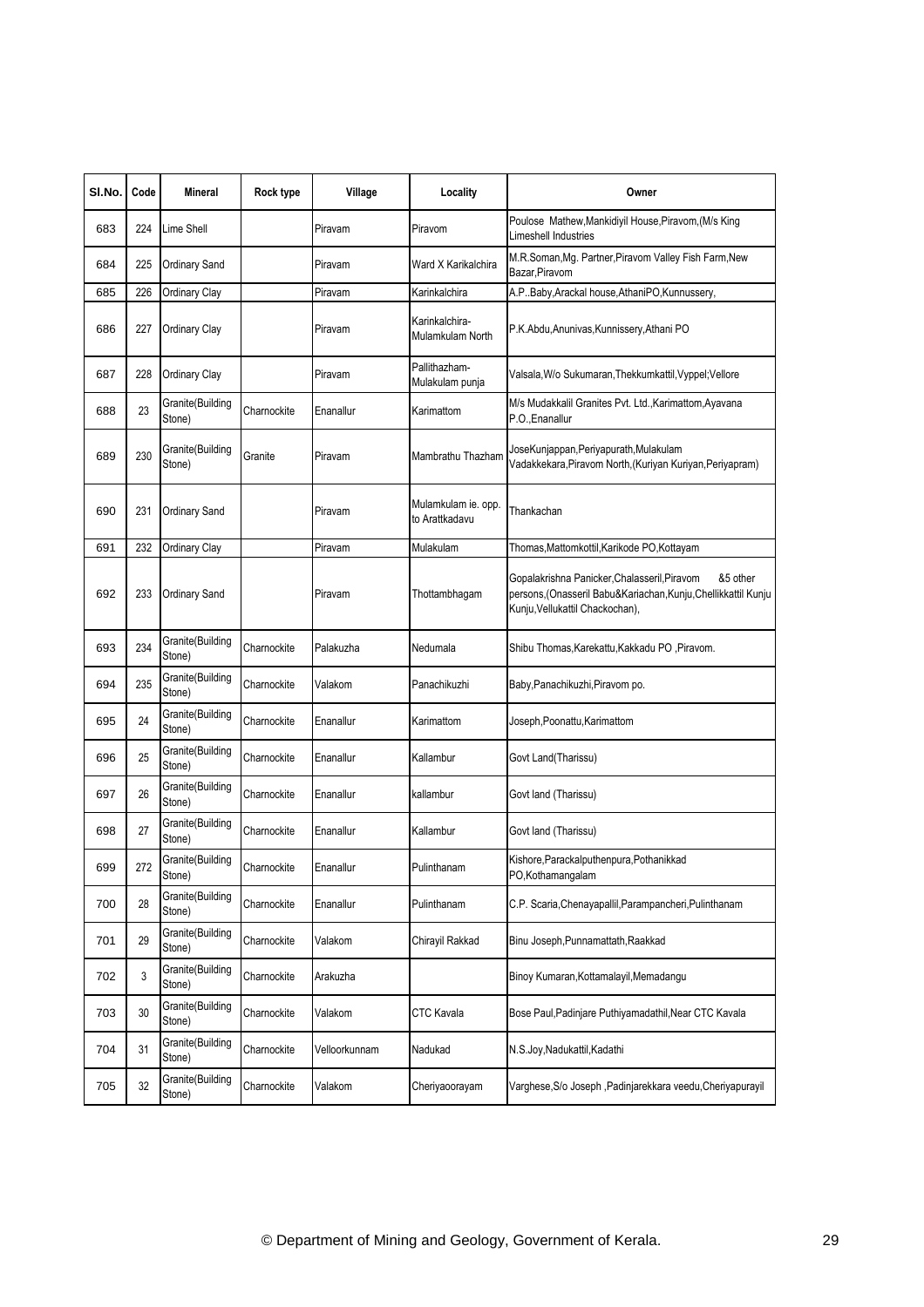| Sl.No. | Code | Mineral | Rock type | Village | Locality | Owner |
|---|---|---|---|---|---|---|
| 683 | 224 | Lime Shell | | Piravam | Piravom | Poulose Mathew,Mankidiyil House,Piravom,(M/s King Limeshell Industries |
| 684 | 225 | Ordinary Sand | | Piravam | Ward X Karikalchira | M.R.Soman,Mg. Partner,Piravom Valley Fish Farm,New Bazar,Piravom |
| 685 | 226 | Ordinary Clay | | Piravam | Karinkalchira | A.P..Baby,Arackal house,AthaniPO,Kunnussery, |
| 686 | 227 | Ordinary Clay | | Piravam | Karinkalchira-Mulamkulam North | P.K.Abdu,Anunivas,Kunnissery,Athani PO |
| 687 | 228 | Ordinary Clay | | Piravam | Pallithazham-Mulakulam punja | Valsala,W/o Sukumaran,Thekkumkattil,Vyppel;Vellore |
| 688 | 23 | Granite(Building Stone) | Charnockite | Enanallur | Karimattom | M/s Mudakkalil Granites Pvt. Ltd.,Karimattom,Ayavana P.O.,Enanallur |
| 689 | 230 | Granite(Building Stone) | Granite | Piravam | Mambrathu Thazham | JoseKunjappan,Periyapurath,Mulakulam Vadakkekara,Piravom North,(Kuriyan Kuriyan,Periyapram) |
| 690 | 231 | Ordinary Sand | | Piravam | Mulamkulam ie. opp. to Arattkadavu | Thankachan |
| 691 | 232 | Ordinary Clay | | Piravam | Mulakulam | Thomas,Mattomkottil,Karikode PO,Kottayam |
| 692 | 233 | Ordinary Sand | | Piravam | Thottambhagam | Gopalakrishna Panicker,Chalasseril,Piravom &5 other persons,(Onasseril Babu&Kariachan,Kunju,Chellikkattil Kunju Kunju,Vellukattil Chackochan), |
| 693 | 234 | Granite(Building Stone) | Charnockite | Palakuzha | Nedumala | Shibu Thomas,Karekattu,Kakkadu PO ,Piravom. |
| 694 | 235 | Granite(Building Stone) | Charnockite | Valakom | Panachikuzhi | Baby,Panachikuzhi,Piravom po. |
| 695 | 24 | Granite(Building Stone) | Charnockite | Enanallur | Karimattom | Joseph,Poonattu,Karimattom |
| 696 | 25 | Granite(Building Stone) | Charnockite | Enanallur | Kallambur | Govt Land(Tharissu) |
| 697 | 26 | Granite(Building Stone) | Charnockite | Enanallur | kallambur | Govt land (Tharissu) |
| 698 | 27 | Granite(Building Stone) | Charnockite | Enanallur | Kallambur | Govt land (Tharissu) |
| 699 | 272 | Granite(Building Stone) | Charnockite | Enanallur | Pulinthanam | Kishore,Parackalputhenpura,Pothanikkad PO,Kothamangalam |
| 700 | 28 | Granite(Building Stone) | Charnockite | Enanallur | Pulinthanam | C.P. Scaria,Chenayapallil,Parampancheri,Pulinthanam |
| 701 | 29 | Granite(Building Stone) | Charnockite | Valakom | Chirayil Rakkad | Binu Joseph,Punnamattath,Raakkad |
| 702 | 3 | Granite(Building Stone) | Charnockite | Arakuzha | | Binoy Kumaran,Kottamalayil,Memadangu |
| 703 | 30 | Granite(Building Stone) | Charnockite | Valakom | CTC Kavala | Bose Paul,Padinjare Puthiyamadathil,Near CTC Kavala |
| 704 | 31 | Granite(Building Stone) | Charnockite | Velloorkunnam | Nadukad | N.S.Joy,Nadukattil,Kadathi |
| 705 | 32 | Granite(Building Stone) | Charnockite | Valakom | Cheriyaoorayam | Varghese,S/o Joseph ,Padinjarekkara veedu,Cheriyapurayil |

© Department of Mining and Geology, Government of Kerala.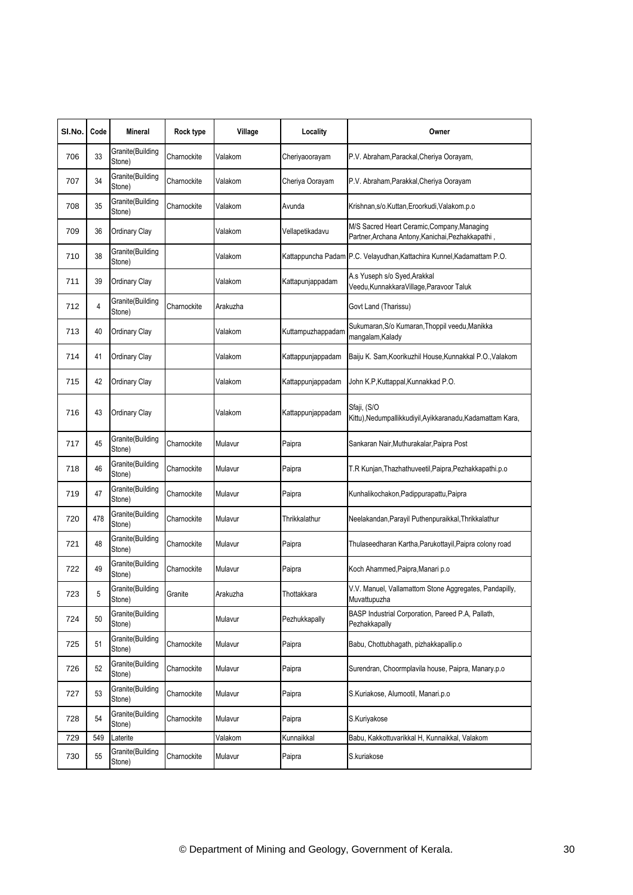| Sl.No. | Code | Mineral | Rock type | Village | Locality | Owner |
|---|---|---|---|---|---|---|
| 706 | 33 | Granite(Building Stone) | Charnockite | Valakom | Cheriyaoorayam | P.V. Abraham,Parackal,Cheriya Oorayam, |
| 707 | 34 | Granite(Building Stone) | Charnockite | Valakom | Cheriya Oorayam | P.V. Abraham,Parakkal,Cheriya Oorayam |
| 708 | 35 | Granite(Building Stone) | Charnockite | Valakom | Avunda | Krishnan,s/o.Kuttan,Eroorkudi,Valakom.p.o |
| 709 | 36 | Ordinary Clay | | Valakom | Vellapetikadavu | M/S Sacred Heart Ceramic,Company,Managing Partner,Archana Antony,Kanichai,Pezhakkapathi , |
| 710 | 38 | Granite(Building Stone) | | Valakom | Kattappuncha Padam | P.C. Velayudhan,Kattachira Kunnel,Kadamattam P.O. |
| 711 | 39 | Ordinary Clay | | Valakom | Kattapunjappadam | A.s Yuseph s/o Syed,Arakkal Veedu,KunnakkaraVillage,Paravoor Taluk |
| 712 | 4 | Granite(Building Stone) | Charnockite | Arakuzha | | Govt Land (Tharissu) |
| 713 | 40 | Ordinary Clay | | Valakom | Kuttampuzhappadam | Sukumaran,S/o Kumaran,Thoppil veedu,Manikka mangalam,Kalady |
| 714 | 41 | Ordinary Clay | | Valakom | Kattappunjappadam | Baiju K. Sam,Koorikuzhil House,Kunnakkal P.O.,Valakom |
| 715 | 42 | Ordinary Clay | | Valakom | Kattappunjappadam | John K.P,Kuttappal,Kunnakkad P.O. |
| 716 | 43 | Ordinary Clay | | Valakom | Kattappunjappadam | Sfaji, (S/O Kittu),Nedumpallikkudiyil,Ayikkaranadu,Kadamattam Kara, |
| 717 | 45 | Granite(Building Stone) | Charnockite | Mulavur | Paipra | Sankaran Nair,Muthurakalar,Paipra Post |
| 718 | 46 | Granite(Building Stone) | Charnockite | Mulavur | Paipra | T.R Kunjan,Thazhathuveetil,Paipra,Pezhakkapathi.p.o |
| 719 | 47 | Granite(Building Stone) | Charnockite | Mulavur | Paipra | Kunhalikochakon,Padippurapattu,Paipra |
| 720 | 478 | Granite(Building Stone) | Charnockite | Mulavur | Thrikkalathur | Neelakandan,Parayil Puthenpuraikkal,Thrikkalathur |
| 721 | 48 | Granite(Building Stone) | Charnockite | Mulavur | Paipra | Thulaseedharan Kartha,Parukottayil,Paipra colony road |
| 722 | 49 | Granite(Building Stone) | Charnockite | Mulavur | Paipra | Koch Ahammed,Paipra,Manari p.o |
| 723 | 5 | Granite(Building Stone) | Granite | Arakuzha | Thottakkara | V.V. Manuel, Vallamattom Stone Aggregates, Pandapilly, Muvattupuzha |
| 724 | 50 | Granite(Building Stone) | | Mulavur | Pezhukkapally | BASP Industrial Corporation, Pareed P.A, Pallath, Pezhakkapally |
| 725 | 51 | Granite(Building Stone) | Charnockite | Mulavur | Paipra | Babu, Chottubhagath, pizhakkapallip.o |
| 726 | 52 | Granite(Building Stone) | Charnockite | Mulavur | Paipra | Surendran, Choormplavila house, Paipra, Manary.p.o |
| 727 | 53 | Granite(Building Stone) | Charnockite | Mulavur | Paipra | S.Kuriakose, Alumootil, Manari.p.o |
| 728 | 54 | Granite(Building Stone) | Charnockite | Mulavur | Paipra | S.Kuriyakose |
| 729 | 549 | Laterite | | Valakom | Kunnaikkal | Babu, Kakkottuvarikkal H, Kunnaikkal, Valakom |
| 730 | 55 | Granite(Building Stone) | Charnockite | Mulavur | Paipra | S.kuriakose |

© Department of Mining and Geology, Government of Kerala.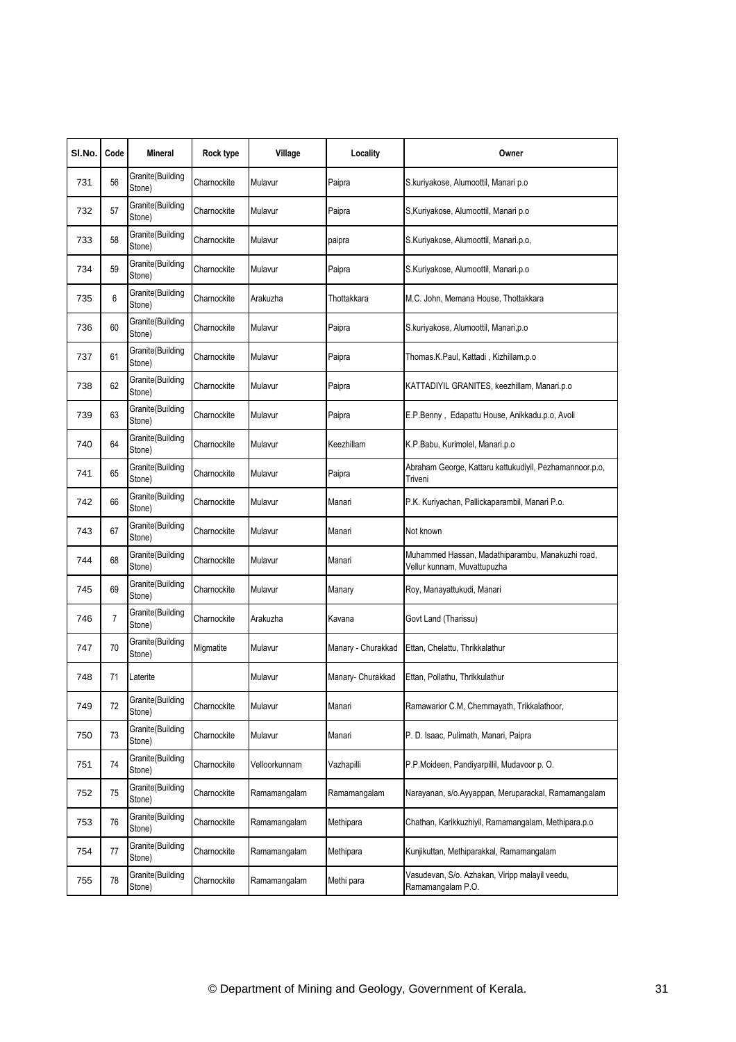| Sl.No. | Code | Mineral | Rock type | Village | Locality | Owner |
|---|---|---|---|---|---|---|
| 731 | 56 | Granite(Building Stone) | Charnockite | Mulavur | Paipra | S.kuriyakose, Alumoottil, Manari p.o |
| 732 | 57 | Granite(Building Stone) | Charnockite | Mulavur | Paipra | S,Kuriyakose, Alumoottil, Manari p.o |
| 733 | 58 | Granite(Building Stone) | Charnockite | Mulavur | paipra | S.Kuriyakose, Alumoottil, Manari.p.o, |
| 734 | 59 | Granite(Building Stone) | Charnockite | Mulavur | Paipra | S.Kuriyakose, Alumoottil, Manari.p.o |
| 735 | 6 | Granite(Building Stone) | Charnockite | Arakuzha | Thottakkara | M.C. John, Memana House, Thottakkara |
| 736 | 60 | Granite(Building Stone) | Charnockite | Mulavur | Paipra | S.kuriyakose, Alumoottil, Manari,p.o |
| 737 | 61 | Granite(Building Stone) | Charnockite | Mulavur | Paipra | Thomas.K.Paul, Kattadi , Kizhillam.p.o |
| 738 | 62 | Granite(Building Stone) | Charnockite | Mulavur | Paipra | KATTADIYIL GRANITES, keezhillam, Manari.p.o |
| 739 | 63 | Granite(Building Stone) | Charnockite | Mulavur | Paipra | E.P.Benny , Edapattu House, Anikkadu.p.o, Avoli |
| 740 | 64 | Granite(Building Stone) | Charnockite | Mulavur | Keezhillam | K.P.Babu, Kurimolel, Manari.p.o |
| 741 | 65 | Granite(Building Stone) | Charnockite | Mulavur | Paipra | Abraham George, Kattaru kattukudiyil, Pezhamannoor.p.o, Triveni |
| 742 | 66 | Granite(Building Stone) | Charnockite | Mulavur | Manari | P.K. Kuriyachan, Pallickaparambil, Manari P.o. |
| 743 | 67 | Granite(Building Stone) | Charnockite | Mulavur | Manari | Not known |
| 744 | 68 | Granite(Building Stone) | Charnockite | Mulavur | Manari | Muhammed Hassan, Madathiparambu, Manakuzhi road, Vellur kunnam, Muvattupuzha |
| 745 | 69 | Granite(Building Stone) | Charnockite | Mulavur | Manary | Roy, Manayattukudi, Manari |
| 746 | 7 | Granite(Building Stone) | Charnockite | Arakuzha | Kavana | Govt Land (Tharissu) |
| 747 | 70 | Granite(Building Stone) | Migmatite | Mulavur | Manary - Churakkad | Ettan, Chelattu, Thrikkalathur |
| 748 | 71 | Laterite | | Mulavur | Manary- Churakkad | Ettan, Pollathu, Thrikkulathur |
| 749 | 72 | Granite(Building Stone) | Charnockite | Mulavur | Manari | Ramawarior C.M, Chemmayath, Trikkalathoor, |
| 750 | 73 | Granite(Building Stone) | Charnockite | Mulavur | Manari | P. D. Isaac, Pulimath, Manari, Paipra |
| 751 | 74 | Granite(Building Stone) | Charnockite | Velloorkunnam | Vazhapilli | P.P.Moideen, Pandiyarpillil, Mudavoor p. O. |
| 752 | 75 | Granite(Building Stone) | Charnockite | Ramamangalam | Ramamangalam | Narayanan, s/o.Ayyappan, Meruparackal, Ramamangalam |
| 753 | 76 | Granite(Building Stone) | Charnockite | Ramamangalam | Methipara | Chathan, Karikkuzhiyil, Ramamangalam, Methipara.p.o |
| 754 | 77 | Granite(Building Stone) | Charnockite | Ramamangalam | Methipara | Kunjikuttan, Methiparakkal, Ramamangalam |
| 755 | 78 | Granite(Building Stone) | Charnockite | Ramamangalam | Methi para | Vasudevan, S/o. Azhakan, Viripp malayil veedu, Ramamangalam P.O. |

© Department of Mining and Geology, Government of Kerala.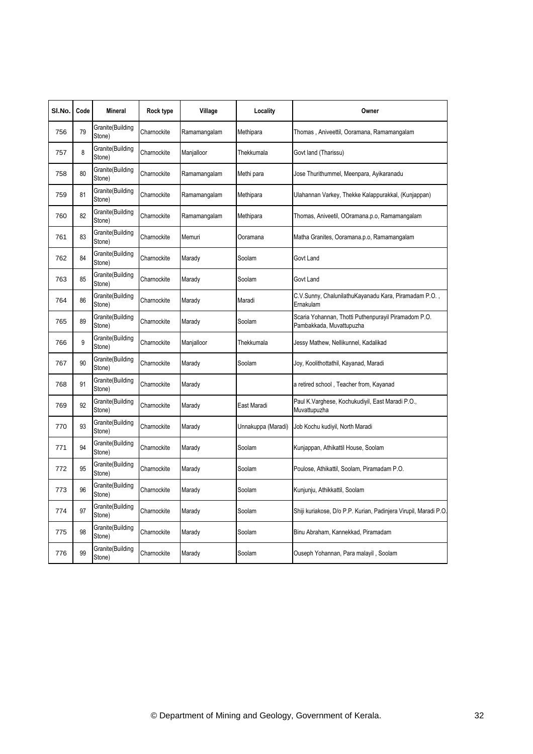| Sl.No. | Code | Mineral | Rock type | Village | Locality | Owner |
|---|---|---|---|---|---|---|
| 756 | 79 | Granite(Building Stone) | Charnockite | Ramamangalam | Methipara | Thomas , Aniveettil, Ooramana, Ramamangalam |
| 757 | 8 | Granite(Building Stone) | Charnockite | Manjalloor | Thekkumala | Govt land (Tharissu) |
| 758 | 80 | Granite(Building Stone) | Charnockite | Ramamangalam | Methi para | Jose Thurithummel, Meenpara, Ayikaranadu |
| 759 | 81 | Granite(Building Stone) | Charnockite | Ramamangalam | Methipara | Ulahannan Varkey, Thekke Kalappurakkal, (Kunjappan) |
| 760 | 82 | Granite(Building Stone) | Charnockite | Ramamangalam | Methipara | Thomas, Aniveetil, OOramana.p.o, Ramamangalam |
| 761 | 83 | Granite(Building Stone) | Charnockite | Memuri | Ooramana | Matha Granites, Ooramana.p.o, Ramamangalam |
| 762 | 84 | Granite(Building Stone) | Charnockite | Marady | Soolam | Govt Land |
| 763 | 85 | Granite(Building Stone) | Charnockite | Marady | Soolam | Govt Land |
| 764 | 86 | Granite(Building Stone) | Charnockite | Marady | Maradi | C.V.Sunny, ChalunilathuKayanadu Kara, Piramadam P.O. , Ernakulam |
| 765 | 89 | Granite(Building Stone) | Charnockite | Marady | Soolam | Scaria Yohannan, Thotti Puthenpurayil Piramadom P.O. Pambakkada, Muvattupuzha |
| 766 | 9 | Granite(Building Stone) | Charnockite | Manjalloor | Thekkumala | Jessy Mathew, Nellikunnel, Kadalikad |
| 767 | 90 | Granite(Building Stone) | Charnockite | Marady | Soolam | Joy, Koolithottathil, Kayanad, Maradi |
| 768 | 91 | Granite(Building Stone) | Charnockite | Marady | | a retired school , Teacher from, Kayanad |
| 769 | 92 | Granite(Building Stone) | Charnockite | Marady | East Maradi | Paul K.Varghese, Kochukudiyil, East Maradi P.O., Muvattupuzha |
| 770 | 93 | Granite(Building Stone) | Charnockite | Marady | Unnakuppa (Maradi) | Job Kochu kudiyil, North Maradi |
| 771 | 94 | Granite(Building Stone) | Charnockite | Marady | Soolam | Kunjappan, Athikattil House, Soolam |
| 772 | 95 | Granite(Building Stone) | Charnockite | Marady | Soolam | Poulose, Athikattil, Soolam, Piramadam P.O. |
| 773 | 96 | Granite(Building Stone) | Charnockite | Marady | Soolam | Kunjunju, Athikkattil, Soolam |
| 774 | 97 | Granite(Building Stone) | Charnockite | Marady | Soolam | Shiji kuriakose, D/o P.P. Kurian, Padinjera Virupil, Maradi P.O. |
| 775 | 98 | Granite(Building Stone) | Charnockite | Marady | Soolam | Binu Abraham, Kannekkad, Piramadam |
| 776 | 99 | Granite(Building Stone) | Charnockite | Marady | Soolam | Ouseph Yohannan, Para malayil , Soolam |

© Department of Mining and Geology, Government of Kerala.